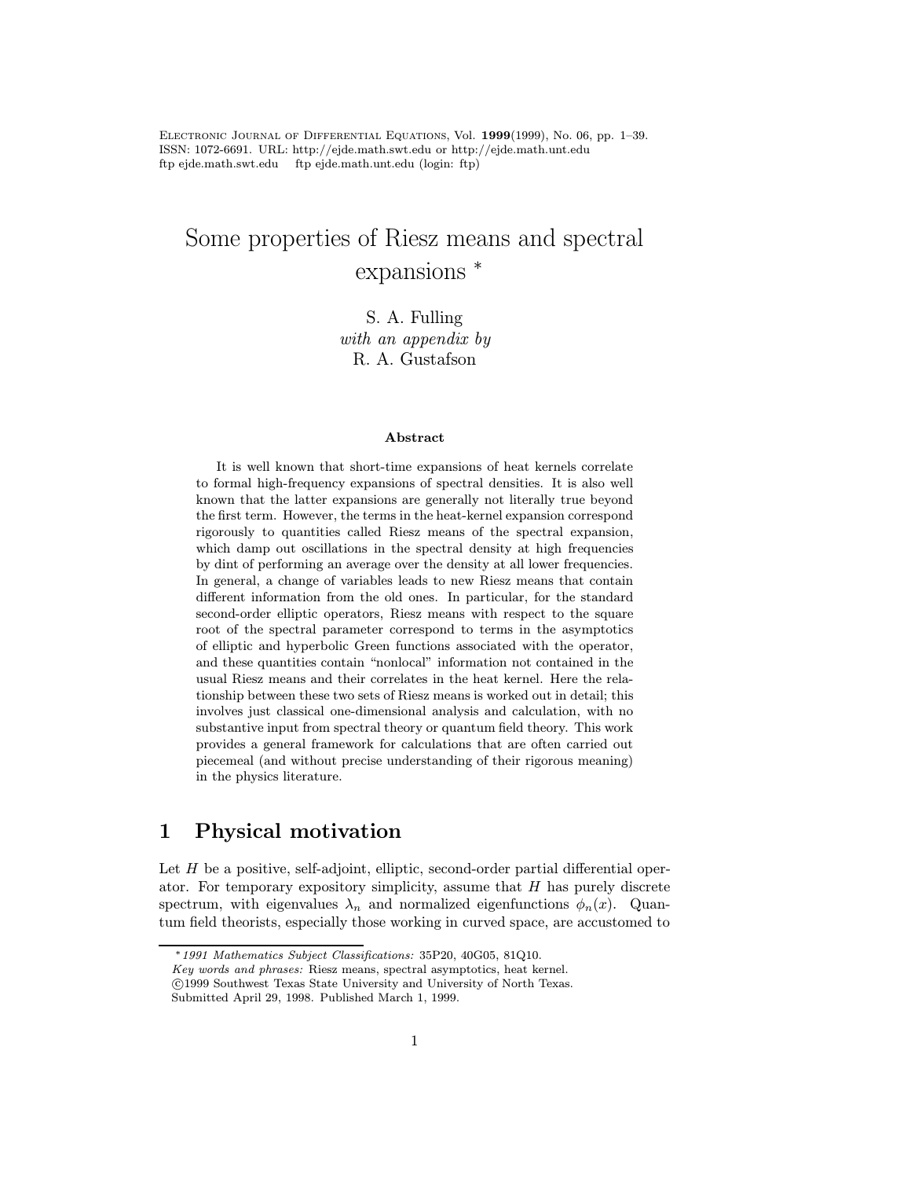# Some properties of Riesz means and spectral expansions *

S. A. Fulling
*with an appendix by*
R. A. Gustafson

**Abstract**

It is well known that short-time expansions of heat kernels correlate to formal high-frequency expansions of spectral densities. It is also well known that the latter expansions are generally not literally true beyond the first term. However, the terms in the heat-kernel expansion correspond rigorously to quantities called Riesz means of the spectral expansion, which damp out oscillations in the spectral density at high frequencies by dint of performing an average over the density at all lower frequencies. In general, a change of variables leads to new Riesz means that contain different information from the old ones. In particular, for the standard second-order elliptic operators, Riesz means with respect to the square root of the spectral parameter correspond to terms in the asymptotics of elliptic and hyperbolic Green functions associated with the operator, and these quantities contain "nonlocal" information not contained in the usual Riesz means and their correlates in the heat kernel. Here the relationship between these two sets of Riesz means is worked out in detail; this involves just classical one-dimensional analysis and calculation, with no substantive input from spectral theory or quantum field theory. This work provides a general framework for calculations that are often carried out piecemeal (and without precise understanding of their rigorous meaning) in the physics literature.

## 1 Physical motivation

Let $H$ be a positive, self-adjoint, elliptic, second-order partial differential operator. For temporary expository simplicity, assume that $H$ has purely discrete spectrum, with eigenvalues $\lambda_n$ and normalized eigenfunctions $\phi_n(x)$. Quantum field theorists, especially those working in curved space, are accustomed to

---

* *1991 Mathematics Subject Classifications:* 35P20, 40G05, 81Q10.
*Key words and phrases:* Riesz means, spectral asymptotics, heat kernel.
©1999 Southwest Texas State University and University of North Texas.
Submitted April 29, 1998. Published March 1, 1999.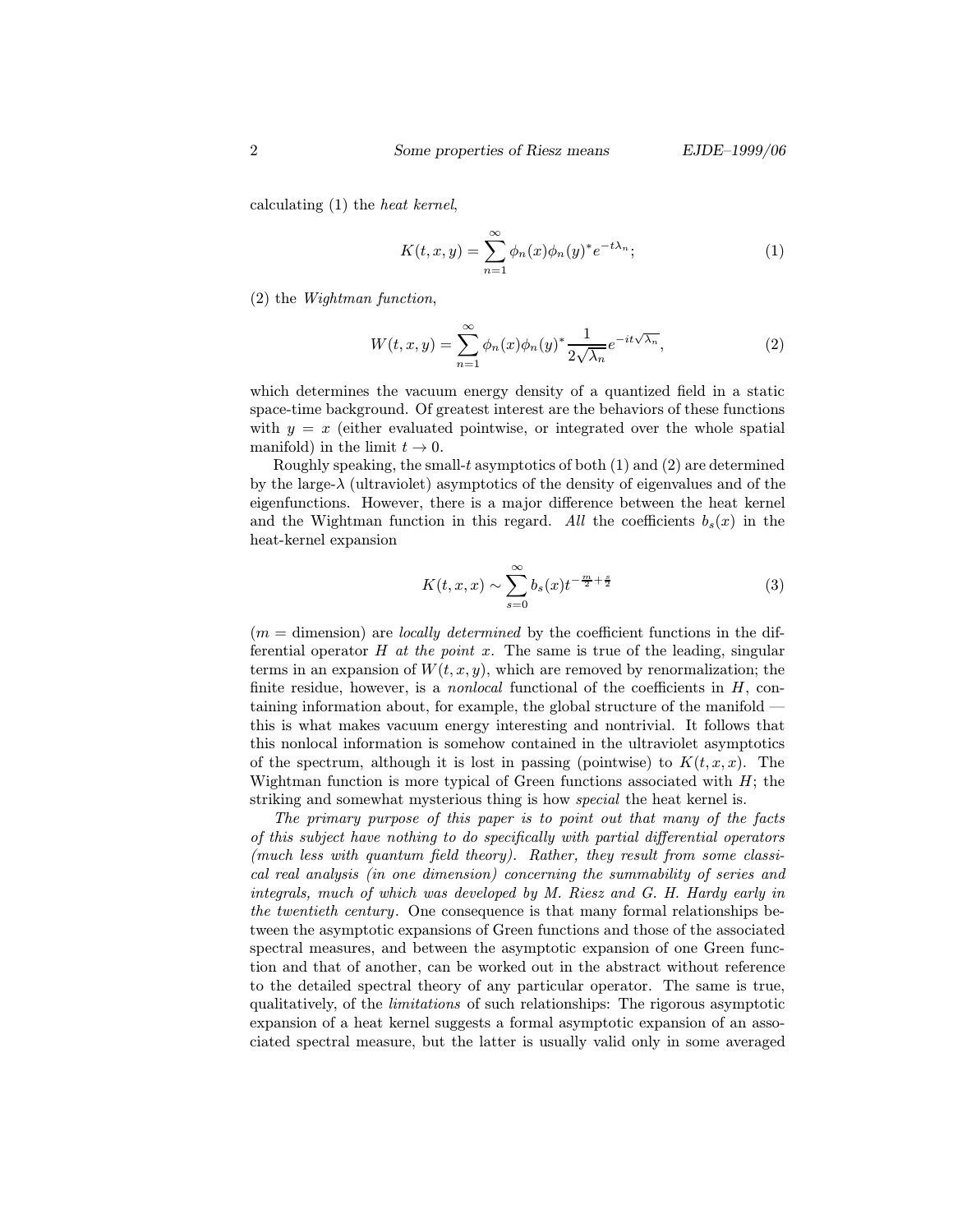calculating (1) the *heat kernel*,

$$K(t,x,y) = \sum_{n=1}^{\infty} \phi_n(x)\phi_n(y)^* e^{-t\lambda_n}; \tag{1}$$

(2) the *Wightman function*,

$$W(t,x,y) = \sum_{n=1}^{\infty} \phi_n(x)\phi_n(y)^* \frac{1}{2\sqrt{\lambda_n}} e^{-it\sqrt{\lambda_n}}, \tag{2}$$

which determines the vacuum energy density of a quantized field in a static space-time background. Of greatest interest are the behaviors of these functions with $y = x$ (either evaluated pointwise, or integrated over the whole spatial manifold) in the limit $t \to 0$.

Roughly speaking, the small-$t$ asymptotics of both (1) and (2) are determined by the large-$\lambda$ (ultraviolet) asymptotics of the density of eigenvalues and of the eigenfunctions. However, there is a major difference between the heat kernel and the Wightman function in this regard. *All* the coefficients $b_s(x)$ in the heat-kernel expansion

$$K(t,x,x) \sim \sum_{s=0}^{\infty} b_s(x) t^{-\frac{m}{2}+\frac{s}{2}} \tag{3}$$

($m$ = dimension) are *locally determined* by the coefficient functions in the differential operator $H$ *at the point* $x$. The same is true of the leading, singular terms in an expansion of $W(t,x,y)$, which are removed by renormalization; the finite residue, however, is a *nonlocal* functional of the coefficients in $H$, containing information about, for example, the global structure of the manifold — this is what makes vacuum energy interesting and nontrivial. It follows that this nonlocal information is somehow contained in the ultraviolet asymptotics of the spectrum, although it is lost in passing (pointwise) to $K(t,x,x)$. The Wightman function is more typical of Green functions associated with $H$; the striking and somewhat mysterious thing is how *special* the heat kernel is.

*The primary purpose of this paper is to point out that many of the facts of this subject have nothing to do specifically with partial differential operators (much less with quantum field theory). Rather, they result from some classical real analysis (in one dimension) concerning the summability of series and integrals, much of which was developed by M. Riesz and G. H. Hardy early in the twentieth century.* One consequence is that many formal relationships between the asymptotic expansions of Green functions and those of the associated spectral measures, and between the asymptotic expansion of one Green function and that of another, can be worked out in the abstract without reference to the detailed spectral theory of any particular operator. The same is true, qualitatively, of the *limitations* of such relationships: The rigorous asymptotic expansion of a heat kernel suggests a formal asymptotic expansion of an associated spectral measure, but the latter is usually valid only in some averaged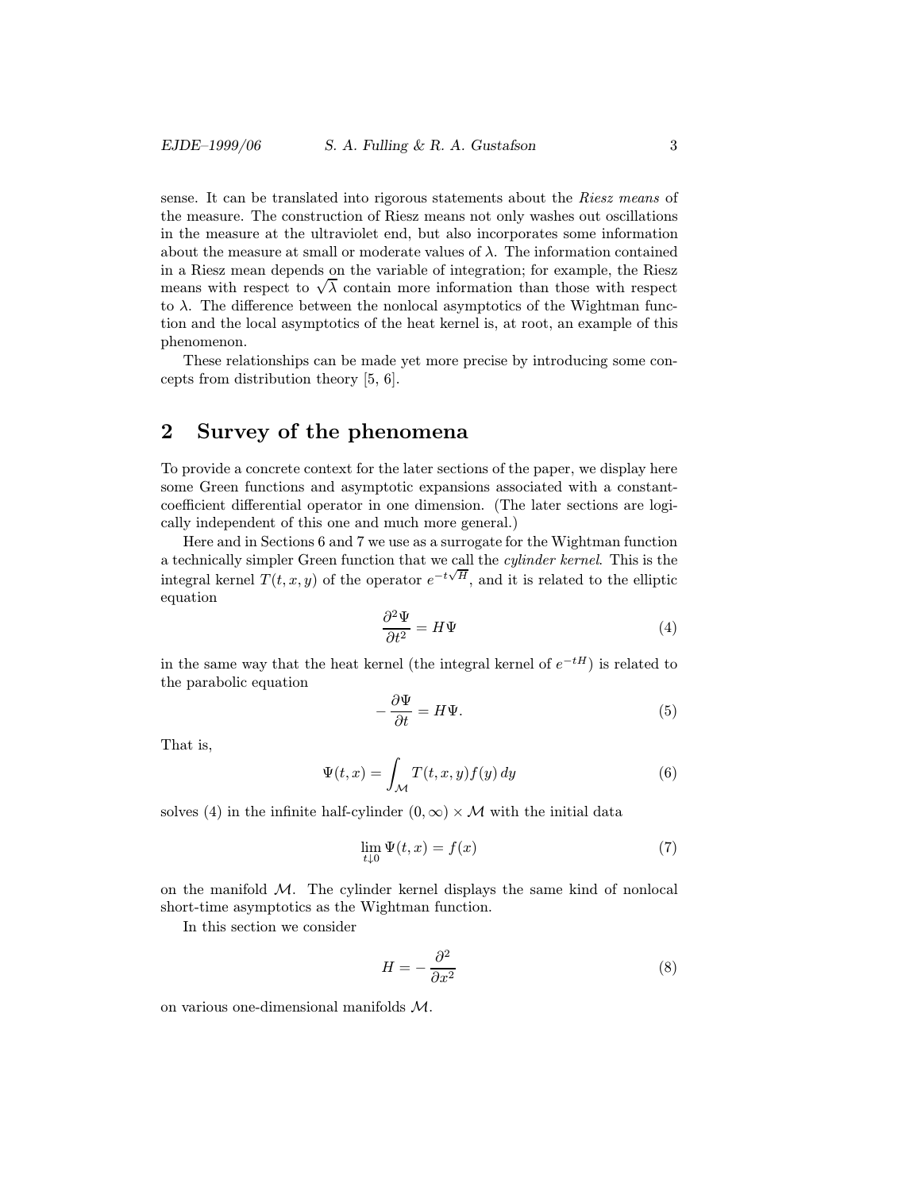sense. It can be translated into rigorous statements about the *Riesz means* of the measure. The construction of Riesz means not only washes out oscillations in the measure at the ultraviolet end, but also incorporates some information about the measure at small or moderate values of $\lambda$. The information contained in a Riesz mean depends on the variable of integration; for example, the Riesz means with respect to $\sqrt{\lambda}$ contain more information than those with respect to $\lambda$. The difference between the nonlocal asymptotics of the Wightman function and the local asymptotics of the heat kernel is, at root, an example of this phenomenon.

These relationships can be made yet more precise by introducing some concepts from distribution theory [5, 6].

## 2 Survey of the phenomena

To provide a concrete context for the later sections of the paper, we display here some Green functions and asymptotic expansions associated with a constant-coefficient differential operator in one dimension. (The later sections are logically independent of this one and much more general.)

Here and in Sections 6 and 7 we use as a surrogate for the Wightman function a technically simpler Green function that we call the *cylinder kernel*. This is the integral kernel $T(t, x, y)$ of the operator $e^{-t\sqrt{H}}$, and it is related to the elliptic equation

$$\frac{\partial^2 \Psi}{\partial t^2} = H\Psi \tag{4}$$

in the same way that the heat kernel (the integral kernel of $e^{-tH}$) is related to the parabolic equation

$$-\frac{\partial \Psi}{\partial t} = H\Psi. \tag{5}$$

That is,

$$\Psi(t, x) = \int_{\mathcal{M}} T(t, x, y) f(y)\, dy \tag{6}$$

solves (4) in the infinite half-cylinder $(0, \infty) \times \mathcal{M}$ with the initial data

$$\lim_{t \downarrow 0} \Psi(t, x) = f(x) \tag{7}$$

on the manifold $\mathcal{M}$. The cylinder kernel displays the same kind of nonlocal short-time asymptotics as the Wightman function.

In this section we consider

$$H = -\frac{\partial^2}{\partial x^2} \tag{8}$$

on various one-dimensional manifolds $\mathcal{M}$.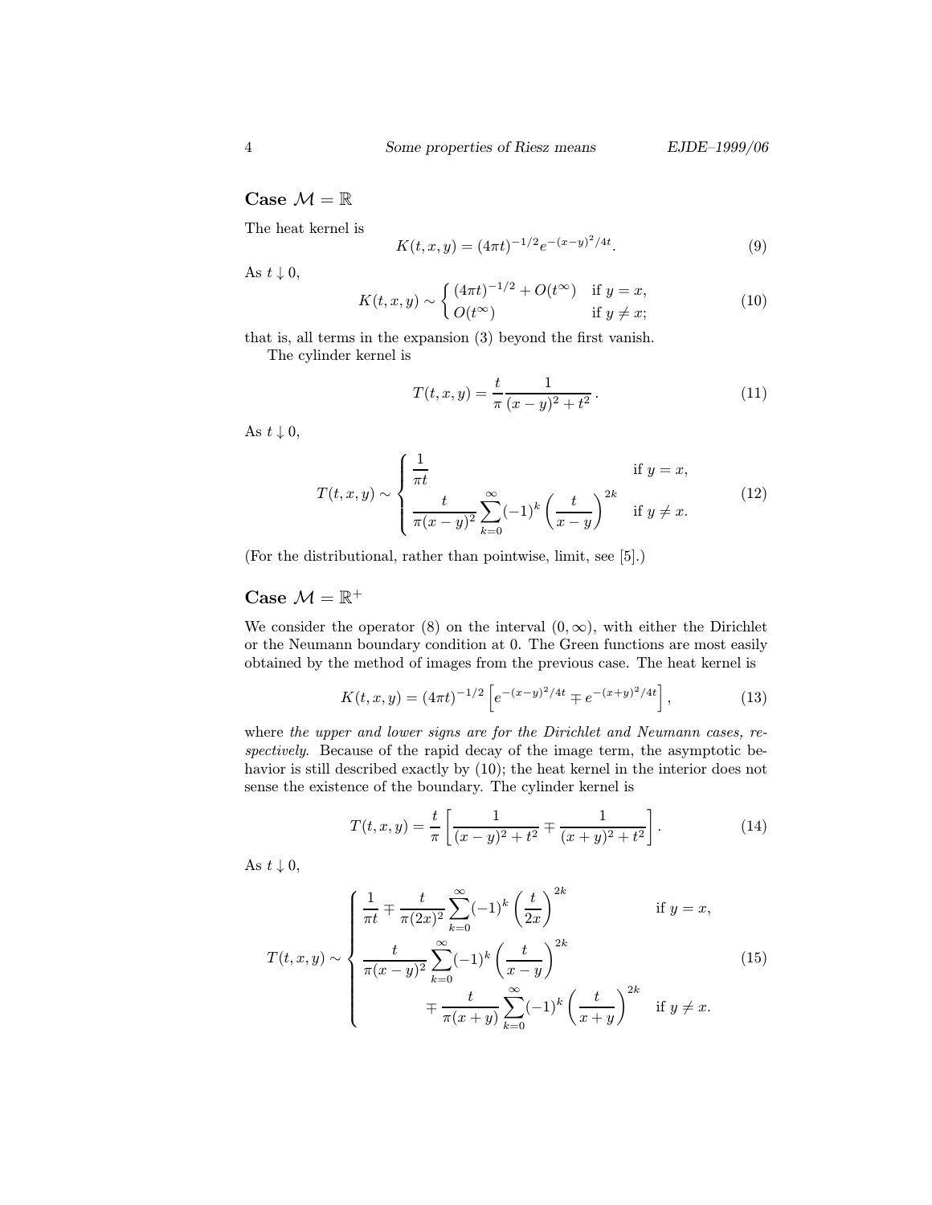## Case $\mathcal{M} = \mathbb{R}$

The heat kernel is

$$K(t,x,y) = (4\pi t)^{-1/2} e^{-(x-y)^2/4t}. \tag{9}$$

As $t \downarrow 0$,

$$K(t,x,y) \sim \begin{cases} (4\pi t)^{-1/2} + O(t^\infty) & \text{if } y = x, \\ O(t^\infty) & \text{if } y \neq x; \end{cases} \tag{10}$$

that is, all terms in the expansion (3) beyond the first vanish.

The cylinder kernel is

$$T(t,x,y) = \frac{t}{\pi} \frac{1}{(x-y)^2 + t^2}. \tag{11}$$

As $t \downarrow 0$,

$$T(t,x,y) \sim \begin{cases} \dfrac{1}{\pi t} & \text{if } y = x, \\ \dfrac{t}{\pi (x-y)^2} \displaystyle\sum_{k=0}^\infty (-1)^k \left(\frac{t}{x-y}\right)^{2k} & \text{if } y \neq x. \end{cases} \tag{12}$$

(For the distributional, rather than pointwise, limit, see [5].)

## Case $\mathcal{M} = \mathbb{R}^+$

We consider the operator (8) on the interval $(0, \infty)$, with either the Dirichlet or the Neumann boundary condition at 0. The Green functions are most easily obtained by the method of images from the previous case. The heat kernel is

$$K(t,x,y) = (4\pi t)^{-1/2} \left[ e^{-(x-y)^2/4t} \mp e^{-(x+y)^2/4t} \right], \tag{13}$$

where *the upper and lower signs are for the Dirichlet and Neumann cases, respectively.* Because of the rapid decay of the image term, the asymptotic behavior is still described exactly by (10); the heat kernel in the interior does not sense the existence of the boundary. The cylinder kernel is

$$T(t,x,y) = \frac{t}{\pi} \left[ \frac{1}{(x-y)^2 + t^2} \mp \frac{1}{(x+y)^2 + t^2} \right]. \tag{14}$$

As $t \downarrow 0$,

$$T(t,x,y) \sim \begin{cases} \dfrac{1}{\pi t} \mp \dfrac{t}{\pi (2x)^2} \displaystyle\sum_{k=0}^\infty (-1)^k \left(\frac{t}{2x}\right)^{2k} & \text{if } y = x, \\ \dfrac{t}{\pi (x-y)^2} \displaystyle\sum_{k=0}^\infty (-1)^k \left(\frac{t}{x-y}\right)^{2k} & \\ \qquad \mp \dfrac{t}{\pi (x+y)} \displaystyle\sum_{k=0}^\infty (-1)^k \left(\frac{t}{x+y}\right)^{2k} & \text{if } y \neq x. \end{cases} \tag{15}$$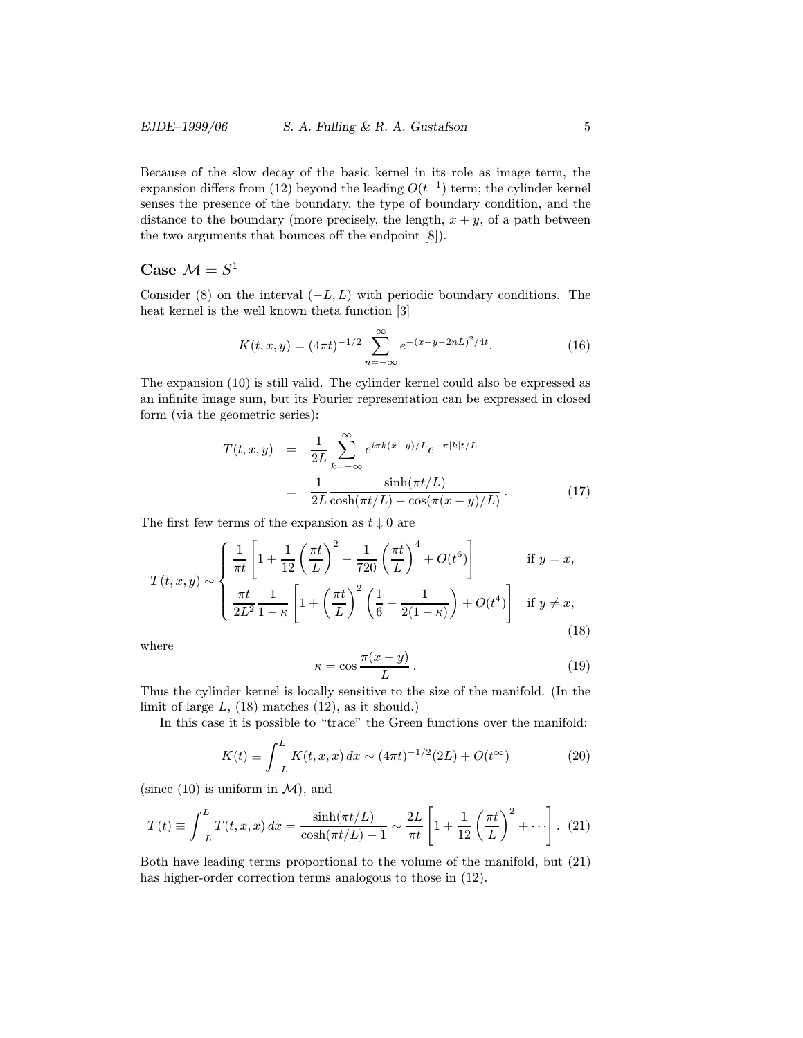Because of the slow decay of the basic kernel in its role as image term, the expansion differs from (12) beyond the leading $O(t^{-1})$ term; the cylinder kernel senses the presence of the boundary, the type of boundary condition, and the distance to the boundary (more precisely, the length, $x+y$, of a path between the two arguments that bounces off the endpoint [8]).

## Case $\mathcal{M} = S^1$

Consider (8) on the interval $(-L, L)$ with periodic boundary conditions. The heat kernel is the well known theta function [3]

$$K(t,x,y) = (4\pi t)^{-1/2} \sum_{n=-\infty}^{\infty} e^{-(x-y-2nL)^2/4t}. \tag{16}$$

The expansion (10) is still valid. The cylinder kernel could also be expressed as an infinite image sum, but its Fourier representation can be expressed in closed form (via the geometric series):

$$\begin{aligned} T(t,x,y) &= \frac{1}{2L} \sum_{k=-\infty}^{\infty} e^{i\pi k(x-y)/L} e^{-\pi|k|t/L} \\ &= \frac{1}{2L} \frac{\sinh(\pi t/L)}{\cosh(\pi t/L) - \cos(\pi(x-y)/L)}\,. \end{aligned} \tag{17}$$

The first few terms of the expansion as $t \downarrow 0$ are

$$T(t,x,y) \sim \begin{cases} \dfrac{1}{\pi t}\left[1 + \dfrac{1}{12}\left(\dfrac{\pi t}{L}\right)^2 - \dfrac{1}{720}\left(\dfrac{\pi t}{L}\right)^4 + O(t^6)\right] & \text{if } y = x, \\ \dfrac{\pi t}{2L^2} \dfrac{1}{1-\kappa}\left[1 + \left(\dfrac{\pi t}{L}\right)^2 \left(\dfrac{1}{6} - \dfrac{1}{2(1-\kappa)}\right) + O(t^4)\right] & \text{if } y \neq x, \end{cases} \tag{18}$$

where

$$\kappa = \cos\frac{\pi(x-y)}{L}\,. \tag{19}$$

Thus the cylinder kernel is locally sensitive to the size of the manifold. (In the limit of large $L$, (18) matches (12), as it should.)

In this case it is possible to "trace" the Green functions over the manifold:

$$K(t) \equiv \int_{-L}^{L} K(t,x,x)\,dx \sim (4\pi t)^{-1/2}(2L) + O(t^\infty) \tag{20}$$

(since (10) is uniform in $\mathcal{M}$), and

$$T(t) \equiv \int_{-L}^{L} T(t,x,x)\,dx = \frac{\sinh(\pi t/L)}{\cosh(\pi t/L) - 1} \sim \frac{2L}{\pi t}\left[1 + \frac{1}{12}\left(\frac{\pi t}{L}\right)^2 + \cdots\right]. \tag{21}$$

Both have leading terms proportional to the volume of the manifold, but (21) has higher-order correction terms analogous to those in (12).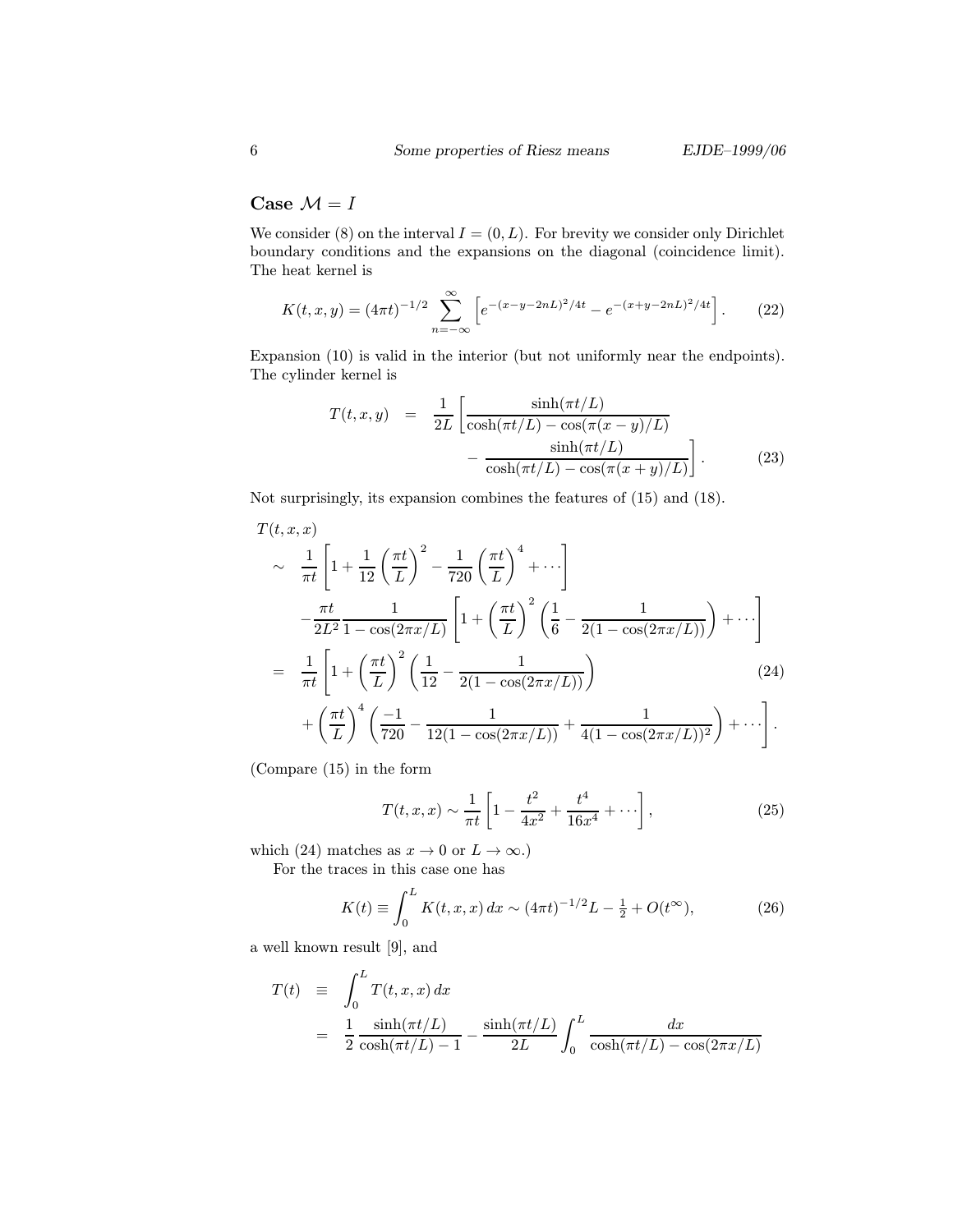## Case $\mathcal{M} = I$

We consider (8) on the interval $I = (0, L)$. For brevity we consider only Dirichlet boundary conditions and the expansions on the diagonal (coincidence limit). The heat kernel is

$$K(t, x, y) = (4\pi t)^{-1/2} \sum_{n=-\infty}^{\infty} \left[ e^{-(x-y-2nL)^2/4t} - e^{-(x+y-2nL)^2/4t} \right]. \tag{22}$$

Expansion (10) is valid in the interior (but not uniformly near the endpoints). The cylinder kernel is

$$\begin{aligned} T(t, x, y) \quad &= \quad \frac{1}{2L} \left[ \frac{\sinh(\pi t/L)}{\cosh(\pi t/L) - \cos(\pi(x-y)/L)} \right. \\ &\qquad \left. - \frac{\sinh(\pi t/L)}{\cosh(\pi t/L) - \cos(\pi(x+y)/L)} \right]. \end{aligned} \tag{23}$$

Not surprisingly, its expansion combines the features of (15) and (18).

$$\begin{aligned} &T(t, x, x) \\ &\sim \quad \frac{1}{\pi t} \left[ 1 + \frac{1}{12} \left( \frac{\pi t}{L} \right)^2 - \frac{1}{720} \left( \frac{\pi t}{L} \right)^4 + \cdots \right] \\ &\quad - \frac{\pi t}{2L^2} \frac{1}{1 - \cos(2\pi x/L)} \left[ 1 + \left( \frac{\pi t}{L} \right)^2 \left( \frac{1}{6} - \frac{1}{2(1 - \cos(2\pi x/L))} \right) + \cdots \right] \\ &= \quad \frac{1}{\pi t} \left[ 1 + \left( \frac{\pi t}{L} \right)^2 \left( \frac{1}{12} - \frac{1}{2(1 - \cos(2\pi x/L))} \right) \right. \\ &\quad \left. + \left( \frac{\pi t}{L} \right)^4 \left( \frac{-1}{720} - \frac{1}{12(1 - \cos(2\pi x/L))} + \frac{1}{4(1 - \cos(2\pi x/L))^2} \right) + \cdots \right]. \end{aligned} \tag{24}$$

(Compare (15) in the form

$$T(t, x, x) \sim \frac{1}{\pi t} \left[ 1 - \frac{t^2}{4x^2} + \frac{t^4}{16x^4} + \cdots \right], \tag{25}$$

which (24) matches as $x \to 0$ or $L \to \infty$.)

For the traces in this case one has

$$K(t) \equiv \int_0^L K(t, x, x)\, dx \sim (4\pi t)^{-1/2} L - \tfrac{1}{2} + O(t^\infty), \tag{26}$$

a well known result [9], and

$$\begin{aligned} T(t) \quad &\equiv \quad \int_0^L T(t, x, x)\, dx \\ &= \quad \frac{1}{2} \frac{\sinh(\pi t/L)}{\cosh(\pi t/L) - 1} - \frac{\sinh(\pi t/L)}{2L} \int_0^L \frac{dx}{\cosh(\pi t/L) - \cos(2\pi x/L)} \end{aligned}$$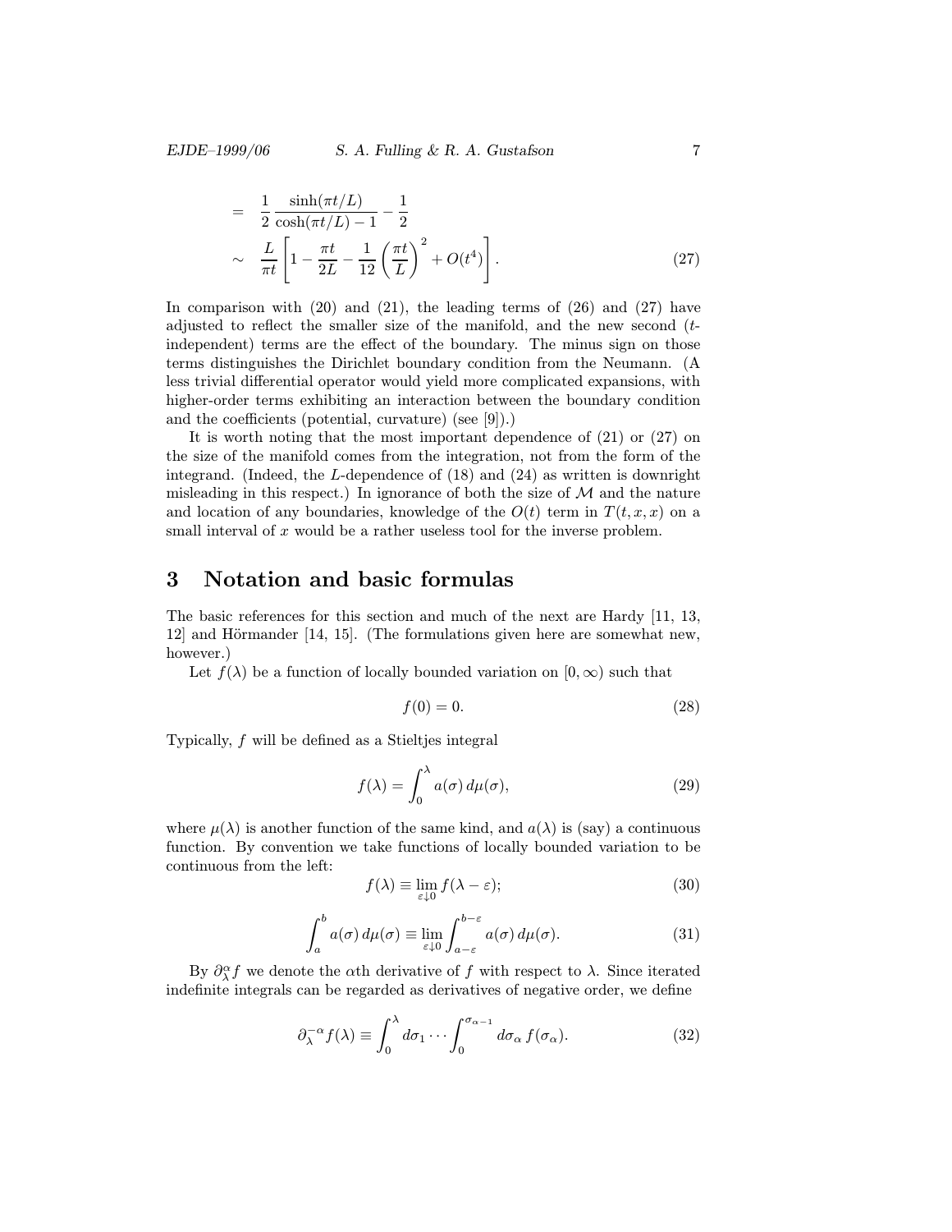$$
\begin{aligned}
&= \frac{1}{2}\,\frac{\sinh(\pi t/L)}{\cosh(\pi t/L)-1} - \frac{1}{2} \\
&\sim \frac{L}{\pi t}\left[1 - \frac{\pi t}{2L} - \frac{1}{12}\left(\frac{\pi t}{L}\right)^2 + O(t^4)\right]. \qquad (27)
\end{aligned}
$$

In comparison with (20) and (21), the leading terms of (26) and (27) have adjusted to reflect the smaller size of the manifold, and the new second ($t$-independent) terms are the effect of the boundary. The minus sign on those terms distinguishes the Dirichlet boundary condition from the Neumann. (A less trivial differential operator would yield more complicated expansions, with higher-order terms exhibiting an interaction between the boundary condition and the coefficients (potential, curvature) (see [9]).)

It is worth noting that the most important dependence of (21) or (27) on the size of the manifold comes from the integration, not from the form of the integrand. (Indeed, the $L$-dependence of (18) and (24) as written is downright misleading in this respect.) In ignorance of both the size of $\mathcal{M}$ and the nature and location of any boundaries, knowledge of the $O(t)$ term in $T(t,x,x)$ on a small interval of $x$ would be a rather useless tool for the inverse problem.

# 3 Notation and basic formulas

The basic references for this section and much of the next are Hardy [11, 13, 12] and Hörmander [14, 15]. (The formulations given here are somewhat new, however.)

Let $f(\lambda)$ be a function of locally bounded variation on $[0,\infty)$ such that

$$
f(0) = 0. \qquad (28)
$$

Typically, $f$ will be defined as a Stieltjes integral

$$
f(\lambda) = \int_0^\lambda a(\sigma)\,d\mu(\sigma), \qquad (29)
$$

where $\mu(\lambda)$ is another function of the same kind, and $a(\lambda)$ is (say) a continuous function. By convention we take functions of locally bounded variation to be continuous from the left:

$$
f(\lambda) \equiv \lim_{\varepsilon\downarrow 0} f(\lambda-\varepsilon); \qquad (30)
$$

$$
\int_a^b a(\sigma)\,d\mu(\sigma) \equiv \lim_{\varepsilon\downarrow 0}\int_{a-\varepsilon}^{b-\varepsilon} a(\sigma)\,d\mu(\sigma). \qquad (31)
$$

By $\partial_\lambda^\alpha f$ we denote the $\alpha$th derivative of $f$ with respect to $\lambda$. Since iterated indefinite integrals can be regarded as derivatives of negative order, we define

$$
\partial_\lambda^{-\alpha} f(\lambda) \equiv \int_0^\lambda d\sigma_1 \cdots \int_0^{\sigma_{\alpha-1}} d\sigma_\alpha\, f(\sigma_\alpha). \qquad (32)
$$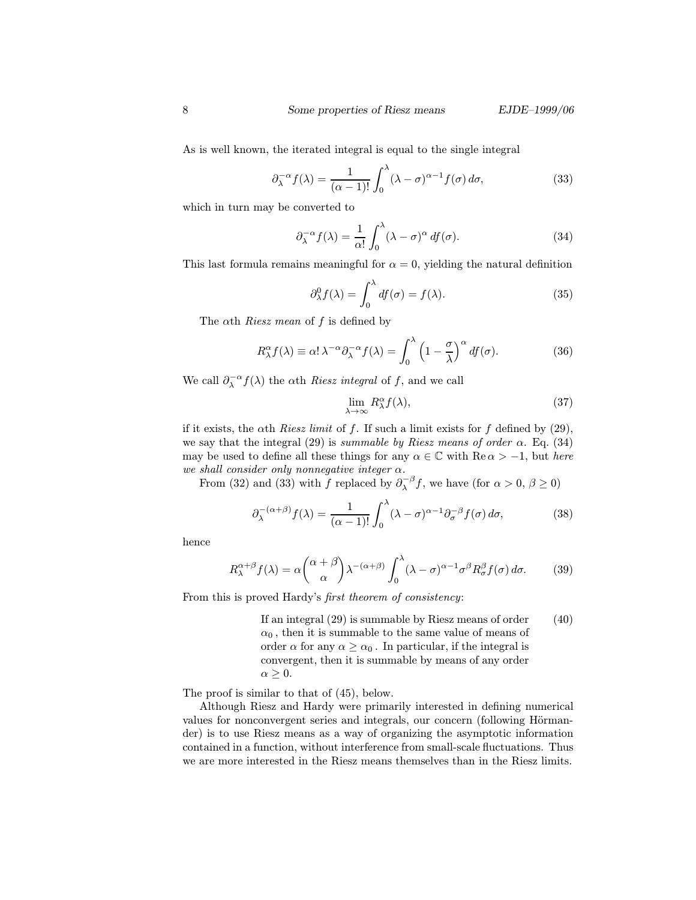As is well known, the iterated integral is equal to the single integral

$$\partial_\lambda^{-\alpha} f(\lambda) = \frac{1}{(\alpha-1)!} \int_0^\lambda (\lambda - \sigma)^{\alpha-1} f(\sigma)\, d\sigma, \tag{33}$$

which in turn may be converted to

$$\partial_\lambda^{-\alpha} f(\lambda) = \frac{1}{\alpha!} \int_0^\lambda (\lambda - \sigma)^{\alpha}\, df(\sigma). \tag{34}$$

This last formula remains meaningful for $\alpha = 0$, yielding the natural definition

$$\partial_\lambda^{0} f(\lambda) = \int_0^\lambda df(\sigma) = f(\lambda). \tag{35}$$

The $\alpha$th *Riesz mean* of $f$ is defined by

$$R_\lambda^\alpha f(\lambda) \equiv \alpha!\, \lambda^{-\alpha} \partial_\lambda^{-\alpha} f(\lambda) = \int_0^\lambda \left(1 - \frac{\sigma}{\lambda}\right)^\alpha df(\sigma). \tag{36}$$

We call $\partial_\lambda^{-\alpha} f(\lambda)$ the $\alpha$th *Riesz integral* of $f$, and we call

$$\lim_{\lambda\to\infty} R_\lambda^\alpha f(\lambda), \tag{37}$$

if it exists, the $\alpha$th *Riesz limit* of $f$. If such a limit exists for $f$ defined by (29), we say that the integral (29) is *summable by Riesz means of order* $\alpha$. Eq. (34) may be used to define all these things for any $\alpha \in \mathbb{C}$ with $\operatorname{Re}\alpha > -1$, but *here we shall consider only nonnegative integer* $\alpha$.

From (32) and (33) with $f$ replaced by $\partial_\lambda^{-\beta} f$, we have (for $\alpha > 0$, $\beta \geq 0$)

$$\partial_\lambda^{-(\alpha+\beta)} f(\lambda) = \frac{1}{(\alpha-1)!} \int_0^\lambda (\lambda - \sigma)^{\alpha-1} \partial_\sigma^{-\beta} f(\sigma)\, d\sigma, \tag{38}$$

hence

$$R_\lambda^{\alpha+\beta} f(\lambda) = \alpha \binom{\alpha+\beta}{\alpha} \lambda^{-(\alpha+\beta)} \int_0^\lambda (\lambda-\sigma)^{\alpha-1} \sigma^\beta R_\sigma^\beta f(\sigma)\, d\sigma. \tag{39}$$

From this is proved Hardy's *first theorem of consistency*:

> If an integral (29) is summable by Riesz means of order $\alpha_0$, then it is summable to the same value of means of order $\alpha$ for any $\alpha \geq \alpha_0$. In particular, if the integral is convergent, then it is summable by means of any order $\alpha \geq 0$. (40)

The proof is similar to that of (45), below.

Although Riesz and Hardy were primarily interested in defining numerical values for nonconvergent series and integrals, our concern (following Hörmander) is to use Riesz means as a way of organizing the asymptotic information contained in a function, without interference from small-scale fluctuations. Thus we are more interested in the Riesz means themselves than in the Riesz limits.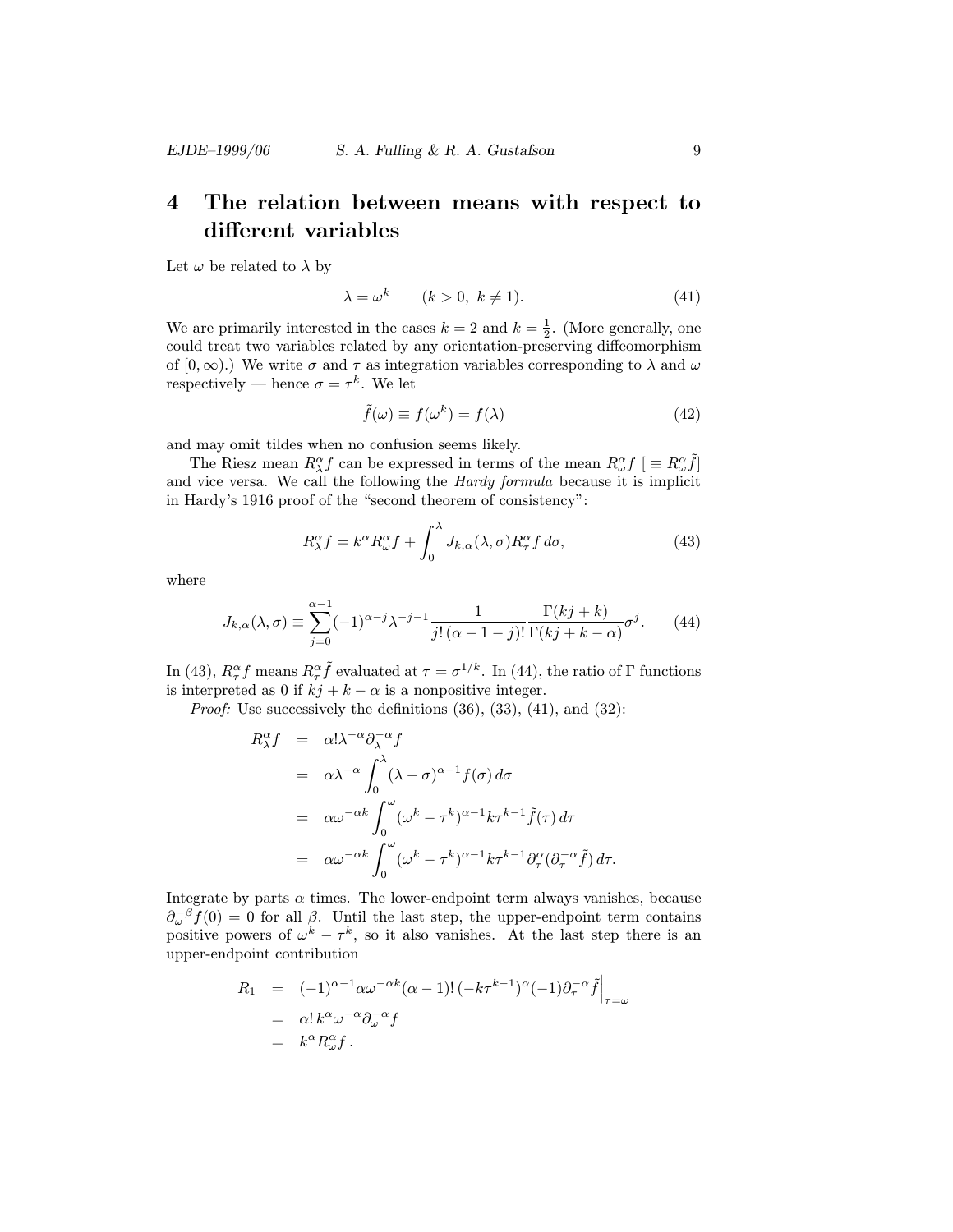# 4 The relation between means with respect to different variables

Let $\omega$ be related to $\lambda$ by

$$\lambda = \omega^k \qquad (k > 0,\ k \neq 1). \tag{41}$$

We are primarily interested in the cases $k = 2$ and $k = \frac{1}{2}$. (More generally, one could treat two variables related by any orientation-preserving diffeomorphism of $[0, \infty)$.) We write $\sigma$ and $\tau$ as integration variables corresponding to $\lambda$ and $\omega$ respectively — hence $\sigma = \tau^k$. We let

$$\tilde{f}(\omega) \equiv f(\omega^k) = f(\lambda) \tag{42}$$

and may omit tildes when no confusion seems likely.

The Riesz mean $R^\alpha_\lambda f$ can be expressed in terms of the mean $R^\alpha_\omega f$ [ $\equiv R^\alpha_\omega \tilde{f}$] and vice versa. We call the following the *Hardy formula* because it is implicit in Hardy's 1916 proof of the "second theorem of consistency":

$$R^\alpha_\lambda f = k^\alpha R^\alpha_\omega f + \int_0^\lambda J_{k,\alpha}(\lambda, \sigma) R^\alpha_\tau f \, d\sigma, \tag{43}$$

where

$$J_{k,\alpha}(\lambda, \sigma) \equiv \sum_{j=0}^{\alpha-1} (-1)^{\alpha-j} \lambda^{-j-1} \frac{1}{j!\,(\alpha-1-j)!} \frac{\Gamma(kj+k)}{\Gamma(kj+k-\alpha)} \sigma^j. \tag{44}$$

In (43), $R^\alpha_\tau f$ means $R^\alpha_\tau \tilde{f}$ evaluated at $\tau = \sigma^{1/k}$. In (44), the ratio of $\Gamma$ functions is interpreted as 0 if $kj + k - \alpha$ is a nonpositive integer.

*Proof:* Use successively the definitions (36), (33), (41), and (32):

$$\begin{aligned}
R^\alpha_\lambda f &= \alpha! \lambda^{-\alpha} \partial_\lambda^{-\alpha} f \\
&= \alpha \lambda^{-\alpha} \int_0^\lambda (\lambda - \sigma)^{\alpha-1} f(\sigma)\, d\sigma \\
&= \alpha \omega^{-\alpha k} \int_0^\omega (\omega^k - \tau^k)^{\alpha-1} k \tau^{k-1} \tilde{f}(\tau)\, d\tau \\
&= \alpha \omega^{-\alpha k} \int_0^\omega (\omega^k - \tau^k)^{\alpha-1} k \tau^{k-1} \partial_\tau^\alpha (\partial_\tau^{-\alpha} \tilde{f})\, d\tau.
\end{aligned}$$

Integrate by parts $\alpha$ times. The lower-endpoint term always vanishes, because $\partial_\omega^{-\beta} f(0) = 0$ for all $\beta$. Until the last step, the upper-endpoint term contains positive powers of $\omega^k - \tau^k$, so it also vanishes. At the last step there is an upper-endpoint contribution

$$\begin{aligned}
R_1 &= (-1)^{\alpha-1} \alpha \omega^{-\alpha k} (\alpha-1)!\, (-k\tau^{k-1})^\alpha (-1) \partial_\tau^{-\alpha} \tilde{f} \Big|_{\tau=\omega} \\
&= \alpha!\, k^\alpha \omega^{-\alpha} \partial_\omega^{-\alpha} f \\
&= k^\alpha R^\alpha_\omega f\,.
\end{aligned}$$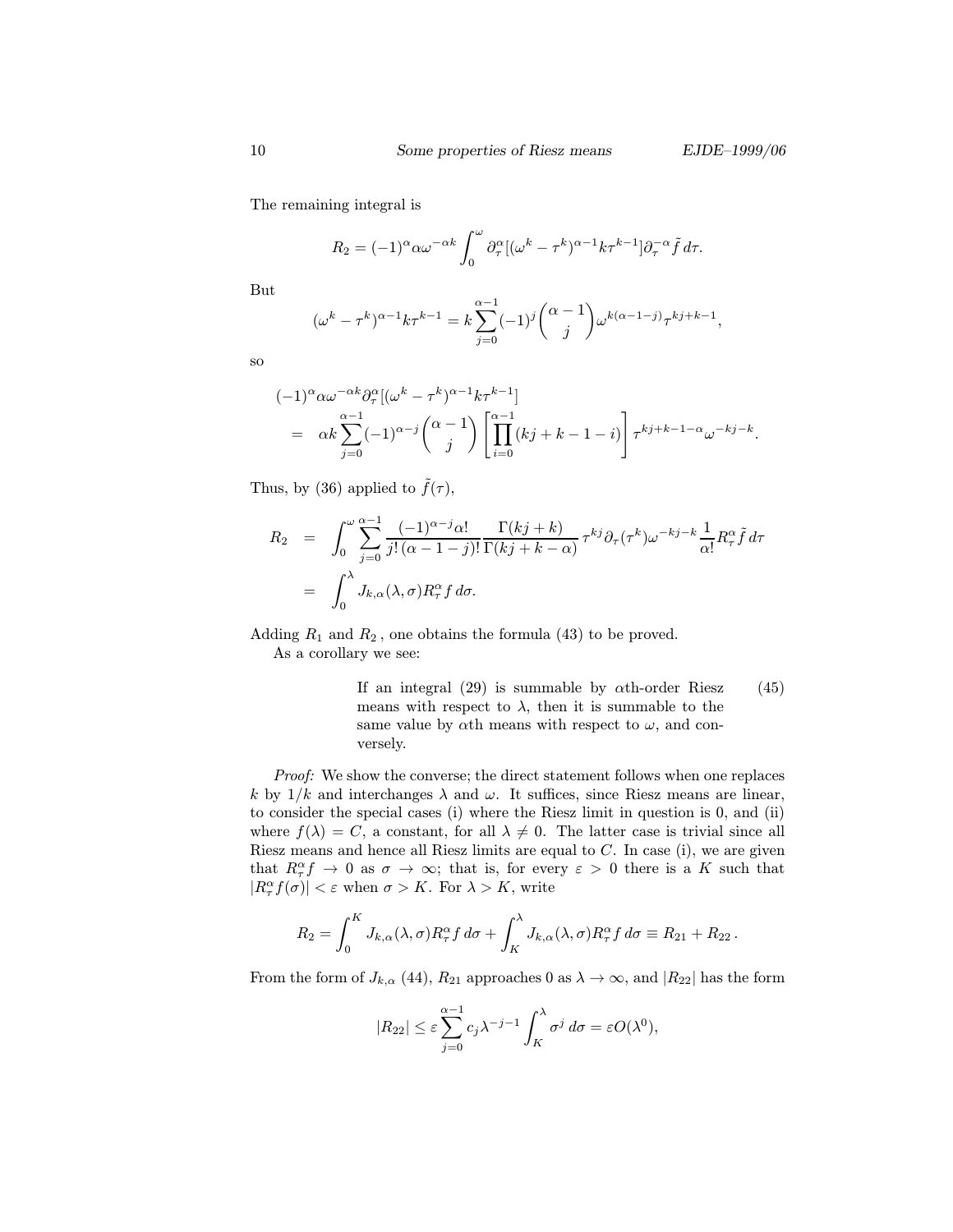The remaining integral is

$$R_2 = (-1)^\alpha \alpha \omega^{-\alpha k} \int_0^\omega \partial_\tau^\alpha [(\omega^k - \tau^k)^{\alpha-1} k\tau^{k-1}] \partial_\tau^{-\alpha} \tilde{f}\, d\tau.$$

But

$$(\omega^k - \tau^k)^{\alpha-1} k\tau^{k-1} = k \sum_{j=0}^{\alpha-1} (-1)^j \binom{\alpha-1}{j} \omega^{k(\alpha-1-j)} \tau^{kj+k-1},$$

so

$$\begin{aligned}
&(-1)^\alpha \alpha \omega^{-\alpha k} \partial_\tau^\alpha [(\omega^k - \tau^k)^{\alpha-1} k\tau^{k-1}] \\
&= \alpha k \sum_{j=0}^{\alpha-1} (-1)^{\alpha-j} \binom{\alpha-1}{j} \left[ \prod_{i=0}^{\alpha-1} (kj+k-1-i) \right] \tau^{kj+k-1-\alpha} \omega^{-kj-k}.
\end{aligned}$$

Thus, by (36) applied to $\tilde{f}(\tau)$,

$$\begin{aligned}
R_2 &= \int_0^\omega \sum_{j=0}^{\alpha-1} \frac{(-1)^{\alpha-j}\alpha!}{j!\,(\alpha-1-j)!} \frac{\Gamma(kj+k)}{\Gamma(kj+k-\alpha)}\, \tau^{kj} \partial_\tau(\tau^k) \omega^{-kj-k} \frac{1}{\alpha!} R_\tau^\alpha \tilde{f}\, d\tau \\
&= \int_0^\lambda J_{k,\alpha}(\lambda,\sigma) R_\tau^\alpha f\, d\sigma.
\end{aligned}$$

Adding $R_1$ and $R_2$, one obtains the formula (43) to be proved.

As a corollary we see:

> If an integral (29) is summable by $\alpha$th-order Riesz means with respect to $\lambda$, then it is summable to the same value by $\alpha$th means with respect to $\omega$, and conversely. (45)

*Proof:* We show the converse; the direct statement follows when one replaces $k$ by $1/k$ and interchanges $\lambda$ and $\omega$. It suffices, since Riesz means are linear, to consider the special cases (i) where the Riesz limit in question is 0, and (ii) where $f(\lambda) = C$, a constant, for all $\lambda \neq 0$. The latter case is trivial since all Riesz means and hence all Riesz limits are equal to $C$. In case (i), we are given that $R_\tau^\alpha f \to 0$ as $\sigma \to \infty$; that is, for every $\varepsilon > 0$ there is a $K$ such that $|R_\tau^\alpha f(\sigma)| < \varepsilon$ when $\sigma > K$. For $\lambda > K$, write

$$R_2 = \int_0^K J_{k,\alpha}(\lambda,\sigma) R_\tau^\alpha f\, d\sigma + \int_K^\lambda J_{k,\alpha}(\lambda,\sigma) R_\tau^\alpha f\, d\sigma \equiv R_{21} + R_{22}\,.$$

From the form of $J_{k,\alpha}$ (44), $R_{21}$ approaches 0 as $\lambda \to \infty$, and $|R_{22}|$ has the form

$$|R_{22}| \le \varepsilon \sum_{j=0}^{\alpha-1} c_j \lambda^{-j-1} \int_K^\lambda \sigma^j\, d\sigma = \varepsilon O(\lambda^0),$$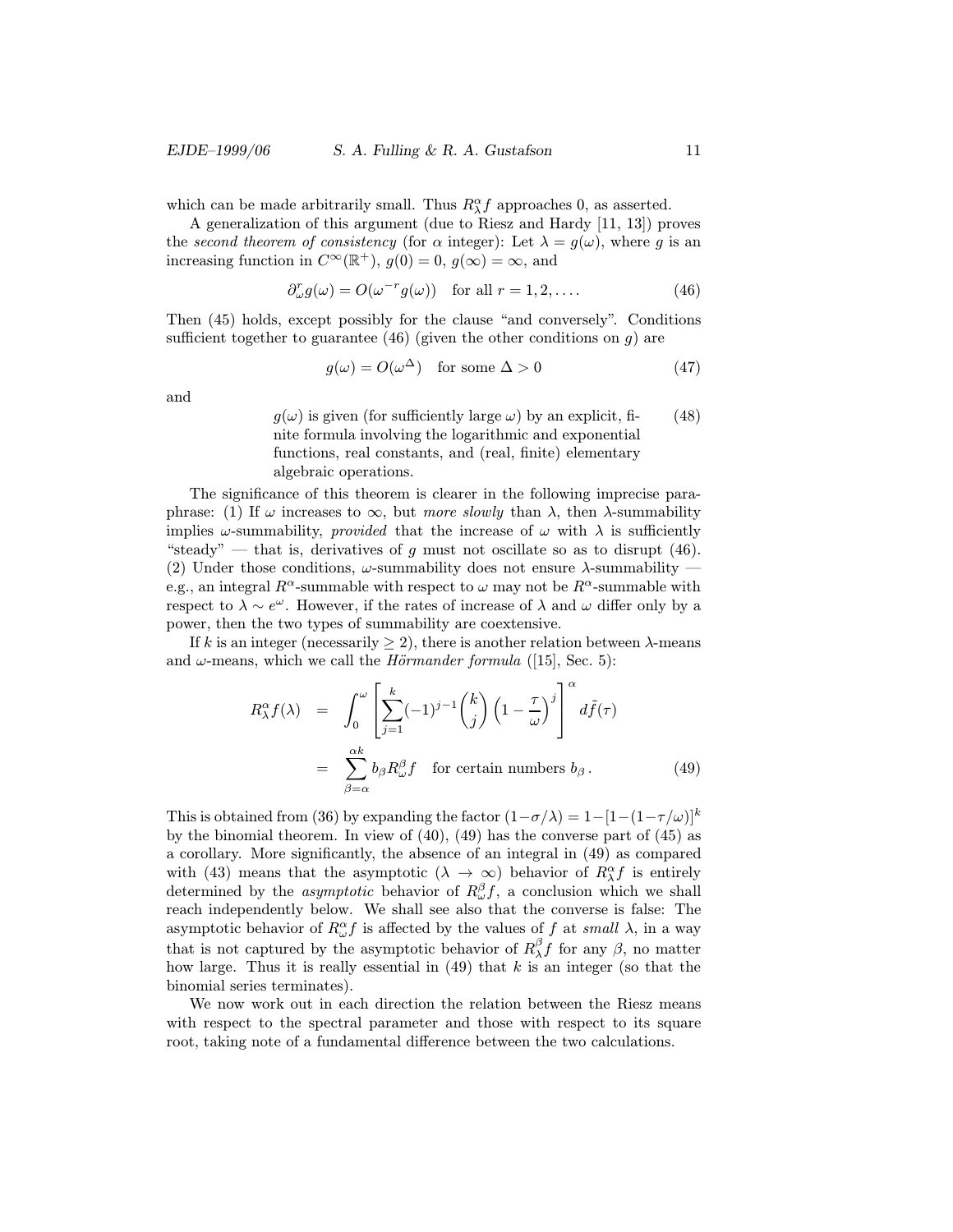which can be made arbitrarily small. Thus $R^\alpha_\lambda f$ approaches 0, as asserted.

A generalization of this argument (due to Riesz and Hardy [11, 13]) proves the *second theorem of consistency* (for $\alpha$ integer): Let $\lambda = g(\omega)$, where $g$ is an increasing function in $C^\infty(\mathbb{R}^+)$, $g(0) = 0$, $g(\infty) = \infty$, and

$$\partial^r_\omega g(\omega) = O(\omega^{-r} g(\omega)) \quad \text{for all } r = 1, 2, \dots. \tag{46}$$

Then (45) holds, except possibly for the clause "and conversely". Conditions sufficient together to guarantee (46) (given the other conditions on $g$) are

$$g(\omega) = O(\omega^\Delta) \quad \text{for some } \Delta > 0 \tag{47}$$

and

(48) $g(\omega)$ is given (for sufficiently large $\omega$) by an explicit, finite formula involving the logarithmic and exponential functions, real constants, and (real, finite) elementary algebraic operations.

The significance of this theorem is clearer in the following imprecise paraphrase: (1) If $\omega$ increases to $\infty$, but *more slowly* than $\lambda$, then $\lambda$-summability implies $\omega$-summability, *provided* that the increase of $\omega$ with $\lambda$ is sufficiently "steady" — that is, derivatives of $g$ must not oscillate so as to disrupt (46). (2) Under those conditions, $\omega$-summability does not ensure $\lambda$-summability — e.g., an integral $R^\alpha$-summable with respect to $\omega$ may not be $R^\alpha$-summable with respect to $\lambda \sim e^\omega$. However, if the rates of increase of $\lambda$ and $\omega$ differ only by a power, then the two types of summability are coextensive.

If $k$ is an integer (necessarily $\geq 2$), there is another relation between $\lambda$-means and $\omega$-means, which we call the *Hörmander formula* ([15], Sec. 5):

$$\begin{aligned} R^\alpha_\lambda f(\lambda) &= \int_0^\omega \left[ \sum_{j=1}^{k} (-1)^{j-1} \binom{k}{j} \left(1 - \frac{\tau}{\omega}\right)^j \right]^\alpha d\tilde{f}(\tau) \\ &= \sum_{\beta=\alpha}^{\alpha k} b_\beta R^\beta_\omega f \quad \text{for certain numbers } b_\beta\,. \end{aligned} \tag{49}$$

This is obtained from (36) by expanding the factor $(1-\sigma/\lambda) = 1-[1-(1-\tau/\omega)]^k$ by the binomial theorem. In view of (40), (49) has the converse part of (45) as a corollary. More significantly, the absence of an integral in (49) as compared with (43) means that the asymptotic ($\lambda \to \infty$) behavior of $R^\alpha_\lambda f$ is entirely determined by the *asymptotic* behavior of $R^\beta_\omega f$, a conclusion which we shall reach independently below. We shall see also that the converse is false: The asymptotic behavior of $R^\alpha_\omega f$ is affected by the values of $f$ at *small* $\lambda$, in a way that is not captured by the asymptotic behavior of $R^\beta_\lambda f$ for any $\beta$, no matter how large. Thus it is really essential in (49) that $k$ is an integer (so that the binomial series terminates).

We now work out in each direction the relation between the Riesz means with respect to the spectral parameter and those with respect to its square root, taking note of a fundamental difference between the two calculations.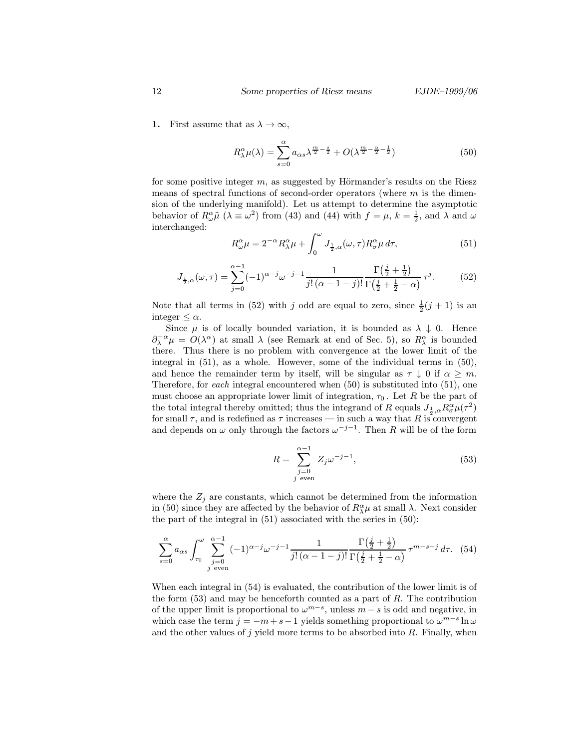**1.** First assume that as $\lambda \to \infty$,

$$R^\alpha_\lambda \mu(\lambda) = \sum_{s=0}^{\alpha} a_{\alpha s} \lambda^{\frac{m}{2} - \frac{s}{2}} + O(\lambda^{\frac{m}{2} - \frac{\alpha}{2} - \frac{1}{2}}) \tag{50}$$

for some positive integer $m$, as suggested by Hörmander's results on the Riesz means of spectral functions of second-order operators (where $m$ is the dimension of the underlying manifold). Let us attempt to determine the asymptotic behavior of $R^\alpha_\omega \tilde{\mu}$ ($\lambda \equiv \omega^2$) from (43) and (44) with $f = \mu$, $k = \frac{1}{2}$, and $\lambda$ and $\omega$ interchanged:

$$R^\alpha_\omega \mu = 2^{-\alpha} R^\alpha_\lambda \mu + \int_0^\omega J_{\frac{1}{2},\alpha}(\omega, \tau) R^\alpha_\sigma \mu \, d\tau, \tag{51}$$

$$J_{\frac{1}{2},\alpha}(\omega, \tau) = \sum_{j=0}^{\alpha-1} (-1)^{\alpha-j} \omega^{-j-1} \frac{1}{j!\,(\alpha-1-j)!} \frac{\Gamma\left(\frac{j}{2} + \frac{1}{2}\right)}{\Gamma\left(\frac{j}{2} + \frac{1}{2} - \alpha\right)} \, \tau^j. \tag{52}$$

Note that all terms in (52) with $j$ odd are equal to zero, since $\frac{1}{2}(j+1)$ is an integer $\le \alpha$.

Since $\mu$ is of locally bounded variation, it is bounded as $\lambda \downarrow 0$. Hence $\partial_\lambda^{-\alpha} \mu = O(\lambda^\alpha)$ at small $\lambda$ (see Remark at end of Sec. 5), so $R^\alpha_\lambda$ is bounded there. Thus there is no problem with convergence at the lower limit of the integral in (51), as a whole. However, some of the individual terms in (50), and hence the remainder term by itself, will be singular as $\tau \downarrow 0$ if $\alpha \ge m$. Therefore, for *each* integral encountered when (50) is substituted into (51), one must choose an appropriate lower limit of integration, $\tau_0$. Let $R$ be the part of the total integral thereby omitted; thus the integrand of $R$ equals $J_{\frac{1}{2},\alpha} R^\alpha_\sigma \mu(\tau^2)$ for small $\tau$, and is redefined as $\tau$ increases — in such a way that $R$ is convergent and depends on $\omega$ only through the factors $\omega^{-j-1}$. Then $R$ will be of the form

$$R = \sum_{\substack{j=0 \\ j \text{ even}}}^{\alpha-1} Z_j \omega^{-j-1}, \tag{53}$$

where the $Z_j$ are constants, which cannot be determined from the information in (50) since they are affected by the behavior of $R^\alpha_\lambda \mu$ at small $\lambda$. Next consider the part of the integral in (51) associated with the series in (50):

$$\sum_{s=0}^{\alpha} a_{\alpha s} \int_{\tau_0}^{\omega} \sum_{\substack{j=0 \\ j \text{ even}}}^{\alpha-1} (-1)^{\alpha-j} \omega^{-j-1} \frac{1}{j!\,(\alpha-1-j)!} \frac{\Gamma\left(\frac{j}{2} + \frac{1}{2}\right)}{\Gamma\left(\frac{j}{2} + \frac{1}{2} - \alpha\right)} \, \tau^{m-s+j} \, d\tau. \tag{54}$$

When each integral in (54) is evaluated, the contribution of the lower limit is of the form (53) and may be henceforth counted as a part of $R$. The contribution of the upper limit is proportional to $\omega^{m-s}$, unless $m-s$ is odd and negative, in which case the term $j = -m+s-1$ yields something proportional to $\omega^{m-s} \ln \omega$ and the other values of $j$ yield more terms to be absorbed into $R$. Finally, when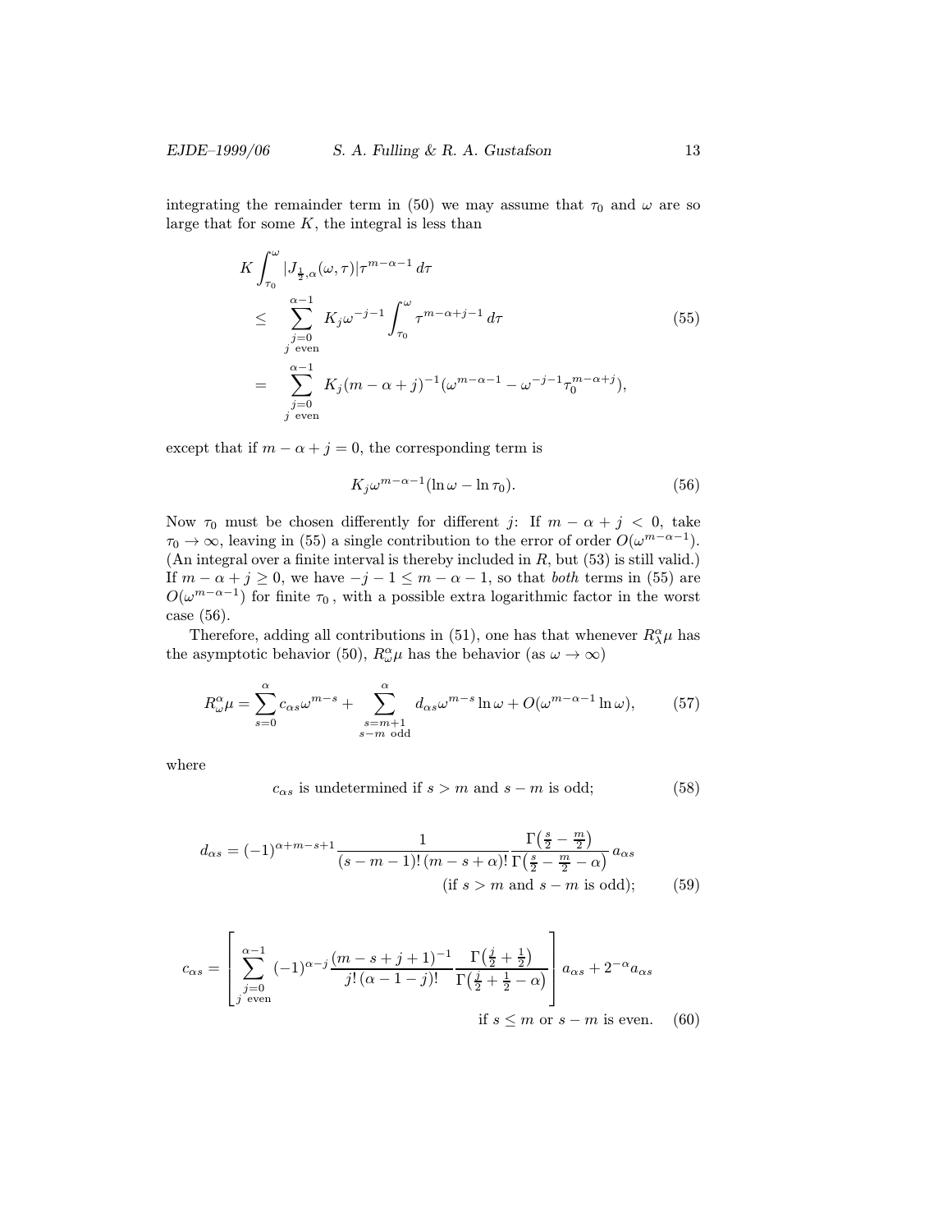integrating the remainder term in (50) we may assume that $\tau_0$ and $\omega$ are so large that for some $K$, the integral is less than

$$
\begin{aligned}
& K \int_{\tau_0}^{\omega} |J_{\frac{1}{2},\alpha}(\omega,\tau)| \tau^{m-\alpha-1}\, d\tau \\
& \leq \sum_{\substack{j=0 \\ j \text{ even}}}^{\alpha-1} K_j \omega^{-j-1} \int_{\tau_0}^{\omega} \tau^{m-\alpha+j-1}\, d\tau \\
& = \sum_{\substack{j=0 \\ j \text{ even}}}^{\alpha-1} K_j (m-\alpha+j)^{-1} (\omega^{m-\alpha-1} - \omega^{-j-1}\tau_0^{m-\alpha+j}),
\end{aligned}
\tag{55}
$$

except that if $m - \alpha + j = 0$, the corresponding term is

$$
K_j \omega^{m-\alpha-1} (\ln \omega - \ln \tau_0). \tag{56}
$$

Now $\tau_0$ must be chosen differently for different $j$: If $m - \alpha + j < 0$, take $\tau_0 \to \infty$, leaving in (55) a single contribution to the error of order $O(\omega^{m-\alpha-1})$. (An integral over a finite interval is thereby included in $R$, but (53) is still valid.) If $m - \alpha + j \geq 0$, we have $-j - 1 \leq m - \alpha - 1$, so that *both* terms in (55) are $O(\omega^{m-\alpha-1})$ for finite $\tau_0$, with a possible extra logarithmic factor in the worst case (56).

Therefore, adding all contributions in (51), one has that whenever $R^\alpha_\lambda \mu$ has the asymptotic behavior (50), $R^\alpha_\omega \mu$ has the behavior (as $\omega \to \infty$)

$$
R^\alpha_\omega \mu = \sum_{s=0}^{\alpha} c_{\alpha s} \omega^{m-s} + \sum_{\substack{s=m+1 \\ s-m \text{ odd}}}^{\alpha} d_{\alpha s} \omega^{m-s} \ln \omega + O(\omega^{m-\alpha-1} \ln \omega), \tag{57}
$$

where

$$
c_{\alpha s} \text{ is undetermined if } s > m \text{ and } s - m \text{ is odd;} \tag{58}
$$

$$
d_{\alpha s} = (-1)^{\alpha+m-s+1} \frac{1}{(s-m-1)!\,(m-s+\alpha)!} \frac{\Gamma\left(\frac{s}{2} - \frac{m}{2}\right)}{\Gamma\left(\frac{s}{2} - \frac{m}{2} - \alpha\right)}\, a_{\alpha s} \quad \text{(if } s > m \text{ and } s - m \text{ is odd);} \tag{59}
$$

$$
c_{\alpha s} = \left[ \sum_{\substack{j=0 \\ j \text{ even}}}^{\alpha-1} (-1)^{\alpha-j} \frac{(m-s+j+1)^{-1}}{j!\,(\alpha-1-j)!} \frac{\Gamma\left(\frac{j}{2} + \frac{1}{2}\right)}{\Gamma\left(\frac{j}{2} + \frac{1}{2} - \alpha\right)} \right] a_{\alpha s} + 2^{-\alpha} a_{\alpha s} \quad \text{if } s \leq m \text{ or } s - m \text{ is even.} \tag{60}
$$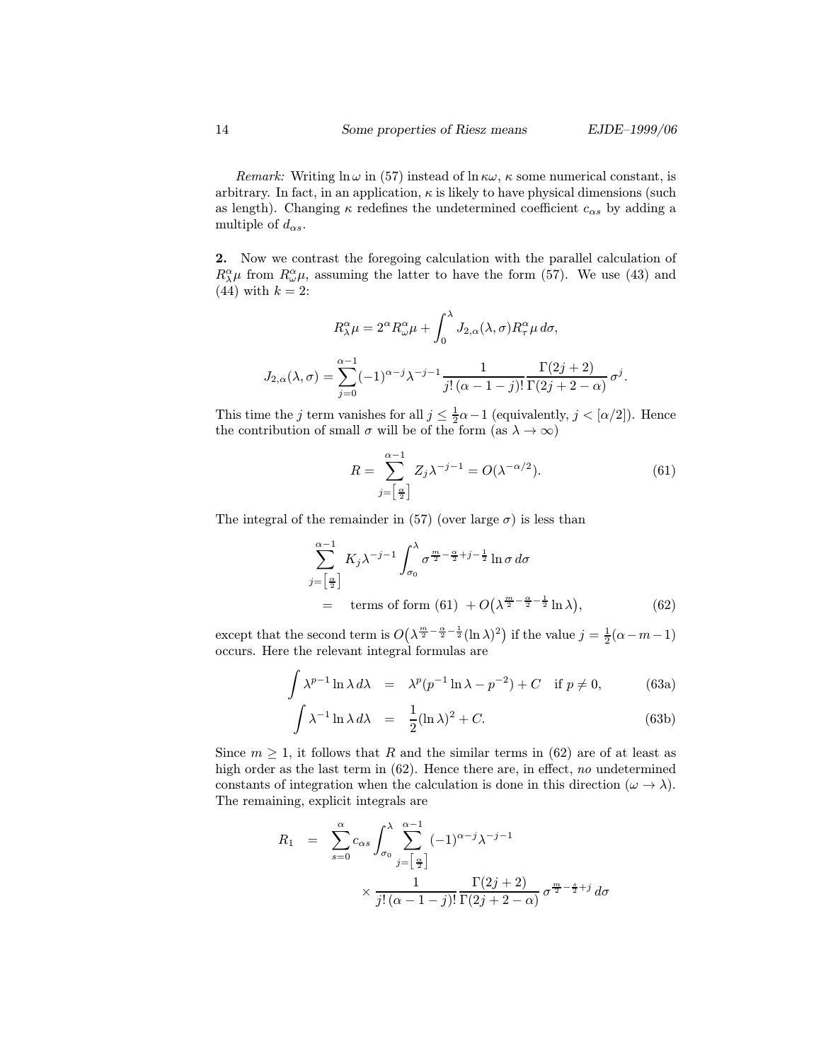*Remark:* Writing $\ln \omega$ in (57) instead of $\ln \kappa\omega$, $\kappa$ some numerical constant, is arbitrary. In fact, in an application, $\kappa$ is likely to have physical dimensions (such as length). Changing $\kappa$ redefines the undetermined coefficient $c_{\alpha s}$ by adding a multiple of $d_{\alpha s}$.

**2.** Now we contrast the foregoing calculation with the parallel calculation of $R^\alpha_\lambda \mu$ from $R^\alpha_\omega \mu$, assuming the latter to have the form (57). We use (43) and (44) with $k = 2$:

$$R^\alpha_\lambda \mu = 2^\alpha R^\alpha_\omega \mu + \int_0^\lambda J_{2,\alpha}(\lambda, \sigma) R^\alpha_\tau \mu \, d\sigma,$$

$$J_{2,\alpha}(\lambda, \sigma) = \sum_{j=0}^{\alpha-1} (-1)^{\alpha-j} \lambda^{-j-1} \frac{1}{j!\,(\alpha-1-j)!} \frac{\Gamma(2j+2)}{\Gamma(2j+2-\alpha)} \sigma^j.$$

This time the $j$ term vanishes for all $j \le \frac{1}{2}\alpha - 1$ (equivalently, $j < [\alpha/2]$). Hence the contribution of small $\sigma$ will be of the form (as $\lambda \to \infty$)

$$R = \sum_{j=\left[\frac{\alpha}{2}\right]}^{\alpha-1} Z_j \lambda^{-j-1} = O(\lambda^{-\alpha/2}). \tag{61}$$

The integral of the remainder in (57) (over large $\sigma$) is less than

$$\begin{aligned}
&\sum_{j=\left[\frac{\alpha}{2}\right]}^{\alpha-1} K_j \lambda^{-j-1} \int_{\sigma_0}^\lambda \sigma^{\frac{m}{2} - \frac{\alpha}{2} + j - \frac{1}{2}} \ln \sigma \, d\sigma \\
&\quad = \quad \text{terms of form (61)} \; + O\big(\lambda^{\frac{m}{2} - \frac{\alpha}{2} - \frac{1}{2}} \ln \lambda\big),
\end{aligned} \tag{62}$$

except that the second term is $O\big(\lambda^{\frac{m}{2} - \frac{\alpha}{2} - \frac{1}{2}} (\ln \lambda)^2\big)$ if the value $j = \frac{1}{2}(\alpha - m - 1)$ occurs. Here the relevant integral formulas are

$$\int \lambda^{p-1} \ln \lambda \, d\lambda \quad = \quad \lambda^p (p^{-1} \ln \lambda - p^{-2}) + C \quad \text{if } p \neq 0, \tag{63a}$$

$$\int \lambda^{-1} \ln \lambda \, d\lambda \quad = \quad \frac{1}{2} (\ln \lambda)^2 + C. \tag{63b}$$

Since $m \ge 1$, it follows that $R$ and the similar terms in (62) are of at least as high order as the last term in (62). Hence there are, in effect, *no* undetermined constants of integration when the calculation is done in this direction ($\omega \to \lambda$). The remaining, explicit integrals are

$$\begin{aligned}
R_1 \quad = \quad & \sum_{s=0}^{\alpha} c_{\alpha s} \int_{\sigma_0}^\lambda \sum_{j=\left[\frac{\alpha}{2}\right]}^{\alpha-1} (-1)^{\alpha-j} \lambda^{-j-1} \\
& \qquad \times \frac{1}{j!\,(\alpha-1-j)!} \frac{\Gamma(2j+2)}{\Gamma(2j+2-\alpha)} \sigma^{\frac{m}{2} - \frac{s}{2} + j} \, d\sigma
\end{aligned}$$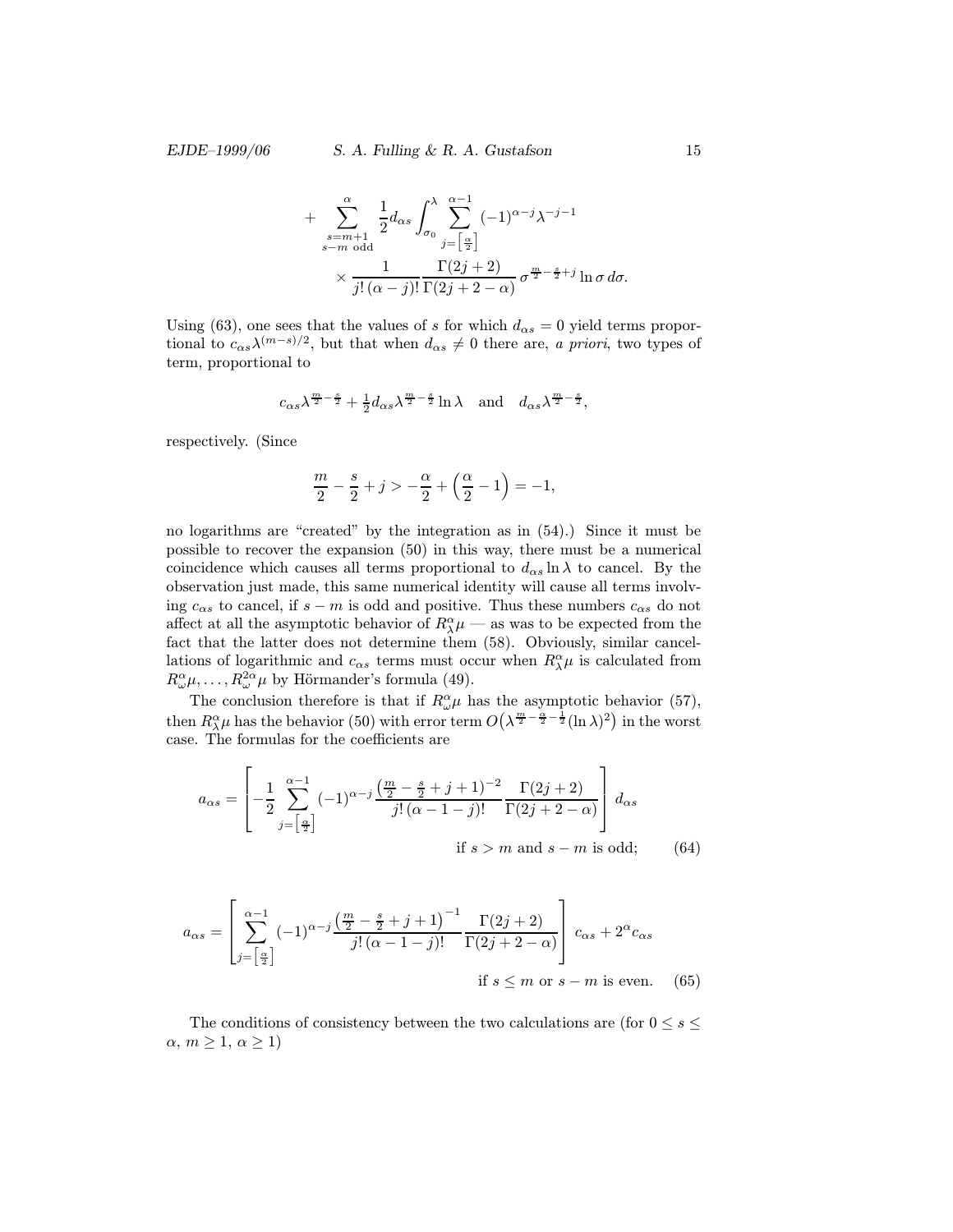$$+\sum_{\substack{s=m+1\\ s-m \text{ odd}}}^{\alpha} \frac{1}{2} d_{\alpha s} \int_{\sigma_0}^{\lambda} \sum_{j=\left[\frac{\alpha}{2}\right]}^{\alpha-1} (-1)^{\alpha-j} \lambda^{-j-1} \times \frac{1}{j!\,(\alpha-j)!} \frac{\Gamma(2j+2)}{\Gamma(2j+2-\alpha)}\, \sigma^{\frac{m}{2}-\frac{s}{2}+j} \ln \sigma \, d\sigma.$$

Using (63), one sees that the values of $s$ for which $d_{\alpha s}=0$ yield terms proportional to $c_{\alpha s}\lambda^{(m-s)/2}$, but that when $d_{\alpha s}\neq 0$ there are, *a priori*, two types of term, proportional to

$$c_{\alpha s}\lambda^{\frac{m}{2}-\frac{s}{2}} + \tfrac{1}{2} d_{\alpha s}\lambda^{\frac{m}{2}-\frac{s}{2}}\ln\lambda \quad \text{and} \quad d_{\alpha s}\lambda^{\frac{m}{2}-\frac{s}{2}},$$

respectively. (Since

$$\frac{m}{2}-\frac{s}{2}+j > -\frac{\alpha}{2}+\Big(\frac{\alpha}{2}-1\Big) = -1,$$

no logarithms are "created" by the integration as in (54).) Since it must be possible to recover the expansion (50) in this way, there must be a numerical coincidence which causes all terms proportional to $d_{\alpha s}\ln\lambda$ to cancel. By the observation just made, this same numerical identity will cause all terms involving $c_{\alpha s}$ to cancel, if $s-m$ is odd and positive. Thus these numbers $c_{\alpha s}$ do not affect at all the asymptotic behavior of $R^{\alpha}_{\lambda}\mu$ — as was to be expected from the fact that the latter does not determine them (58). Obviously, similar cancellations of logarithmic and $c_{\alpha s}$ terms must occur when $R^{\alpha}_{\lambda}\mu$ is calculated from $R^{\alpha}_{\omega}\mu, \ldots, R^{2\alpha}_{\omega}\mu$ by Hörmander's formula (49).

The conclusion therefore is that if $R^{\alpha}_{\omega}\mu$ has the asymptotic behavior (57), then $R^{\alpha}_{\lambda}\mu$ has the behavior (50) with error term $O\big(\lambda^{\frac{m}{2}-\frac{\alpha}{2}-\frac{1}{2}}(\ln\lambda)^2\big)$ in the worst case. The formulas for the coefficients are

$$a_{\alpha s} = \left[ -\frac{1}{2} \sum_{j=\left[\frac{\alpha}{2}\right]}^{\alpha-1} (-1)^{\alpha-j} \frac{\left(\frac{m}{2}-\frac{s}{2}+j+1\right)^{-2}}{j!\,(\alpha-1-j)!} \frac{\Gamma(2j+2)}{\Gamma(2j+2-\alpha)} \right] d_{\alpha s} \qquad \text{if } s>m \text{ and } s-m \text{ is odd}; \qquad (64)$$

$$a_{\alpha s} = \left[ \sum_{j=\left[\frac{\alpha}{2}\right]}^{\alpha-1} (-1)^{\alpha-j} \frac{\left(\frac{m}{2}-\frac{s}{2}+j+1\right)^{-1}}{j!\,(\alpha-1-j)!} \frac{\Gamma(2j+2)}{\Gamma(2j+2-\alpha)} \right] c_{\alpha s} + 2^{\alpha} c_{\alpha s} \qquad \text{if } s\le m \text{ or } s-m \text{ is even}. \qquad (65)$$

The conditions of consistency between the two calculations are (for $0\le s\le \alpha$, $m\ge 1$, $\alpha\ge 1$)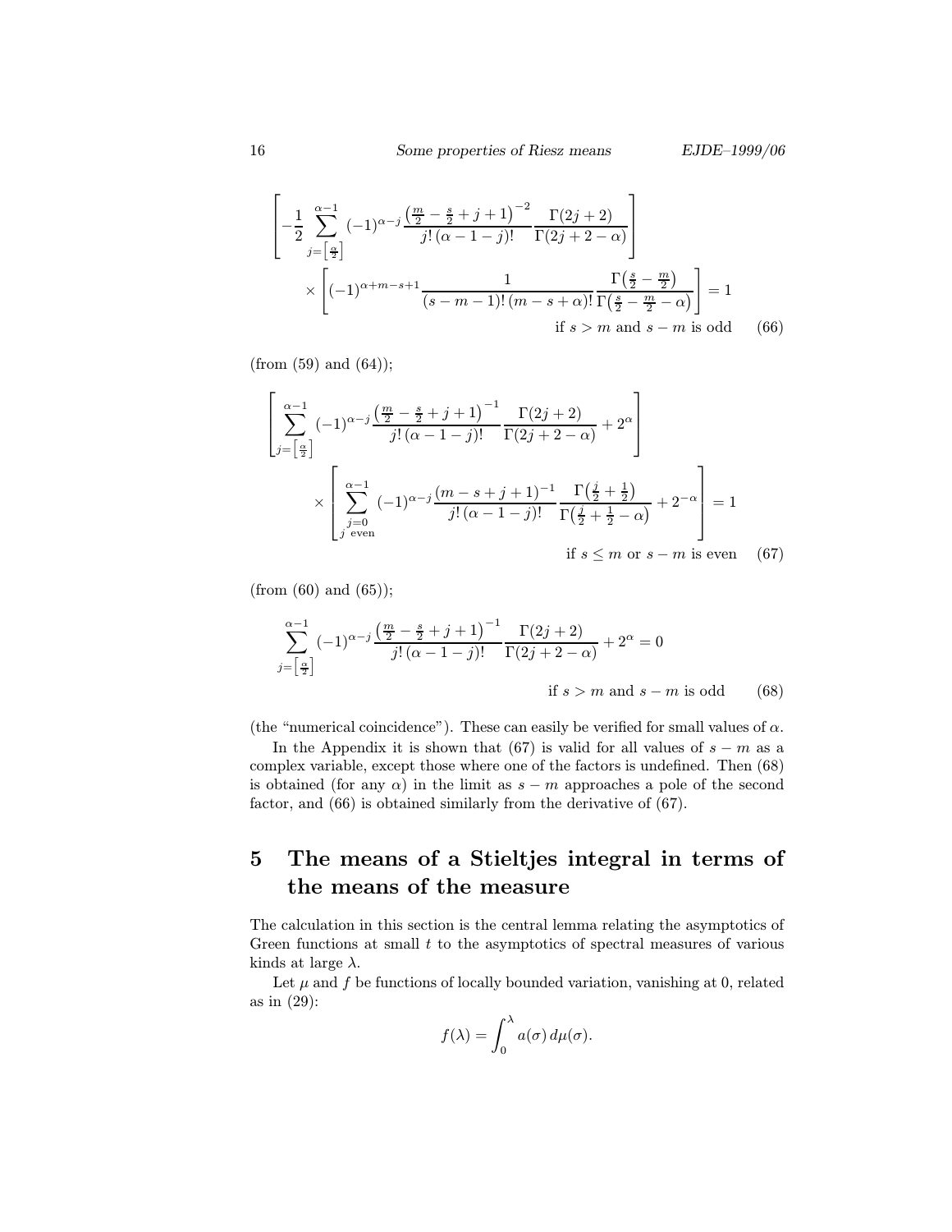$$\left[ -\frac{1}{2} \sum_{j=\left[\frac{\alpha}{2}\right]}^{\alpha-1} (-1)^{\alpha-j} \frac{\left(\frac{m}{2} - \frac{s}{2} + j + 1\right)^{-2}}{j!\,(\alpha-1-j)!} \frac{\Gamma(2j+2)}{\Gamma(2j+2-\alpha)} \right] \times \left[ (-1)^{\alpha+m-s+1} \frac{1}{(s-m-1)!\,(m-s+\alpha)!} \frac{\Gamma\left(\frac{s}{2} - \frac{m}{2}\right)}{\Gamma\left(\frac{s}{2} - \frac{m}{2} - \alpha\right)} \right] = 1 \quad \text{if } s > m \text{ and } s-m \text{ is odd} \tag{66}$$

(from (59) and (64));

$$\left[ \sum_{j=\left[\frac{\alpha}{2}\right]}^{\alpha-1} (-1)^{\alpha-j} \frac{\left(\frac{m}{2} - \frac{s}{2} + j + 1\right)^{-1}}{j!\,(\alpha-1-j)!} \frac{\Gamma(2j+2)}{\Gamma(2j+2-\alpha)} + 2^{\alpha} \right] \times \left[ \sum_{\substack{j=0 \\ j \text{ even}}}^{\alpha-1} (-1)^{\alpha-j} \frac{(m-s+j+1)^{-1}}{j!\,(\alpha-1-j)!} \frac{\Gamma\left(\frac{j}{2} + \frac{1}{2}\right)}{\Gamma\left(\frac{j}{2} + \frac{1}{2} - \alpha\right)} + 2^{-\alpha} \right] = 1 \quad \text{if } s \le m \text{ or } s-m \text{ is even} \tag{67}$$

(from (60) and (65));

$$\sum_{j=\left[\frac{\alpha}{2}\right]}^{\alpha-1} (-1)^{\alpha-j} \frac{\left(\frac{m}{2} - \frac{s}{2} + j + 1\right)^{-1}}{j!\,(\alpha-1-j)!} \frac{\Gamma(2j+2)}{\Gamma(2j+2-\alpha)} + 2^{\alpha} = 0 \quad \text{if } s > m \text{ and } s-m \text{ is odd} \tag{68}$$

(the "numerical coincidence"). These can easily be verified for small values of $\alpha$.

In the Appendix it is shown that (67) is valid for all values of $s-m$ as a complex variable, except those where one of the factors is undefined. Then (68) is obtained (for any $\alpha$) in the limit as $s-m$ approaches a pole of the second factor, and (66) is obtained similarly from the derivative of (67).

## 5 The means of a Stieltjes integral in terms of the means of the measure

The calculation in this section is the central lemma relating the asymptotics of Green functions at small $t$ to the asymptotics of spectral measures of various kinds at large $\lambda$.

Let $\mu$ and $f$ be functions of locally bounded variation, vanishing at 0, related as in (29):

$$f(\lambda) = \int_0^{\lambda} a(\sigma)\, d\mu(\sigma).$$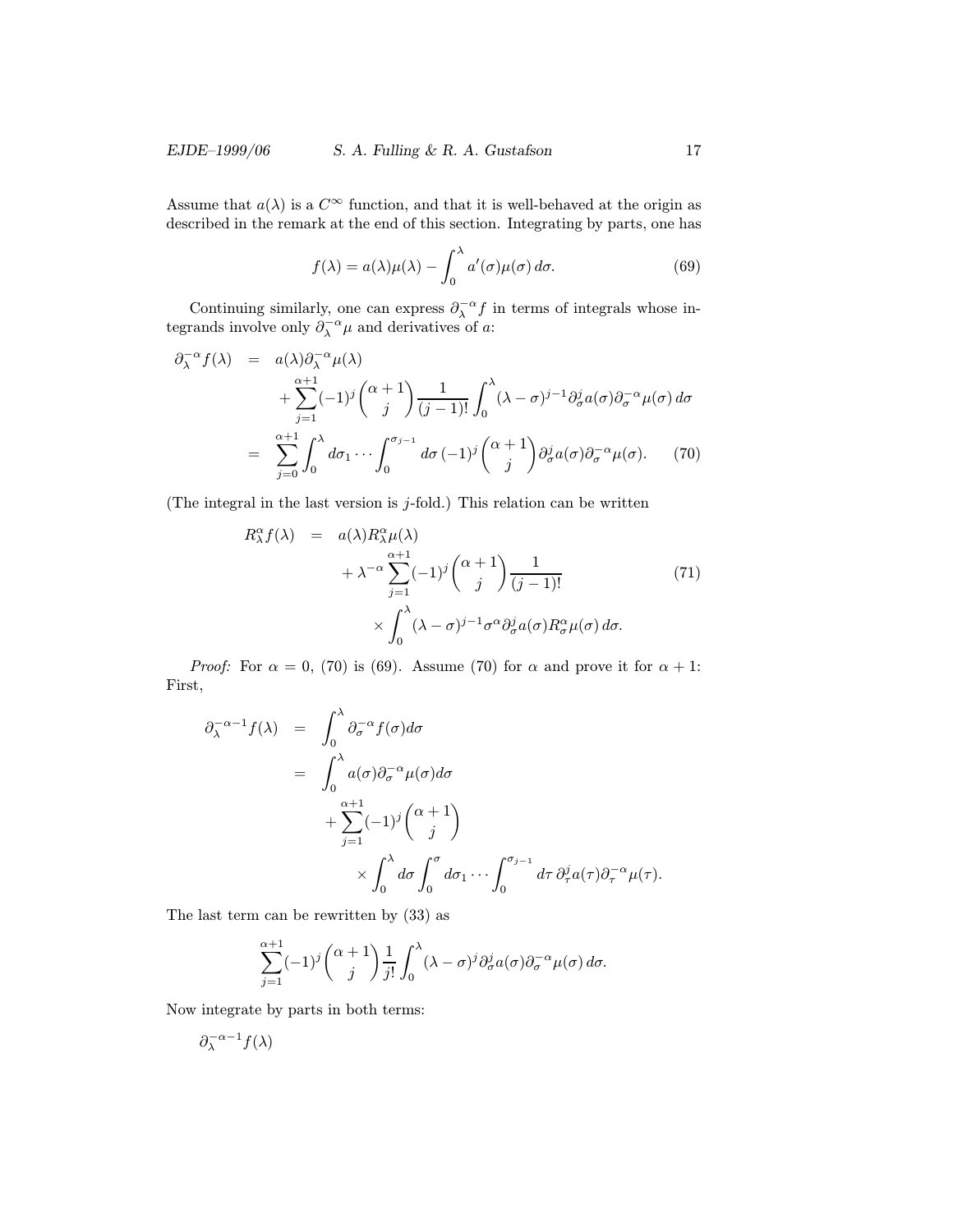Assume that $a(\lambda)$ is a $C^\infty$ function, and that it is well-behaved at the origin as described in the remark at the end of this section. Integrating by parts, one has

$$f(\lambda) = a(\lambda)\mu(\lambda) - \int_0^\lambda a'(\sigma)\mu(\sigma)\,d\sigma. \tag{69}$$

Continuing similarly, one can express $\partial_\lambda^{-\alpha} f$ in terms of integrals whose integrands involve only $\partial_\lambda^{-\alpha}\mu$ and derivatives of $a$:

$$\begin{aligned}
\partial_\lambda^{-\alpha} f(\lambda) &= a(\lambda)\partial_\lambda^{-\alpha}\mu(\lambda) \\
&\quad + \sum_{j=1}^{\alpha+1} (-1)^j \binom{\alpha+1}{j} \frac{1}{(j-1)!} \int_0^\lambda (\lambda-\sigma)^{j-1} \partial_\sigma^j a(\sigma) \partial_\sigma^{-\alpha}\mu(\sigma)\,d\sigma \\
&= \sum_{j=0}^{\alpha+1} \int_0^\lambda d\sigma_1 \cdots \int_0^{\sigma_{j-1}} d\sigma\,(-1)^j \binom{\alpha+1}{j} \partial_\sigma^j a(\sigma) \partial_\sigma^{-\alpha}\mu(\sigma).
\end{aligned} \tag{70}$$

(The integral in the last version is $j$-fold.) This relation can be written

$$\begin{aligned}
R_\lambda^\alpha f(\lambda) &= a(\lambda) R_\lambda^\alpha \mu(\lambda) \\
&\quad + \lambda^{-\alpha} \sum_{j=1}^{\alpha+1} (-1)^j \binom{\alpha+1}{j} \frac{1}{(j-1)!} \\
&\qquad \times \int_0^\lambda (\lambda-\sigma)^{j-1} \sigma^\alpha \partial_\sigma^j a(\sigma) R_\sigma^\alpha \mu(\sigma)\,d\sigma.
\end{aligned} \tag{71}$$

*Proof:* For $\alpha = 0$, (70) is (69). Assume (70) for $\alpha$ and prove it for $\alpha+1$: First,

$$\begin{aligned}
\partial_\lambda^{-\alpha-1} f(\lambda) &= \int_0^\lambda \partial_\sigma^{-\alpha} f(\sigma) d\sigma \\
&= \int_0^\lambda a(\sigma)\partial_\sigma^{-\alpha}\mu(\sigma) d\sigma \\
&\quad + \sum_{j=1}^{\alpha+1} (-1)^j \binom{\alpha+1}{j} \\
&\qquad \times \int_0^\lambda d\sigma \int_0^\sigma d\sigma_1 \cdots \int_0^{\sigma_{j-1}} d\tau\, \partial_\tau^j a(\tau) \partial_\tau^{-\alpha}\mu(\tau).
\end{aligned}$$

The last term can be rewritten by (33) as

$$\sum_{j=1}^{\alpha+1} (-1)^j \binom{\alpha+1}{j} \frac{1}{j!} \int_0^\lambda (\lambda-\sigma)^j \partial_\sigma^j a(\sigma) \partial_\sigma^{-\alpha}\mu(\sigma)\,d\sigma.$$

Now integrate by parts in both terms:

$\partial_\lambda^{-\alpha-1} f(\lambda)$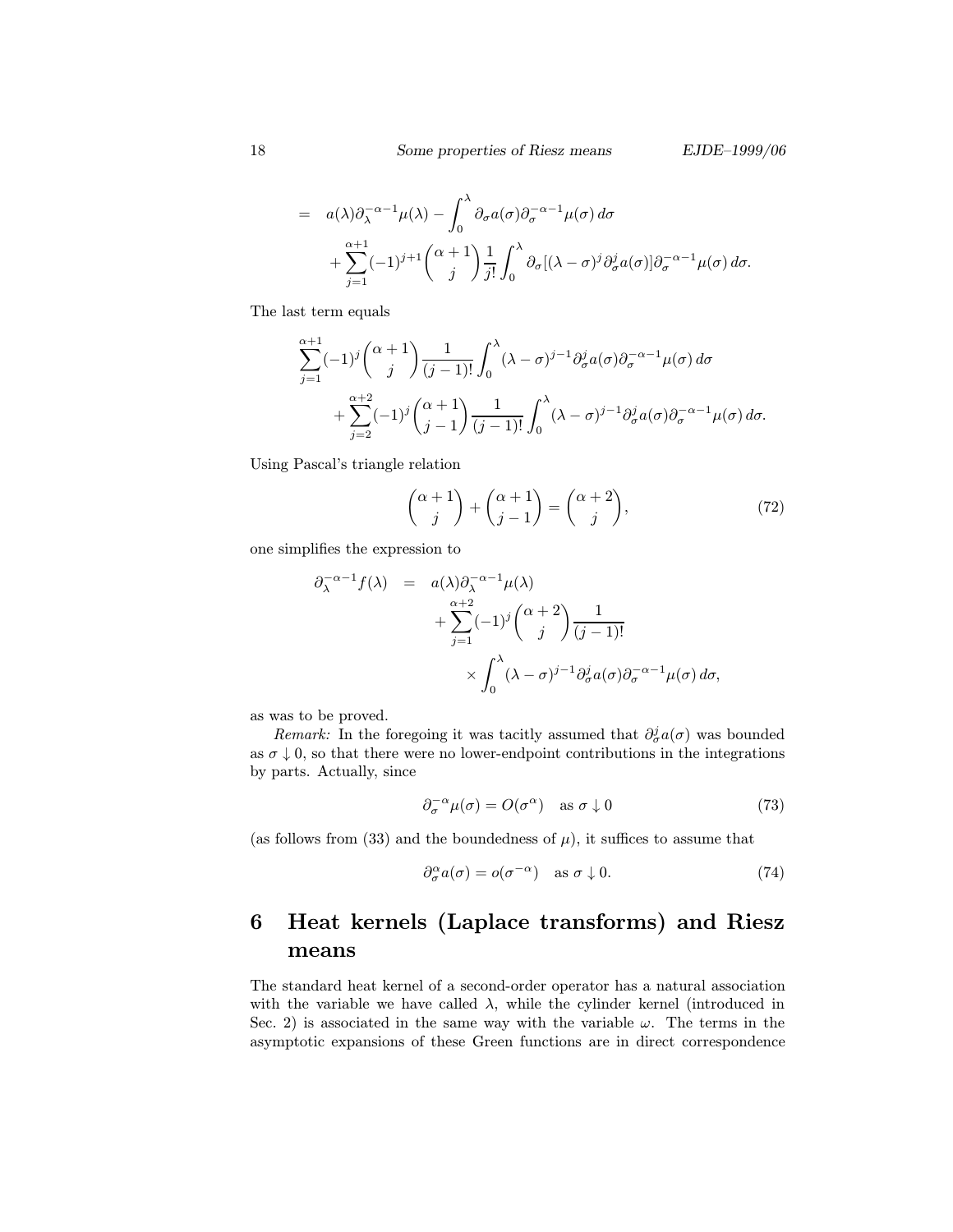$$
\begin{aligned}
&= a(\lambda)\partial_\lambda^{-\alpha-1}\mu(\lambda) - \int_0^\lambda \partial_\sigma a(\sigma)\partial_\sigma^{-\alpha-1}\mu(\sigma)\,d\sigma \\
&\quad + \sum_{j=1}^{\alpha+1}(-1)^{j+1}\binom{\alpha+1}{j}\frac{1}{j!}\int_0^\lambda \partial_\sigma[(\lambda-\sigma)^j\partial_\sigma^j a(\sigma)]\partial_\sigma^{-\alpha-1}\mu(\sigma)\,d\sigma.
\end{aligned}
$$

The last term equals

$$
\begin{aligned}
&\sum_{j=1}^{\alpha+1}(-1)^j\binom{\alpha+1}{j}\frac{1}{(j-1)!}\int_0^\lambda(\lambda-\sigma)^{j-1}\partial_\sigma^j a(\sigma)\partial_\sigma^{-\alpha-1}\mu(\sigma)\,d\sigma \\
&\quad + \sum_{j=2}^{\alpha+2}(-1)^j\binom{\alpha+1}{j-1}\frac{1}{(j-1)!}\int_0^\lambda(\lambda-\sigma)^{j-1}\partial_\sigma^j a(\sigma)\partial_\sigma^{-\alpha-1}\mu(\sigma)\,d\sigma.
\end{aligned}
$$

Using Pascal's triangle relation

$$
\binom{\alpha+1}{j} + \binom{\alpha+1}{j-1} = \binom{\alpha+2}{j}, \tag{72}
$$

one simplifies the expression to

$$
\begin{aligned}
\partial_\lambda^{-\alpha-1}f(\lambda) &= a(\lambda)\partial_\lambda^{-\alpha-1}\mu(\lambda) \\
&\quad + \sum_{j=1}^{\alpha+2}(-1)^j\binom{\alpha+2}{j}\frac{1}{(j-1)!} \\
&\qquad \times \int_0^\lambda(\lambda-\sigma)^{j-1}\partial_\sigma^j a(\sigma)\partial_\sigma^{-\alpha-1}\mu(\sigma)\,d\sigma,
\end{aligned}
$$

as was to be proved.

*Remark:* In the foregoing it was tacitly assumed that $\partial_\sigma^j a(\sigma)$ was bounded as $\sigma \downarrow 0$, so that there were no lower-endpoint contributions in the integrations by parts. Actually, since

$$
\partial_\sigma^{-\alpha}\mu(\sigma) = O(\sigma^\alpha) \quad \text{as } \sigma \downarrow 0 \tag{73}
$$

(as follows from (33) and the boundedness of $\mu$), it suffices to assume that

$$
\partial_\sigma^\alpha a(\sigma) = o(\sigma^{-\alpha}) \quad \text{as } \sigma \downarrow 0. \tag{74}
$$

# 6 Heat kernels (Laplace transforms) and Riesz means

The standard heat kernel of a second-order operator has a natural association with the variable we have called $\lambda$, while the cylinder kernel (introduced in Sec. 2) is associated in the same way with the variable $\omega$. The terms in the asymptotic expansions of these Green functions are in direct correspondence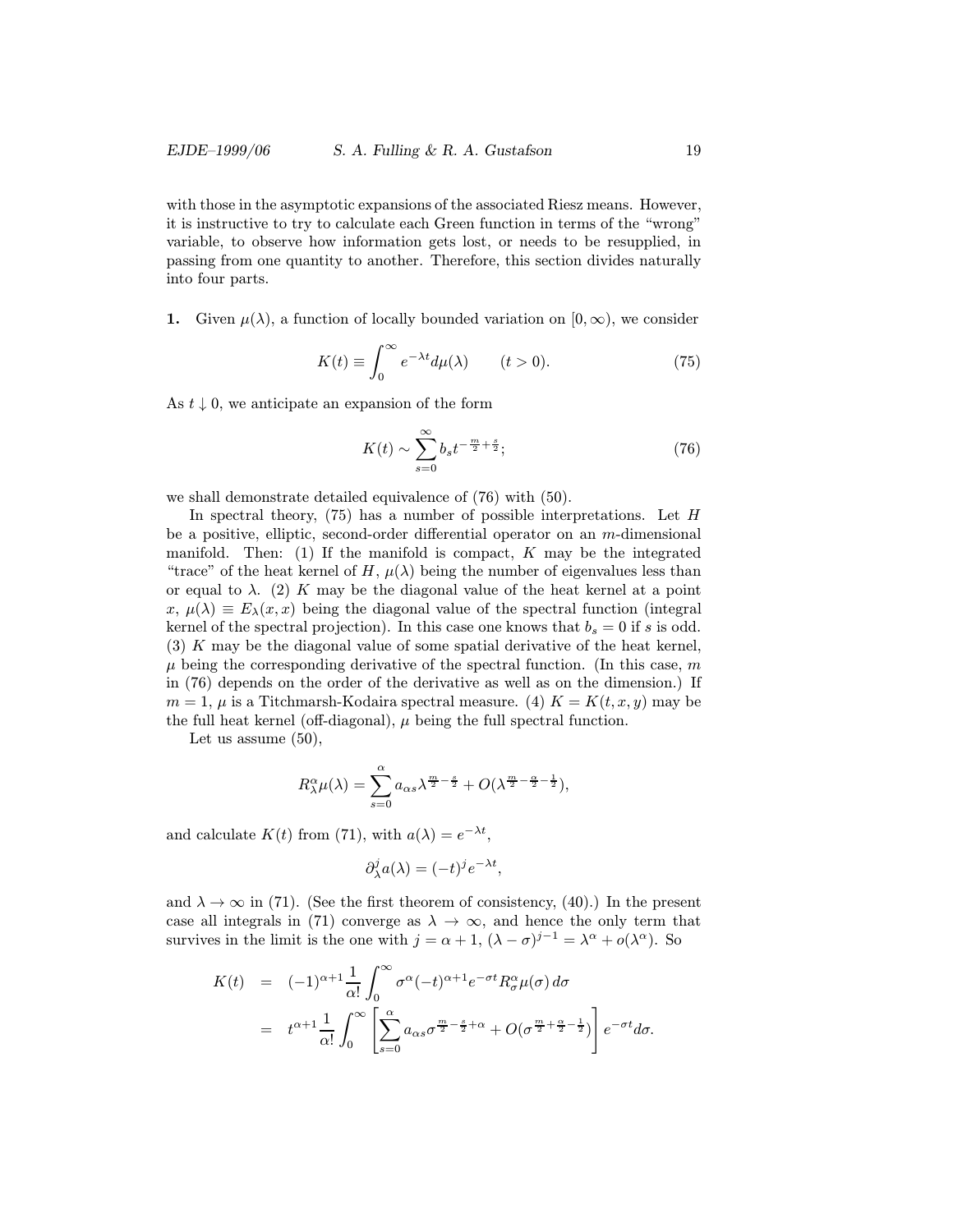with those in the asymptotic expansions of the associated Riesz means. However, it is instructive to try to calculate each Green function in terms of the "wrong" variable, to observe how information gets lost, or needs to be resupplied, in passing from one quantity to another. Therefore, this section divides naturally into four parts.

**1.** Given $\mu(\lambda)$, a function of locally bounded variation on $[0,\infty)$, we consider

$$K(t) \equiv \int_0^\infty e^{-\lambda t} d\mu(\lambda) \qquad (t>0). \tag{75}$$

As $t \downarrow 0$, we anticipate an expansion of the form

$$K(t) \sim \sum_{s=0}^{\infty} b_s t^{-\frac{m}{2}+\frac{s}{2}}; \tag{76}$$

we shall demonstrate detailed equivalence of (76) with (50).

In spectral theory, (75) has a number of possible interpretations. Let $H$ be a positive, elliptic, second-order differential operator on an $m$-dimensional manifold. Then: (1) If the manifold is compact, $K$ may be the integrated "trace" of the heat kernel of $H$, $\mu(\lambda)$ being the number of eigenvalues less than or equal to $\lambda$. (2) $K$ may be the diagonal value of the heat kernel at a point $x$, $\mu(\lambda) \equiv E_\lambda(x,x)$ being the diagonal value of the spectral function (integral kernel of the spectral projection). In this case one knows that $b_s = 0$ if $s$ is odd. (3) $K$ may be the diagonal value of some spatial derivative of the heat kernel, $\mu$ being the corresponding derivative of the spectral function. (In this case, $m$ in (76) depends on the order of the derivative as well as on the dimension.) If $m=1$, $\mu$ is a Titchmarsh-Kodaira spectral measure. (4) $K = K(t,x,y)$ may be the full heat kernel (off-diagonal), $\mu$ being the full spectral function.

Let us assume (50),

$$R^\alpha_\lambda \mu(\lambda) = \sum_{s=0}^{\alpha} a_{\alpha s} \lambda^{\frac{m}{2}-\frac{s}{2}} + O(\lambda^{\frac{m}{2}-\frac{\alpha}{2}-\frac{1}{2}}),$$

and calculate $K(t)$ from (71), with $a(\lambda) = e^{-\lambda t}$,

$$\partial^j_\lambda a(\lambda) = (-t)^j e^{-\lambda t},$$

and $\lambda \to \infty$ in (71). (See the first theorem of consistency, (40).) In the present case all integrals in (71) converge as $\lambda \to \infty$, and hence the only term that survives in the limit is the one with $j = \alpha+1$, $(\lambda-\sigma)^{j-1} = \lambda^\alpha + o(\lambda^\alpha)$. So

$$\begin{aligned}
K(t) &= (-1)^{\alpha+1}\frac{1}{\alpha!}\int_0^\infty \sigma^\alpha (-t)^{\alpha+1} e^{-\sigma t} R^\alpha_\sigma \mu(\sigma)\, d\sigma \\
&= t^{\alpha+1}\frac{1}{\alpha!}\int_0^\infty \left[\sum_{s=0}^{\alpha} a_{\alpha s}\sigma^{\frac{m}{2}-\frac{s}{2}+\alpha} + O(\sigma^{\frac{m}{2}+\frac{\alpha}{2}-\frac{1}{2}})\right] e^{-\sigma t} d\sigma.
\end{aligned}$$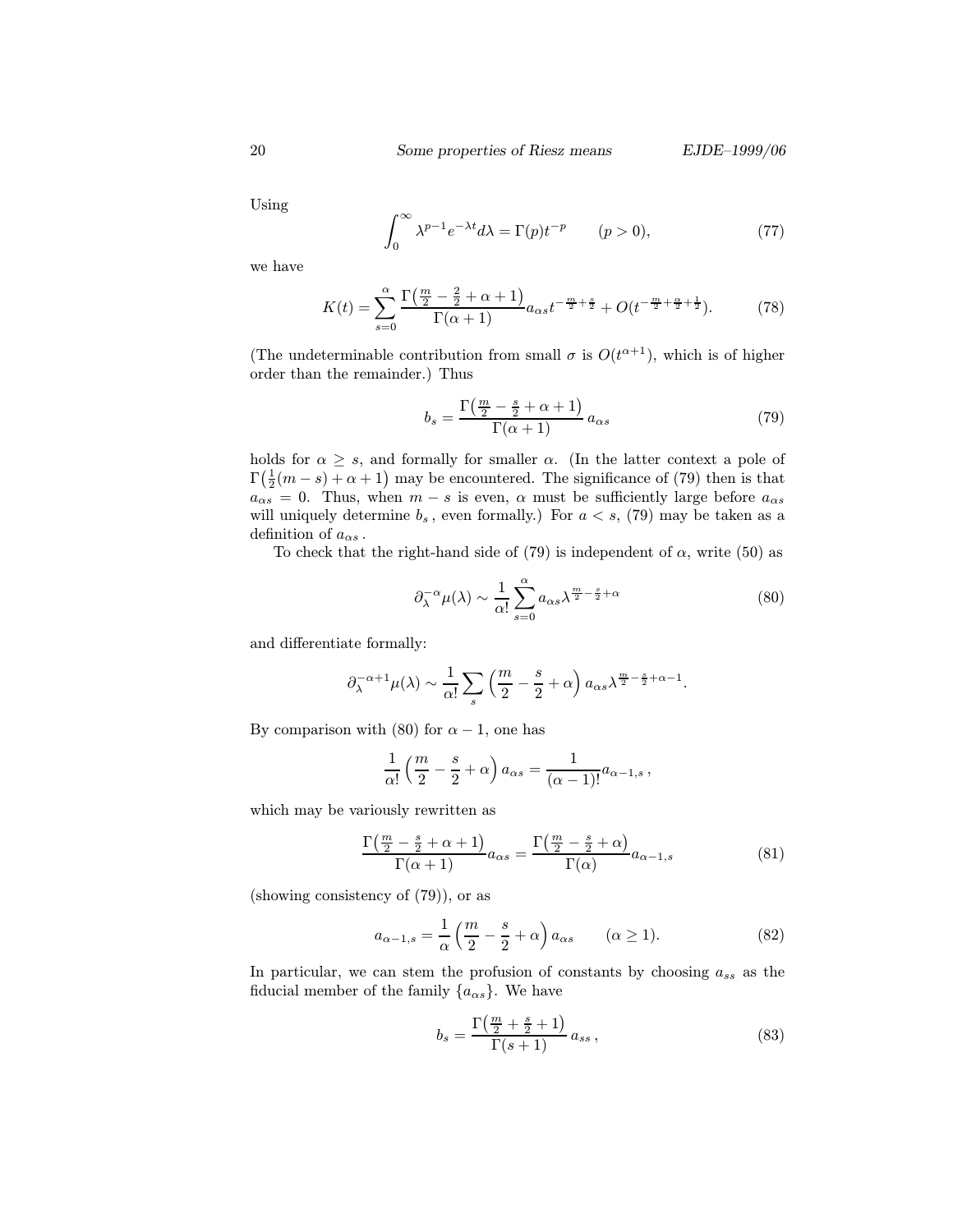Using

$$\int_0^\infty \lambda^{p-1} e^{-\lambda t} d\lambda = \Gamma(p) t^{-p} \qquad (p > 0), \tag{77}$$

we have

$$K(t) = \sum_{s=0}^{\alpha} \frac{\Gamma\big(\frac{m}{2} - \frac{2}{2} + \alpha + 1\big)}{\Gamma(\alpha+1)} a_{\alpha s} t^{-\frac{m}{2}+\frac{s}{2}} + O(t^{-\frac{m}{2}+\frac{\alpha}{2}+\frac{1}{2}}). \tag{78}$$

(The undeterminable contribution from small $\sigma$ is $O(t^{\alpha+1})$, which is of higher order than the remainder.) Thus

$$b_s = \frac{\Gamma\big(\frac{m}{2} - \frac{s}{2} + \alpha + 1\big)}{\Gamma(\alpha+1)}\, a_{\alpha s} \tag{79}$$

holds for $\alpha \geq s$, and formally for smaller $\alpha$. (In the latter context a pole of $\Gamma\big(\frac{1}{2}(m-s) + \alpha + 1\big)$ may be encountered. The significance of (79) then is that $a_{\alpha s} = 0$. Thus, when $m - s$ is even, $\alpha$ must be sufficiently large before $a_{\alpha s}$ will uniquely determine $b_s$, even formally.) For $a < s$, (79) may be taken as a definition of $a_{\alpha s}$.

To check that the right-hand side of (79) is independent of $\alpha$, write (50) as

$$\partial_\lambda^{-\alpha} \mu(\lambda) \sim \frac{1}{\alpha!} \sum_{s=0}^{\alpha} a_{\alpha s} \lambda^{\frac{m}{2}-\frac{s}{2}+\alpha} \tag{80}$$

and differentiate formally:

$$\partial_\lambda^{-\alpha+1} \mu(\lambda) \sim \frac{1}{\alpha!} \sum_s \left(\frac{m}{2} - \frac{s}{2} + \alpha\right) a_{\alpha s} \lambda^{\frac{m}{2}-\frac{s}{2}+\alpha-1}.$$

By comparison with (80) for $\alpha - 1$, one has

$$\frac{1}{\alpha!}\left(\frac{m}{2} - \frac{s}{2} + \alpha\right) a_{\alpha s} = \frac{1}{(\alpha-1)!} a_{\alpha-1,s}\,,$$

which may be variously rewritten as

$$\frac{\Gamma\big(\frac{m}{2} - \frac{s}{2} + \alpha + 1\big)}{\Gamma(\alpha+1)} a_{\alpha s} = \frac{\Gamma\big(\frac{m}{2} - \frac{s}{2} + \alpha\big)}{\Gamma(\alpha)} a_{\alpha-1,s} \tag{81}$$

(showing consistency of (79)), or as

$$a_{\alpha-1,s} = \frac{1}{\alpha}\left(\frac{m}{2} - \frac{s}{2} + \alpha\right) a_{\alpha s} \qquad (\alpha \geq 1). \tag{82}$$

In particular, we can stem the profusion of constants by choosing $a_{ss}$ as the fiducial member of the family $\{a_{\alpha s}\}$. We have

$$b_s = \frac{\Gamma\big(\frac{m}{2} + \frac{s}{2} + 1\big)}{\Gamma(s+1)}\, a_{ss}\,, \tag{83}$$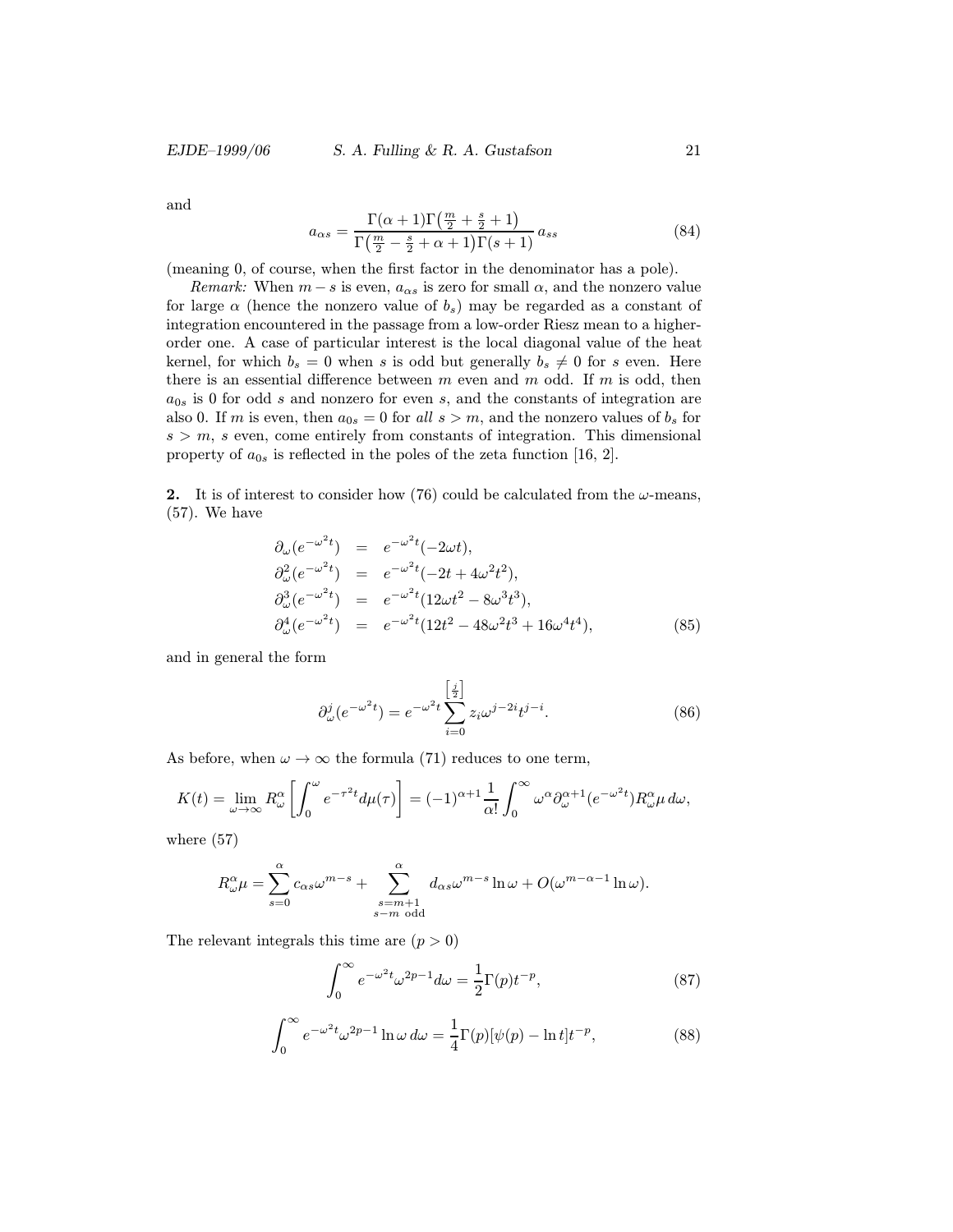and

$$a_{\alpha s} = \frac{\Gamma(\alpha+1)\Gamma\left(\frac{m}{2}+\frac{s}{2}+1\right)}{\Gamma\left(\frac{m}{2}-\frac{s}{2}+\alpha+1\right)\Gamma(s+1)}\, a_{ss} \tag{84}$$

(meaning 0, of course, when the first factor in the denominator has a pole).

*Remark:* When $m-s$ is even, $a_{\alpha s}$ is zero for small $\alpha$, and the nonzero value for large $\alpha$ (hence the nonzero value of $b_s$) may be regarded as a constant of integration encountered in the passage from a low-order Riesz mean to a higher-order one. A case of particular interest is the local diagonal value of the heat kernel, for which $b_s = 0$ when $s$ is odd but generally $b_s \neq 0$ for $s$ even. Here there is an essential difference between $m$ even and $m$ odd. If $m$ is odd, then $a_{0s}$ is 0 for odd $s$ and nonzero for even $s$, and the constants of integration are also 0. If $m$ is even, then $a_{0s} = 0$ for *all* $s > m$, and the nonzero values of $b_s$ for $s > m$, $s$ even, come entirely from constants of integration. This dimensional property of $a_{0s}$ is reflected in the poles of the zeta function [16, 2].

**2.** It is of interest to consider how (76) could be calculated from the $\omega$-means, (57). We have

$$\begin{aligned}
\partial_\omega(e^{-\omega^2 t}) &= e^{-\omega^2 t}(-2\omega t),\\
\partial_\omega^2(e^{-\omega^2 t}) &= e^{-\omega^2 t}(-2t+4\omega^2 t^2),\\
\partial_\omega^3(e^{-\omega^2 t}) &= e^{-\omega^2 t}(12\omega t^2 - 8\omega^3 t^3),\\
\partial_\omega^4(e^{-\omega^2 t}) &= e^{-\omega^2 t}(12t^2 - 48\omega^2 t^3 + 16\omega^4 t^4),
\end{aligned} \tag{85}$$

and in general the form

$$\partial_\omega^j(e^{-\omega^2 t}) = e^{-\omega^2 t}\sum_{i=0}^{\left[\frac{j}{2}\right]} z_i \omega^{j-2i} t^{j-i}. \tag{86}$$

As before, when $\omega \to \infty$ the formula (71) reduces to one term,

$$K(t) = \lim_{\omega\to\infty} R_\omega^\alpha\left[\int_0^\omega e^{-\tau^2 t}\, d\mu(\tau)\right] = (-1)^{\alpha+1}\frac{1}{\alpha!}\int_0^\infty \omega^\alpha \partial_\omega^{\alpha+1}(e^{-\omega^2 t}) R_\omega^\alpha \mu\, d\omega,$$

where (57)

$$R_\omega^\alpha \mu = \sum_{s=0}^{\alpha} c_{\alpha s}\omega^{m-s} + \sum_{\substack{s=m+1\\ s-m \text{ odd}}}^{\alpha} d_{\alpha s}\omega^{m-s}\ln\omega + O(\omega^{m-\alpha-1}\ln\omega).$$

The relevant integrals this time are ($p > 0$)

$$\int_0^\infty e^{-\omega^2 t}\omega^{2p-1}d\omega = \frac{1}{2}\Gamma(p)t^{-p}, \tag{87}$$

$$\int_0^\infty e^{-\omega^2 t}\omega^{2p-1}\ln\omega\, d\omega = \frac{1}{4}\Gamma(p)[\psi(p) - \ln t]t^{-p}, \tag{88}$$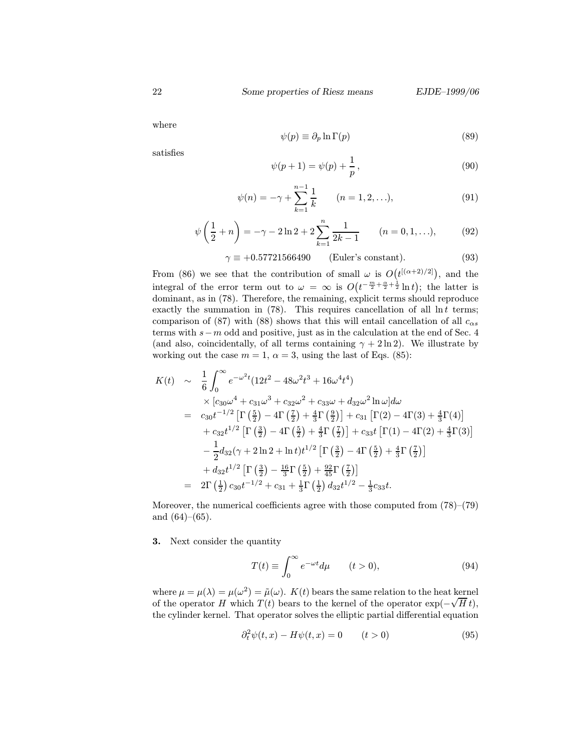where

$$\psi(p) \equiv \partial_p \ln \Gamma(p) \tag{89}$$

satisfies

$$\psi(p+1) = \psi(p) + \frac{1}{p}\,, \tag{90}$$

$$\psi(n) = -\gamma + \sum_{k=1}^{n-1} \frac{1}{k} \qquad (n = 1, 2, \ldots), \tag{91}$$

$$\psi\left(\frac{1}{2} + n\right) = -\gamma - 2\ln 2 + 2\sum_{k=1}^{n} \frac{1}{2k-1} \qquad (n = 0, 1, \ldots), \tag{92}$$

$$\gamma \equiv +0.57721566490 \qquad \text{(Euler's constant)}. \tag{93}$$

From (86) we see that the contribution of small $\omega$ is $O\big(t^{[(\alpha+2)/2]}\big)$, and the integral of the error term out to $\omega = \infty$ is $O\big(t^{-\frac{m}{2}+\frac{\alpha}{2}+\frac{1}{2}} \ln t\big)$; the latter is dominant, as in (78). Therefore, the remaining, explicit terms should reproduce exactly the summation in (78). This requires cancellation of all $\ln t$ terms; comparison of (87) with (88) shows that this will entail cancellation of all $c_{\alpha s}$ terms with $s-m$ odd and positive, just as in the calculation at the end of Sec. 4 (and also, coincidentally, of all terms containing $\gamma + 2\ln 2$). We illustrate by working out the case $m = 1$, $\alpha = 3$, using the last of Eqs. (85):

$$\begin{aligned}
K(t) \;&\sim\; \frac{1}{6}\int_0^\infty e^{-\omega^2 t}(12t^2 - 48\omega^2 t^3 + 16\omega^4 t^4) \\
&\quad \times [c_{30}\omega^4 + c_{31}\omega^3 + c_{32}\omega^2 + c_{33}\omega + d_{32}\omega^2 \ln\omega] d\omega \\
&= c_{30} t^{-1/2}\left[\Gamma\left(\tfrac{5}{2}\right) - 4\Gamma\left(\tfrac{7}{2}\right) + \tfrac{4}{3}\Gamma\left(\tfrac{9}{2}\right)\right] + c_{31}\left[\Gamma(2) - 4\Gamma(3) + \tfrac{4}{3}\Gamma(4)\right] \\
&\quad + c_{32} t^{1/2}\left[\Gamma\left(\tfrac{3}{2}\right) - 4\Gamma\left(\tfrac{5}{2}\right) + \tfrac{4}{3}\Gamma\left(\tfrac{7}{2}\right)\right] + c_{33} t\left[\Gamma(1) - 4\Gamma(2) + \tfrac{4}{3}\Gamma(3)\right] \\
&\quad - \frac{1}{2} d_{32}(\gamma + 2\ln 2 + \ln t) t^{1/2}\left[\Gamma\left(\tfrac{3}{2}\right) - 4\Gamma\left(\tfrac{5}{2}\right) + \tfrac{4}{3}\Gamma\left(\tfrac{7}{2}\right)\right] \\
&\quad + d_{32} t^{1/2}\left[\Gamma\left(\tfrac{3}{2}\right) - \tfrac{16}{3}\Gamma\left(\tfrac{5}{2}\right) + \tfrac{92}{45}\Gamma\left(\tfrac{7}{2}\right)\right] \\
&= 2\Gamma\left(\tfrac{1}{2}\right) c_{30} t^{-1/2} + c_{31} + \tfrac{1}{3}\Gamma\left(\tfrac{1}{2}\right) d_{32} t^{1/2} - \tfrac{1}{3} c_{33} t.
\end{aligned}$$

Moreover, the numerical coefficients agree with those computed from (78)–(79) and (64)–(65).

**3.** Next consider the quantity

$$T(t) \equiv \int_0^\infty e^{-\omega t} d\mu \qquad (t > 0), \tag{94}$$

where $\mu = \mu(\lambda) = \mu(\omega^2) = \tilde{\mu}(\omega)$. $K(t)$ bears the same relation to the heat kernel of the operator $H$ which $T(t)$ bears to the kernel of the operator $\exp(-\sqrt{H}\,t)$, the cylinder kernel. That operator solves the elliptic partial differential equation

$$\partial_t^2 \psi(t,x) - H\psi(t,x) = 0 \qquad (t > 0) \tag{95}$$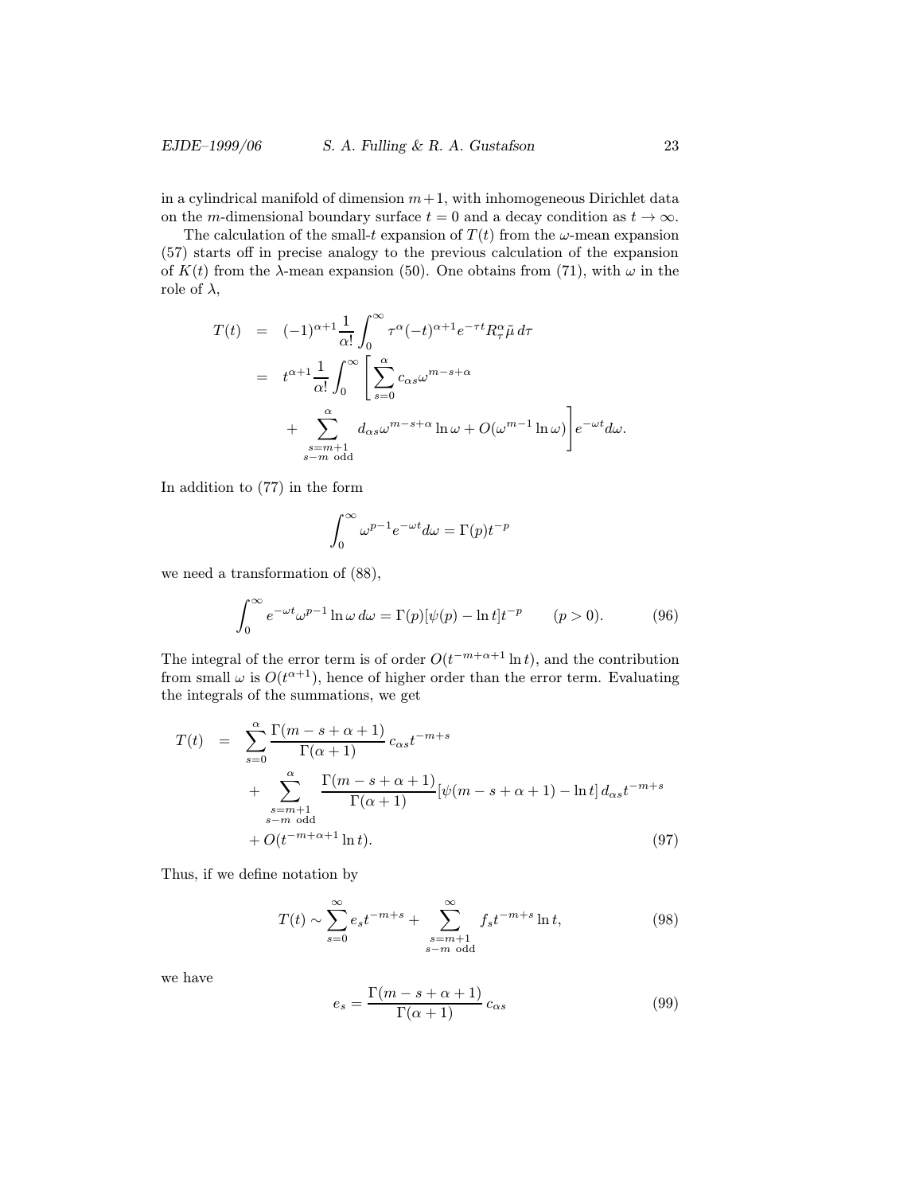in a cylindrical manifold of dimension $m+1$, with inhomogeneous Dirichlet data on the $m$-dimensional boundary surface $t=0$ and a decay condition as $t\to\infty$.

The calculation of the small-$t$ expansion of $T(t)$ from the $\omega$-mean expansion (57) starts off in precise analogy to the previous calculation of the expansion of $K(t)$ from the $\lambda$-mean expansion (50). One obtains from (71), with $\omega$ in the role of $\lambda$,

$$
\begin{aligned}
T(t) &= (-1)^{\alpha+1}\frac{1}{\alpha!}\int_0^\infty \tau^\alpha(-t)^{\alpha+1}e^{-\tau t}R_\tau^\alpha\tilde{\mu}\,d\tau \\
&= t^{\alpha+1}\frac{1}{\alpha!}\int_0^\infty \Bigg[\sum_{s=0}^{\alpha} c_{\alpha s}\omega^{m-s+\alpha} \\
&\qquad + \sum_{\substack{s=m+1\\ s-m \text{ odd}}}^{\alpha} d_{\alpha s}\omega^{m-s+\alpha}\ln\omega + O(\omega^{m-1}\ln\omega)\Bigg]e^{-\omega t}d\omega.
\end{aligned}
$$

In addition to (77) in the form

$$
\int_0^\infty \omega^{p-1}e^{-\omega t}d\omega = \Gamma(p)t^{-p}
$$

we need a transformation of (88),

$$
\int_0^\infty e^{-\omega t}\omega^{p-1}\ln\omega\,d\omega = \Gamma(p)[\psi(p)-\ln t]t^{-p} \qquad (p>0). \tag{96}
$$

The integral of the error term is of order $O(t^{-m+\alpha+1}\ln t)$, and the contribution from small $\omega$ is $O(t^{\alpha+1})$, hence of higher order than the error term. Evaluating the integrals of the summations, we get

$$
\begin{aligned}
T(t) &= \sum_{s=0}^{\alpha}\frac{\Gamma(m-s+\alpha+1)}{\Gamma(\alpha+1)}\,c_{\alpha s}t^{-m+s} \\
&\quad + \sum_{\substack{s=m+1\\ s-m \text{ odd}}}^{\alpha}\frac{\Gamma(m-s+\alpha+1)}{\Gamma(\alpha+1)}[\psi(m-s+\alpha+1)-\ln t]\,d_{\alpha s}t^{-m+s} \\
&\quad + O(t^{-m+\alpha+1}\ln t).
\end{aligned} \tag{97}
$$

Thus, if we define notation by

$$
T(t) \sim \sum_{s=0}^{\infty} e_s t^{-m+s} + \sum_{\substack{s=m+1\\ s-m \text{ odd}}}^{\infty} f_s t^{-m+s}\ln t, \tag{98}
$$

we have

$$
e_s = \frac{\Gamma(m-s+\alpha+1)}{\Gamma(\alpha+1)}\,c_{\alpha s} \tag{99}
$$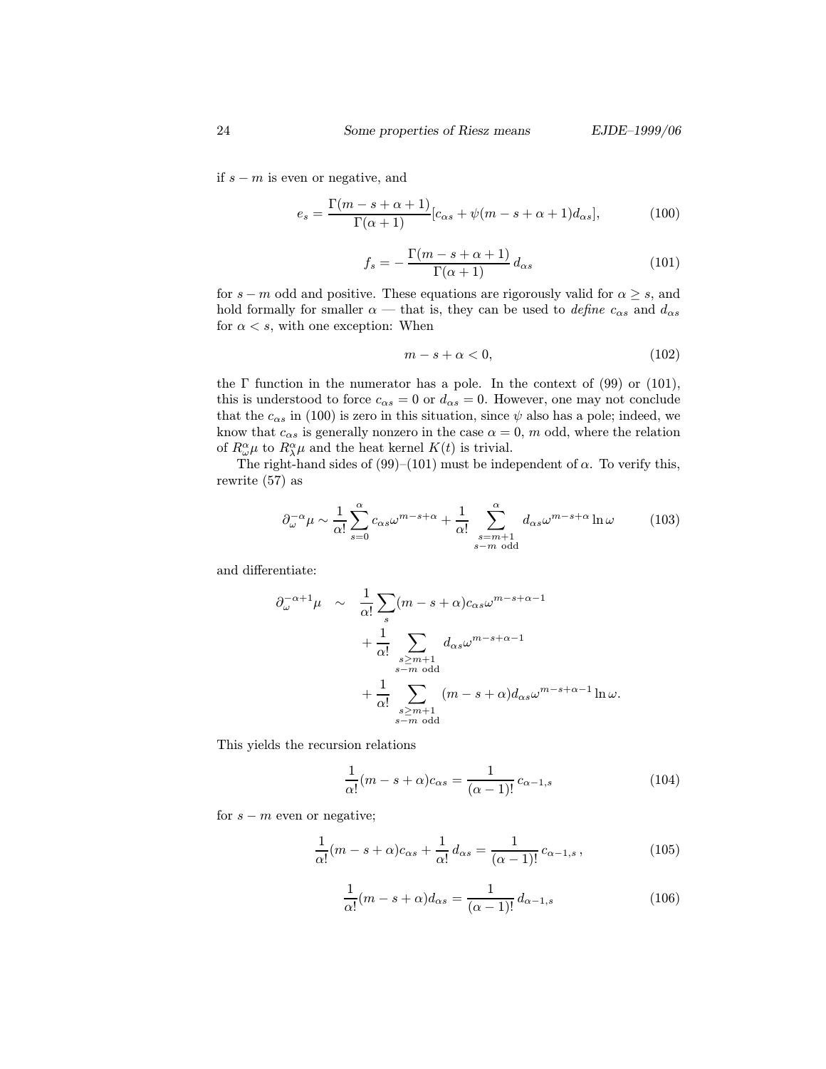if $s - m$ is even or negative, and

$$e_s = \frac{\Gamma(m-s+\alpha+1)}{\Gamma(\alpha+1)}[c_{\alpha s} + \psi(m-s+\alpha+1)d_{\alpha s}], \tag{100}$$

$$f_s = -\frac{\Gamma(m-s+\alpha+1)}{\Gamma(\alpha+1)}\, d_{\alpha s} \tag{101}$$

for $s - m$ odd and positive. These equations are rigorously valid for $\alpha \geq s$, and hold formally for smaller $\alpha$ — that is, they can be used to *define* $c_{\alpha s}$ and $d_{\alpha s}$ for $\alpha < s$, with one exception: When

$$m - s + \alpha < 0, \tag{102}$$

the $\Gamma$ function in the numerator has a pole. In the context of (99) or (101), this is understood to force $c_{\alpha s} = 0$ or $d_{\alpha s} = 0$. However, one may not conclude that the $c_{\alpha s}$ in (100) is zero in this situation, since $\psi$ also has a pole; indeed, we know that $c_{\alpha s}$ is generally nonzero in the case $\alpha = 0$, $m$ odd, where the relation of $R^\alpha_\omega \mu$ to $R^\alpha_\lambda \mu$ and the heat kernel $K(t)$ is trivial.

The right-hand sides of (99)–(101) must be independent of $\alpha$. To verify this, rewrite (57) as

$$\partial_\omega^{-\alpha}\mu \sim \frac{1}{\alpha!}\sum_{s=0}^{\alpha} c_{\alpha s}\omega^{m-s+\alpha} + \frac{1}{\alpha!}\sum_{\substack{s=m+1\\ s-m \text{ odd}}}^{\alpha} d_{\alpha s}\omega^{m-s+\alpha}\ln\omega \tag{103}$$

and differentiate:

$$\begin{aligned}
\partial_\omega^{-\alpha+1}\mu \quad \sim \quad & \frac{1}{\alpha!}\sum_s (m-s+\alpha)c_{\alpha s}\omega^{m-s+\alpha-1} \\
& + \frac{1}{\alpha!}\sum_{\substack{s\geq m+1\\ s-m \text{ odd}}} d_{\alpha s}\omega^{m-s+\alpha-1} \\
& + \frac{1}{\alpha!}\sum_{\substack{s\geq m+1\\ s-m \text{ odd}}} (m-s+\alpha)d_{\alpha s}\omega^{m-s+\alpha-1}\ln\omega.
\end{aligned}$$

This yields the recursion relations

$$\frac{1}{\alpha!}(m-s+\alpha)c_{\alpha s} = \frac{1}{(\alpha-1)!}\, c_{\alpha-1,s} \tag{104}$$

for $s - m$ even or negative;

$$\frac{1}{\alpha!}(m-s+\alpha)c_{\alpha s} + \frac{1}{\alpha!}\, d_{\alpha s} = \frac{1}{(\alpha-1)!}\, c_{\alpha-1,s}\,, \tag{105}$$

$$\frac{1}{\alpha!}(m-s+\alpha)d_{\alpha s} = \frac{1}{(\alpha-1)!}\, d_{\alpha-1,s} \tag{106}$$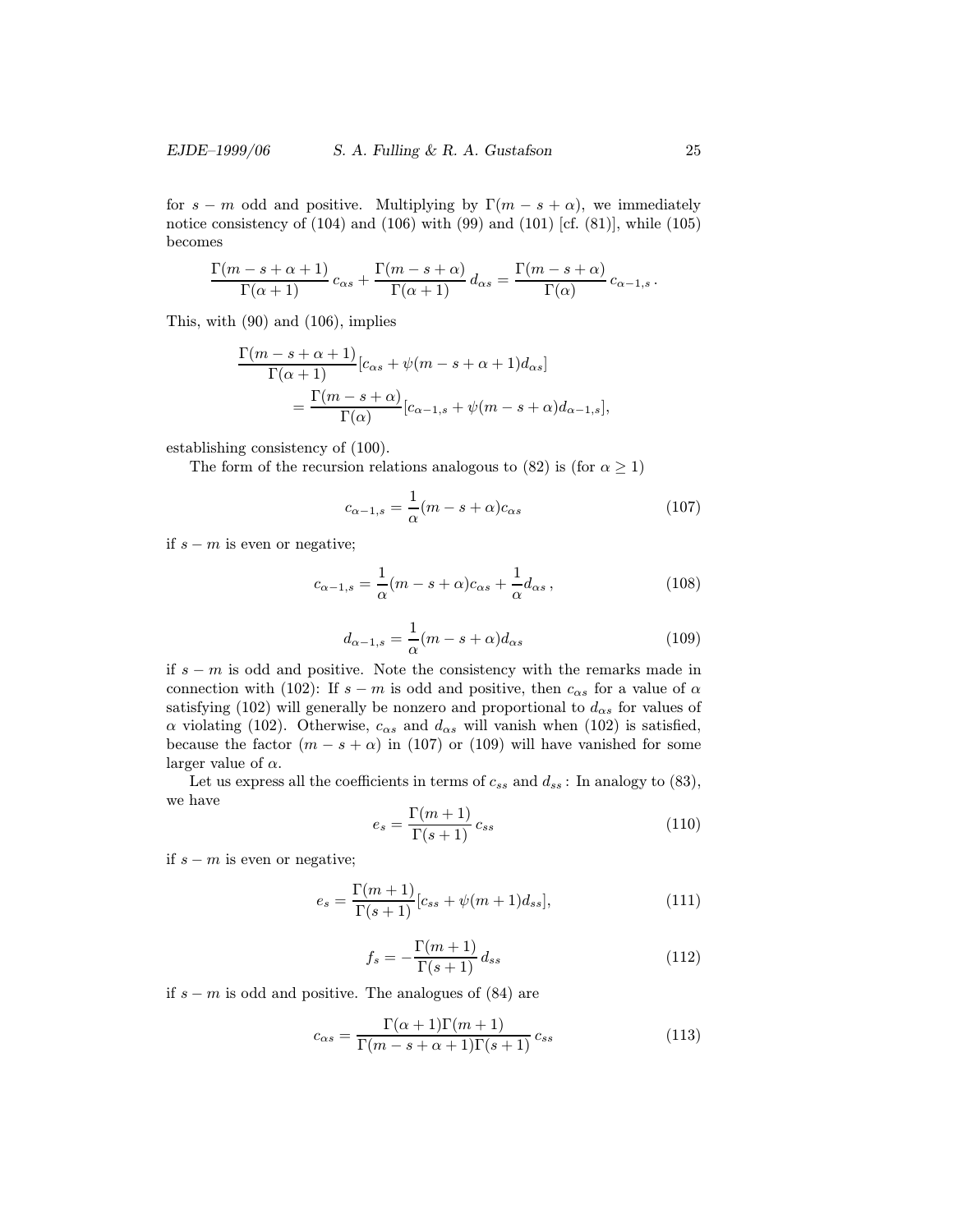for $s - m$ odd and positive. Multiplying by $\Gamma(m - s + \alpha)$, we immediately notice consistency of (104) and (106) with (99) and (101) [cf. (81)], while (105) becomes

$$\frac{\Gamma(m-s+\alpha+1)}{\Gamma(\alpha+1)}\, c_{\alpha s} + \frac{\Gamma(m-s+\alpha)}{\Gamma(\alpha+1)}\, d_{\alpha s} = \frac{\Gamma(m-s+\alpha)}{\Gamma(\alpha)}\, c_{\alpha-1,s}\,.$$

This, with (90) and (106), implies

$$\begin{aligned}\frac{\Gamma(m-s+\alpha+1)}{\Gamma(\alpha+1)}&[c_{\alpha s} + \psi(m-s+\alpha+1)d_{\alpha s}]\\ &= \frac{\Gamma(m-s+\alpha)}{\Gamma(\alpha)}[c_{\alpha-1,s} + \psi(m-s+\alpha)d_{\alpha-1,s}],\end{aligned}$$

establishing consistency of (100).

The form of the recursion relations analogous to (82) is (for $\alpha \geq 1$)

$$c_{\alpha-1,s} = \frac{1}{\alpha}(m-s+\alpha)c_{\alpha s} \tag{107}$$

if $s - m$ is even or negative;

$$c_{\alpha-1,s} = \frac{1}{\alpha}(m-s+\alpha)c_{\alpha s} + \frac{1}{\alpha}d_{\alpha s}\,, \tag{108}$$

$$d_{\alpha-1,s} = \frac{1}{\alpha}(m-s+\alpha)d_{\alpha s} \tag{109}$$

if $s - m$ is odd and positive. Note the consistency with the remarks made in connection with (102): If $s - m$ is odd and positive, then $c_{\alpha s}$ for a value of $\alpha$ satisfying (102) will generally be nonzero and proportional to $d_{\alpha s}$ for values of $\alpha$ violating (102). Otherwise, $c_{\alpha s}$ and $d_{\alpha s}$ will vanish when (102) is satisfied, because the factor $(m - s + \alpha)$ in (107) or (109) will have vanished for some larger value of $\alpha$.

Let us express all the coefficients in terms of $c_{ss}$ and $d_{ss}$ : In analogy to (83), we have

$$e_s = \frac{\Gamma(m+1)}{\Gamma(s+1)}\, c_{ss} \tag{110}$$

if $s - m$ is even or negative;

$$e_s = \frac{\Gamma(m+1)}{\Gamma(s+1)}[c_{ss} + \psi(m+1)d_{ss}], \tag{111}$$

$$f_s = -\frac{\Gamma(m+1)}{\Gamma(s+1)}\, d_{ss} \tag{112}$$

if $s - m$ is odd and positive. The analogues of (84) are

$$c_{\alpha s} = \frac{\Gamma(\alpha+1)\Gamma(m+1)}{\Gamma(m-s+\alpha+1)\Gamma(s+1)}\, c_{ss} \tag{113}$$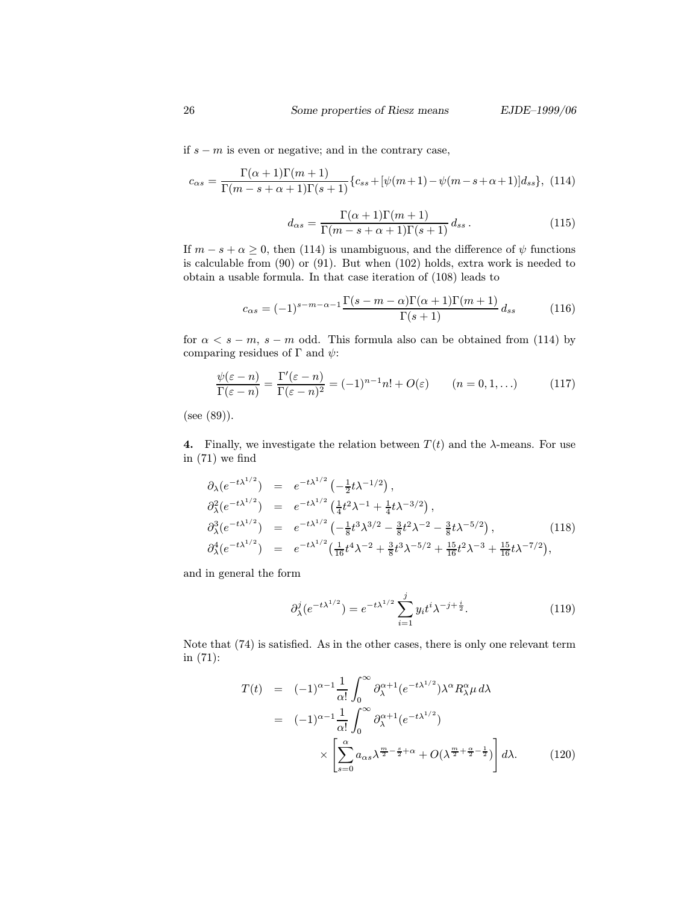if $s - m$ is even or negative; and in the contrary case,

$$c_{\alpha s} = \frac{\Gamma(\alpha+1)\Gamma(m+1)}{\Gamma(m-s+\alpha+1)\Gamma(s+1)}\{c_{ss} + [\psi(m+1) - \psi(m-s+\alpha+1)]d_{ss}\}, \quad (114)$$

$$d_{\alpha s} = \frac{\Gamma(\alpha+1)\Gamma(m+1)}{\Gamma(m-s+\alpha+1)\Gamma(s+1)}\, d_{ss}\,. \quad (115)$$

If $m - s + \alpha \geq 0$, then (114) is unambiguous, and the difference of $\psi$ functions is calculable from (90) or (91). But when (102) holds, extra work is needed to obtain a usable formula. In that case iteration of (108) leads to

$$c_{\alpha s} = (-1)^{s-m-\alpha-1}\frac{\Gamma(s-m-\alpha)\Gamma(\alpha+1)\Gamma(m+1)}{\Gamma(s+1)}\, d_{ss} \quad (116)$$

for $\alpha < s - m$, $s - m$ odd. This formula also can be obtained from (114) by comparing residues of $\Gamma$ and $\psi$:

$$\frac{\psi(\varepsilon - n)}{\Gamma(\varepsilon - n)} = \frac{\Gamma'(\varepsilon - n)}{\Gamma(\varepsilon - n)^2} = (-1)^{n-1} n! + O(\varepsilon) \qquad (n = 0, 1, \ldots) \quad (117)$$

(see (89)).

**4.** Finally, we investigate the relation between $T(t)$ and the $\lambda$-means. For use in (71) we find

$$\begin{aligned}
\partial_\lambda(e^{-t\lambda^{1/2}}) &= e^{-t\lambda^{1/2}}\left(-\tfrac{1}{2}t\lambda^{-1/2}\right), \\
\partial_\lambda^2(e^{-t\lambda^{1/2}}) &= e^{-t\lambda^{1/2}}\left(\tfrac{1}{4}t^2\lambda^{-1} + \tfrac{1}{4}t\lambda^{-3/2}\right), \\
\partial_\lambda^3(e^{-t\lambda^{1/2}}) &= e^{-t\lambda^{1/2}}\left(-\tfrac{1}{8}t^3\lambda^{3/2} - \tfrac{3}{8}t^2\lambda^{-2} - \tfrac{3}{8}t\lambda^{-5/2}\right), \\
\partial_\lambda^4(e^{-t\lambda^{1/2}}) &= e^{-t\lambda^{1/2}}\left(\tfrac{1}{16}t^4\lambda^{-2} + \tfrac{3}{8}t^3\lambda^{-5/2} + \tfrac{15}{16}t^2\lambda^{-3} + \tfrac{15}{16}t\lambda^{-7/2}\right),
\end{aligned} \quad (118)$$

and in general the form

$$\partial_\lambda^j(e^{-t\lambda^{1/2}}) = e^{-t\lambda^{1/2}}\sum_{i=1}^{j} y_i t^i \lambda^{-j+\frac{i}{2}}. \quad (119)$$

Note that (74) is satisfied. As in the other cases, there is only one relevant term in (71):

$$\begin{aligned}
T(t) &= (-1)^{\alpha-1}\frac{1}{\alpha!}\int_0^\infty \partial_\lambda^{\alpha+1}(e^{-t\lambda^{1/2}})\lambda^\alpha R_\lambda^\alpha \mu \, d\lambda \\
&= (-1)^{\alpha-1}\frac{1}{\alpha!}\int_0^\infty \partial_\lambda^{\alpha+1}(e^{-t\lambda^{1/2}}) \\
&\qquad \times \left[\sum_{s=0}^{\alpha} a_{\alpha s}\lambda^{\frac{m}{2}-\frac{s}{2}+\alpha} + O(\lambda^{\frac{m}{2}+\frac{\alpha}{2}-\frac{1}{2}})\right] d\lambda.
\end{aligned} \quad (120)$$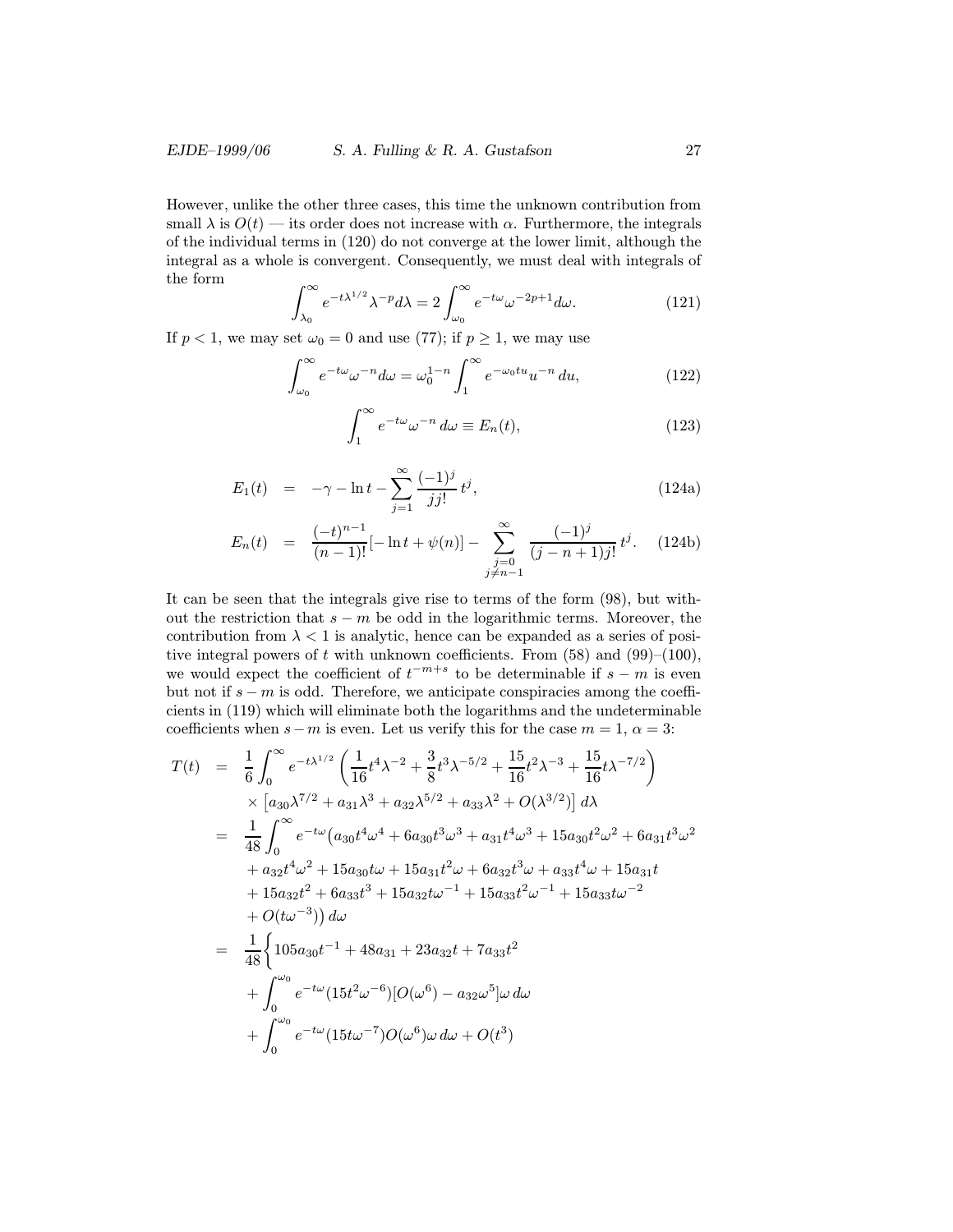However, unlike the other three cases, this time the unknown contribution from small $\lambda$ is $O(t)$ — its order does not increase with $\alpha$. Furthermore, the integrals of the individual terms in (120) do not converge at the lower limit, although the integral as a whole is convergent. Consequently, we must deal with integrals of the form

$$\int_{\lambda_0}^{\infty} e^{-t\lambda^{1/2}} \lambda^{-p} d\lambda = 2\int_{\omega_0}^{\infty} e^{-t\omega}\omega^{-2p+1} d\omega. \tag{121}$$

If $p < 1$, we may set $\omega_0 = 0$ and use (77); if $p \geq 1$, we may use

$$\int_{\omega_0}^{\infty} e^{-t\omega}\omega^{-n} d\omega = \omega_0^{1-n}\int_1^{\infty} e^{-\omega_0 t u} u^{-n}\, du, \tag{122}$$

$$\int_1^{\infty} e^{-t\omega}\omega^{-n}\, d\omega \equiv E_n(t), \tag{123}$$

$$E_1(t) = -\gamma - \ln t - \sum_{j=1}^{\infty} \frac{(-1)^j}{j j!}\, t^j, \tag{124a}$$

$$E_n(t) = \frac{(-t)^{n-1}}{(n-1)!}[-\ln t + \psi(n)] - \sum_{\substack{j=0\\ j\neq n-1}}^{\infty} \frac{(-1)^j}{(j-n+1)j!}\, t^j. \tag{124b}$$

It can be seen that the integrals give rise to terms of the form (98), but without the restriction that $s - m$ be odd in the logarithmic terms. Moreover, the contribution from $\lambda < 1$ is analytic, hence can be expanded as a series of positive integral powers of $t$ with unknown coefficients. From (58) and (99)–(100), we would expect the coefficient of $t^{-m+s}$ to be determinable if $s - m$ is even but not if $s - m$ is odd. Therefore, we anticipate conspiracies among the coefficients in (119) which will eliminate both the logarithms and the undeterminable coefficients when $s - m$ is even. Let us verify this for the case $m = 1$, $\alpha = 3$:

$$\begin{aligned}
T(t) &= \frac{1}{6}\int_0^{\infty} e^{-t\lambda^{1/2}} \left(\frac{1}{16}t^4\lambda^{-2} + \frac{3}{8}t^3\lambda^{-5/2} + \frac{15}{16}t^2\lambda^{-3} + \frac{15}{16}t\lambda^{-7/2}\right)\\
&\quad\times\left[a_{30}\lambda^{7/2} + a_{31}\lambda^3 + a_{32}\lambda^{5/2} + a_{33}\lambda^2 + O(\lambda^{3/2})\right] d\lambda\\
&= \frac{1}{48}\int_0^{\infty} e^{-t\omega}\big(a_{30}t^4\omega^4 + 6a_{30}t^3\omega^3 + a_{31}t^4\omega^3 + 15a_{30}t^2\omega^2 + 6a_{31}t^3\omega^2\\
&\quad + a_{32}t^4\omega^2 + 15a_{30}t\omega + 15a_{31}t^2\omega + 6a_{32}t^3\omega + a_{33}t^4\omega + 15a_{31}t\\
&\quad + 15a_{32}t^2 + 6a_{33}t^3 + 15a_{32}t\omega^{-1} + 15a_{33}t^2\omega^{-1} + 15a_{33}t\omega^{-2}\\
&\quad + O(t\omega^{-3})\big)\, d\omega\\
&= \frac{1}{48}\bigg\{105a_{30}t^{-1} + 48a_{31} + 23a_{32}t + 7a_{33}t^2\\
&\quad + \int_0^{\omega_0} e^{-t\omega}(15t^2\omega^{-6})[O(\omega^6) - a_{32}\omega^5]\omega\, d\omega\\
&\quad + \int_0^{\omega_0} e^{-t\omega}(15t\omega^{-7})O(\omega^6)\omega\, d\omega + O(t^3)
\end{aligned}$$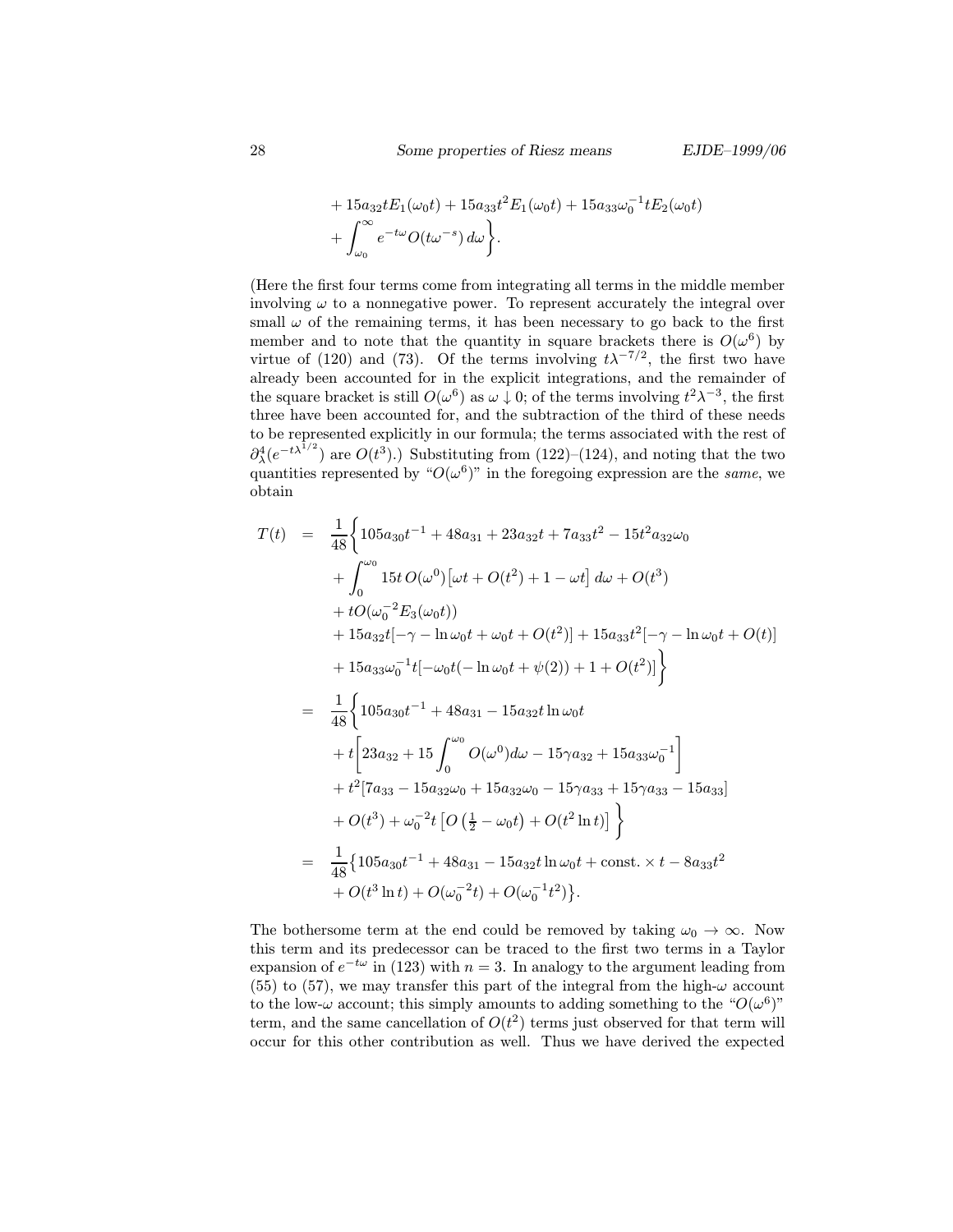$$
+ 15a_{32}tE_1(\omega_0 t) + 15a_{33}t^2E_1(\omega_0 t) + 15a_{33}\omega_0^{-1}tE_2(\omega_0 t)
+ \int_{\omega_0}^{\infty} e^{-t\omega} O(t\omega^{-s})\, d\omega \biggr\}.
$$

(Here the first four terms come from integrating all terms in the middle member involving $\omega$ to a nonnegative power. To represent accurately the integral over small $\omega$ of the remaining terms, it has been necessary to go back to the first member and to note that the quantity in square brackets there is $O(\omega^6)$ by virtue of (120) and (73). Of the terms involving $t\lambda^{-7/2}$, the first two have already been accounted for in the explicit integrations, and the remainder of the square bracket is still $O(\omega^6)$ as $\omega \downarrow 0$; of the terms involving $t^2\lambda^{-3}$, the first three have been accounted for, and the subtraction of the third of these needs to be represented explicitly in our formula; the terms associated with the rest of $\partial_\lambda^4(e^{-t\lambda^{1/2}})$ are $O(t^3)$.) Substituting from (122)–(124), and noting that the two quantities represented by "$O(\omega^6)$" in the foregoing expression are the *same*, we obtain

$$
\begin{aligned}
T(t) \;&=\; \frac{1}{48}\biggl\{ 105a_{30}t^{-1} + 48a_{31} + 23a_{32}t + 7a_{33}t^2 - 15t^2a_{32}\omega_0 \\
&\quad + \int_0^{\omega_0} 15t\, O(\omega^0)\bigl[\omega t + O(t^2) + 1 - \omega t\bigr]\, d\omega + O(t^3) \\
&\quad + tO(\omega_0^{-2}E_3(\omega_0 t)) \\
&\quad + 15a_{32}t[-\gamma - \ln\omega_0 t + \omega_0 t + O(t^2)] + 15a_{33}t^2[-\gamma - \ln\omega_0 t + O(t)] \\
&\quad + 15a_{33}\omega_0^{-1}t[-\omega_0 t(-\ln\omega_0 t + \psi(2)) + 1 + O(t^2)] \biggr\} \\
&=\; \frac{1}{48}\biggl\{ 105a_{30}t^{-1} + 48a_{31} - 15a_{32}t\ln\omega_0 t \\
&\quad + t\biggl[ 23a_{32} + 15\int_0^{\omega_0} O(\omega^0)d\omega - 15\gamma a_{32} + 15a_{33}\omega_0^{-1} \biggr] \\
&\quad + t^2[7a_{33} - 15a_{32}\omega_0 + 15a_{32}\omega_0 - 15\gamma a_{33} + 15\gamma a_{33} - 15a_{33}] \\
&\quad + O(t^3) + \omega_0^{-2}t\left[O\left(\tfrac{1}{2} - \omega_0 t\right) + O(t^2\ln t)\right] \biggr\} \\
&=\; \frac{1}{48}\bigl\{ 105a_{30}t^{-1} + 48a_{31} - 15a_{32}t\ln\omega_0 t + \text{const.}\times t - 8a_{33}t^2 \\
&\quad + O(t^3\ln t) + O(\omega_0^{-2}t) + O(\omega_0^{-1}t^2) \bigr\}.
\end{aligned}
$$

The bothersome term at the end could be removed by taking $\omega_0 \to \infty$. Now this term and its predecessor can be traced to the first two terms in a Taylor expansion of $e^{-t\omega}$ in (123) with $n = 3$. In analogy to the argument leading from (55) to (57), we may transfer this part of the integral from the high-$\omega$ account to the low-$\omega$ account; this simply amounts to adding something to the "$O(\omega^6)$" term, and the same cancellation of $O(t^2)$ terms just observed for that term will occur for this other contribution as well. Thus we have derived the expected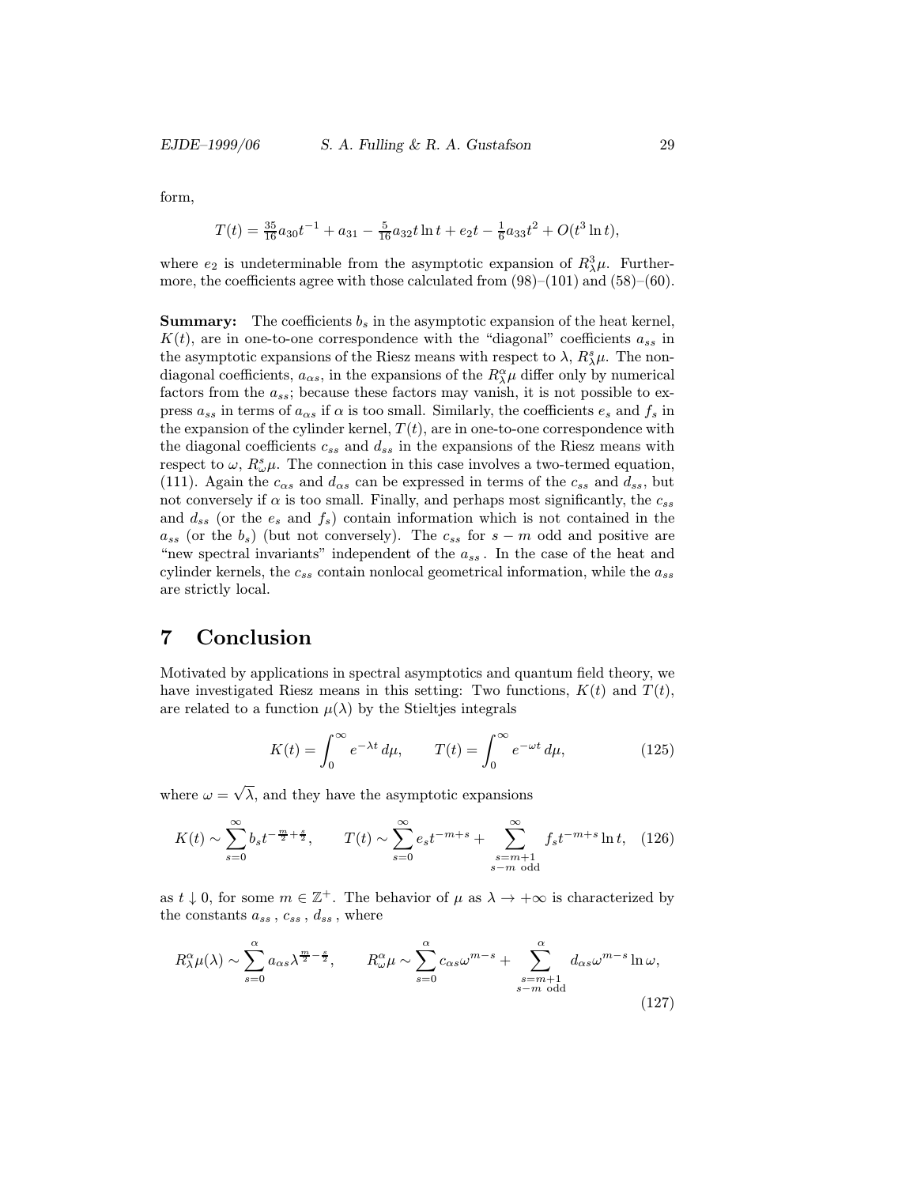form,

$$T(t) = \tfrac{35}{16} a_{30} t^{-1} + a_{31} - \tfrac{5}{16} a_{32} t \ln t + e_2 t - \tfrac{1}{6} a_{33} t^2 + O(t^3 \ln t),$$

where $e_2$ is undeterminable from the asymptotic expansion of $R^3_\lambda \mu$. Furthermore, the coefficients agree with those calculated from (98)–(101) and (58)–(60).

**Summary:** The coefficients $b_s$ in the asymptotic expansion of the heat kernel, $K(t)$, are in one-to-one correspondence with the "diagonal" coefficients $a_{ss}$ in the asymptotic expansions of the Riesz means with respect to $\lambda$, $R^s_\lambda \mu$. The nondiagonal coefficients, $a_{\alpha s}$, in the expansions of the $R^\alpha_\lambda \mu$ differ only by numerical factors from the $a_{ss}$; because these factors may vanish, it is not possible to express $a_{ss}$ in terms of $a_{\alpha s}$ if $\alpha$ is too small. Similarly, the coefficients $e_s$ and $f_s$ in the expansion of the cylinder kernel, $T(t)$, are in one-to-one correspondence with the diagonal coefficients $c_{ss}$ and $d_{ss}$ in the expansions of the Riesz means with respect to $\omega$, $R^s_\omega \mu$. The connection in this case involves a two-termed equation, (111). Again the $c_{\alpha s}$ and $d_{\alpha s}$ can be expressed in terms of the $c_{ss}$ and $d_{ss}$, but not conversely if $\alpha$ is too small. Finally, and perhaps most significantly, the $c_{ss}$ and $d_{ss}$ (or the $e_s$ and $f_s$) contain information which is not contained in the $a_{ss}$ (or the $b_s$) (but not conversely). The $c_{ss}$ for $s - m$ odd and positive are "new spectral invariants" independent of the $a_{ss}$. In the case of the heat and cylinder kernels, the $c_{ss}$ contain nonlocal geometrical information, while the $a_{ss}$ are strictly local.

# 7 Conclusion

Motivated by applications in spectral asymptotics and quantum field theory, we have investigated Riesz means in this setting: Two functions, $K(t)$ and $T(t)$, are related to a function $\mu(\lambda)$ by the Stieltjes integrals

$$K(t) = \int_0^\infty e^{-\lambda t}\, d\mu, \qquad T(t) = \int_0^\infty e^{-\omega t}\, d\mu, \tag{125}$$

where $\omega = \sqrt{\lambda}$, and they have the asymptotic expansions

$$K(t) \sim \sum_{s=0}^\infty b_s t^{-\frac{m}{2}+\frac{s}{2}}, \qquad T(t) \sim \sum_{s=0}^\infty e_s t^{-m+s} + \sum_{\substack{s=m+1 \\ s-m \text{ odd}}}^\infty f_s t^{-m+s} \ln t, \tag{126}$$

as $t \downarrow 0$, for some $m \in \mathbb{Z}^+$. The behavior of $\mu$ as $\lambda \to +\infty$ is characterized by the constants $a_{ss}$, $c_{ss}$, $d_{ss}$, where

$$R^\alpha_\lambda \mu(\lambda) \sim \sum_{s=0}^\alpha a_{\alpha s} \lambda^{\frac{m}{2}-\frac{s}{2}}, \qquad R^\alpha_\omega \mu \sim \sum_{s=0}^\alpha c_{\alpha s} \omega^{m-s} + \sum_{\substack{s=m+1 \\ s-m \text{ odd}}}^\alpha d_{\alpha s} \omega^{m-s} \ln \omega, \tag{127}$$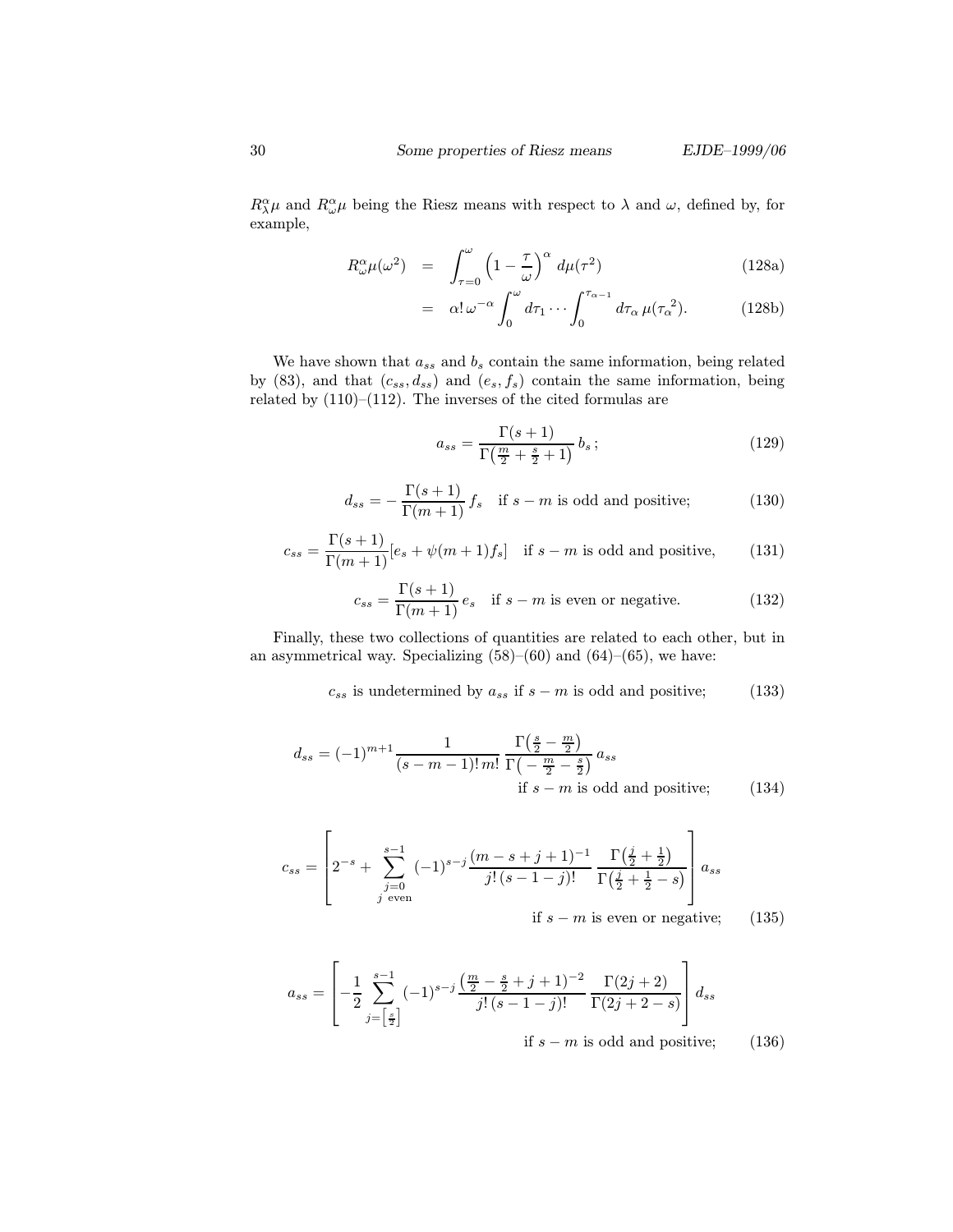$R^\alpha_\lambda \mu$ and $R^\alpha_\omega \mu$ being the Riesz means with respect to $\lambda$ and $\omega$, defined by, for example,

$$
\begin{aligned}
R^\alpha_\omega \mu(\omega^2) &= \int_{\tau=0}^{\omega} \left(1 - \frac{\tau}{\omega}\right)^\alpha \, d\mu(\tau^2) &\text{(128a)}\\
&= \alpha! \, \omega^{-\alpha} \int_0^\omega d\tau_1 \cdots \int_0^{\tau_{\alpha-1}} d\tau_\alpha \, \mu({\tau_\alpha}^2). &\text{(128b)}
\end{aligned}
$$

We have shown that $a_{ss}$ and $b_s$ contain the same information, being related by (83), and that $(c_{ss}, d_{ss})$ and $(e_s, f_s)$ contain the same information, being related by (110)–(112). The inverses of the cited formulas are

$$
a_{ss} = \frac{\Gamma(s+1)}{\Gamma\left(\frac{m}{2} + \frac{s}{2} + 1\right)} \, b_s \, ; \tag{129}
$$

$$
d_{ss} = -\frac{\Gamma(s+1)}{\Gamma(m+1)} \, f_s \quad \text{if } s-m \text{ is odd and positive;} \tag{130}
$$

$$
c_{ss} = \frac{\Gamma(s+1)}{\Gamma(m+1)} [e_s + \psi(m+1) f_s] \quad \text{if } s-m \text{ is odd and positive,} \tag{131}
$$

$$
c_{ss} = \frac{\Gamma(s+1)}{\Gamma(m+1)} \, e_s \quad \text{if } s-m \text{ is even or negative.} \tag{132}
$$

Finally, these two collections of quantities are related to each other, but in an asymmetrical way. Specializing (58)–(60) and (64)–(65), we have:

$$
c_{ss} \text{ is undetermined by } a_{ss} \text{ if } s-m \text{ is odd and positive;} \tag{133}
$$

$$
d_{ss} = (-1)^{m+1} \frac{1}{(s-m-1)! \, m!} \, \frac{\Gamma\left(\frac{s}{2} - \frac{m}{2}\right)}{\Gamma\left(-\frac{m}{2} - \frac{s}{2}\right)} \, a_{ss} \quad \text{if } s-m \text{ is odd and positive;} \tag{134}
$$

$$
c_{ss} = \left[ 2^{-s} + \sum_{\substack{j=0 \\ j \text{ even}}}^{s-1} (-1)^{s-j} \frac{(m-s+j+1)^{-1}}{j! \, (s-1-j)!} \, \frac{\Gamma\left(\frac{j}{2} + \frac{1}{2}\right)}{\Gamma\left(\frac{j}{2} + \frac{1}{2} - s\right)} \right] a_{ss} \quad \text{if } s-m \text{ is even or negative;} \tag{135}
$$

$$
a_{ss} = \left[ -\frac{1}{2} \sum_{j=\left[\frac{s}{2}\right]}^{s-1} (-1)^{s-j} \frac{\left(\frac{m}{2} - \frac{s}{2} + j + 1\right)^{-2}}{j! \, (s-1-j)!} \, \frac{\Gamma(2j+2)}{\Gamma(2j+2-s)} \right] d_{ss} \quad \text{if } s-m \text{ is odd and positive;} \tag{136}
$$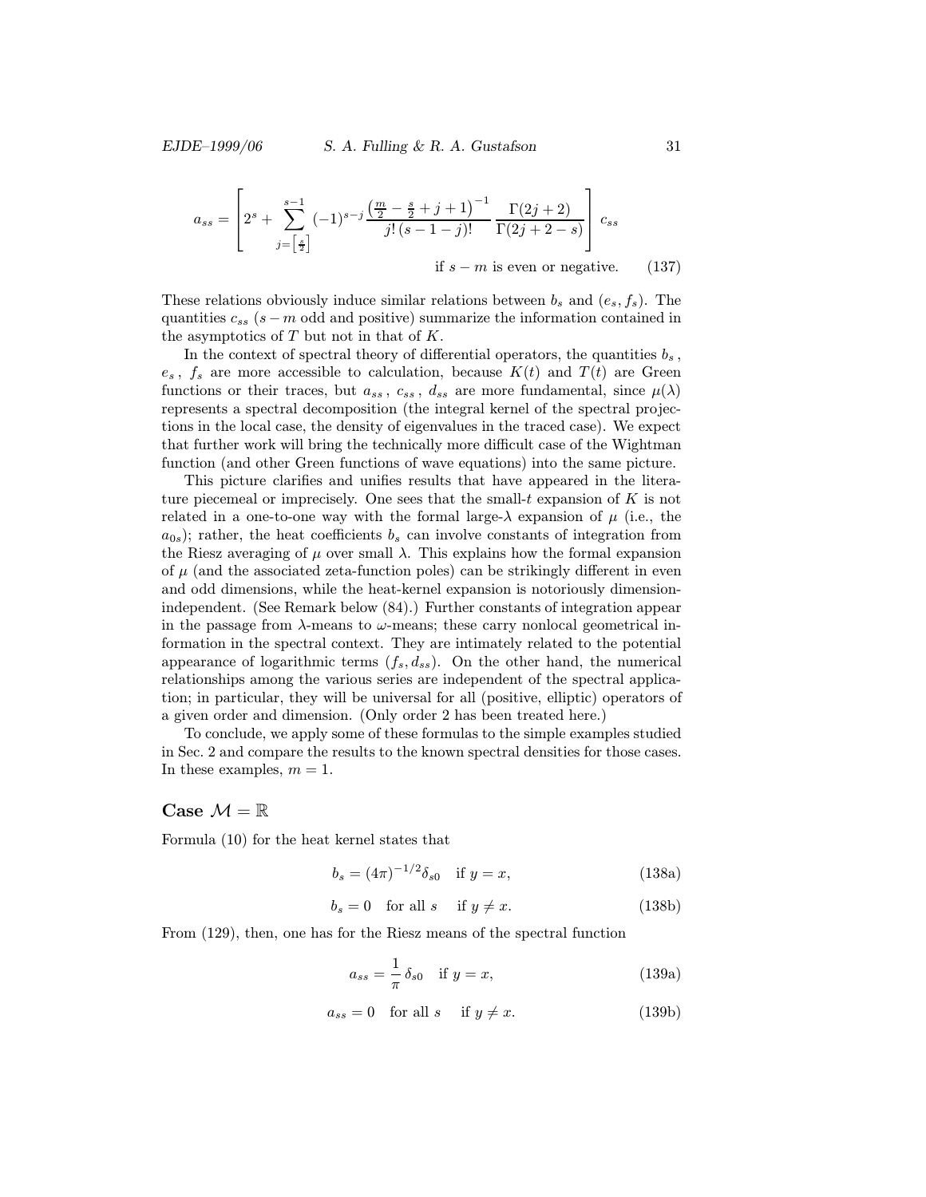$$a_{ss} = \left[ 2^s + \sum_{j=\left[\frac{s}{2}\right]}^{s-1} (-1)^{s-j} \frac{\left(\frac{m}{2} - \frac{s}{2} + j + 1\right)^{-1}}{j!\,(s-1-j)!} \frac{\Gamma(2j+2)}{\Gamma(2j+2-s)} \right] c_{ss}$$

$$\text{if } s-m \text{ is even or negative.} \qquad (137)$$

These relations obviously induce similar relations between $b_s$ and $(e_s, f_s)$. The quantities $c_{ss}$ ($s-m$ odd and positive) summarize the information contained in the asymptotics of $T$ but not in that of $K$.

In the context of spectral theory of differential operators, the quantities $b_s$, $e_s$, $f_s$ are more accessible to calculation, because $K(t)$ and $T(t)$ are Green functions or their traces, but $a_{ss}$, $c_{ss}$, $d_{ss}$ are more fundamental, since $\mu(\lambda)$ represents a spectral decomposition (the integral kernel of the spectral projections in the local case, the density of eigenvalues in the traced case). We expect that further work will bring the technically more difficult case of the Wightman function (and other Green functions of wave equations) into the same picture.

This picture clarifies and unifies results that have appeared in the literature piecemeal or imprecisely. One sees that the small-$t$ expansion of $K$ is not related in a one-to-one way with the formal large-$\lambda$ expansion of $\mu$ (i.e., the $a_{0s}$); rather, the heat coefficients $b_s$ can involve constants of integration from the Riesz averaging of $\mu$ over small $\lambda$. This explains how the formal expansion of $\mu$ (and the associated zeta-function poles) can be strikingly different in even and odd dimensions, while the heat-kernel expansion is notoriously dimension-independent. (See Remark below (84).) Further constants of integration appear in the passage from $\lambda$-means to $\omega$-means; these carry nonlocal geometrical information in the spectral context. They are intimately related to the potential appearance of logarithmic terms ($f_s, d_{ss}$). On the other hand, the numerical relationships among the various series are independent of the spectral application; in particular, they will be universal for all (positive, elliptic) operators of a given order and dimension. (Only order 2 has been treated here.)

To conclude, we apply some of these formulas to the simple examples studied in Sec. 2 and compare the results to the known spectral densities for those cases. In these examples, $m = 1$.

## Case $\mathcal{M} = \mathbb{R}$

Formula (10) for the heat kernel states that

$$b_s = (4\pi)^{-1/2}\delta_{s0} \quad \text{if } y = x, \qquad (138\text{a})$$

$$b_s = 0 \quad \text{for all } s \quad \text{if } y \neq x. \qquad (138\text{b})$$

From (129), then, one has for the Riesz means of the spectral function

$$a_{ss} = \frac{1}{\pi}\,\delta_{s0} \quad \text{if } y = x, \qquad (139\text{a})$$

$$a_{ss} = 0 \quad \text{for all } s \quad \text{if } y \neq x. \qquad (139\text{b})$$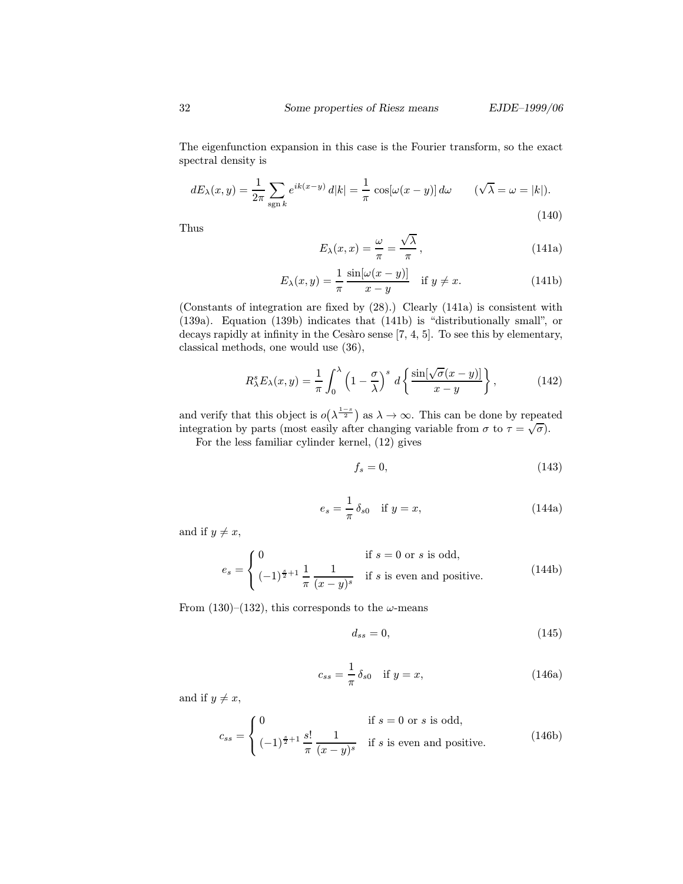The eigenfunction expansion in this case is the Fourier transform, so the exact spectral density is

$$dE_\lambda(x,y) = \frac{1}{2\pi}\sum_{\operatorname{sgn} k} e^{ik(x-y)}\,d|k| = \frac{1}{\pi}\cos[\omega(x-y)]\,d\omega \qquad (\sqrt{\lambda}=\omega=|k|). \tag{140}$$

Thus

$$E_\lambda(x,x) = \frac{\omega}{\pi} = \frac{\sqrt{\lambda}}{\pi}\,, \tag{141a}$$

$$E_\lambda(x,y) = \frac{1}{\pi}\,\frac{\sin[\omega(x-y)]}{x-y} \quad \text{if } y \neq x. \tag{141b}$$

(Constants of integration are fixed by (28).) Clearly (141a) is consistent with (139a). Equation (139b) indicates that (141b) is "distributionally small", or decays rapidly at infinity in the Cesàro sense [7, 4, 5]. To see this by elementary, classical methods, one would use (36),

$$R^s_\lambda E_\lambda(x,y) = \frac{1}{\pi}\int_0^\lambda \left(1-\frac{\sigma}{\lambda}\right)^s d\left\{\frac{\sin[\sqrt{\sigma}(x-y)]}{x-y}\right\}, \tag{142}$$

and verify that this object is $o\big(\lambda^{\frac{1-s}{2}}\big)$ as $\lambda\to\infty$. This can be done by repeated integration by parts (most easily after changing variable from $\sigma$ to $\tau=\sqrt{\sigma}$).

For the less familiar cylinder kernel, (12) gives

$$f_s = 0, \tag{143}$$

$$e_s = \frac{1}{\pi}\,\delta_{s0} \quad \text{if } y = x, \tag{144a}$$

and if $y \neq x$,

$$e_s = \begin{cases} 0 & \text{if } s=0 \text{ or } s \text{ is odd,} \\ (-1)^{\frac{s}{2}+1}\,\dfrac{1}{\pi}\,\dfrac{1}{(x-y)^s} & \text{if } s \text{ is even and positive.} \end{cases} \tag{144b}$$

From (130)–(132), this corresponds to the $\omega$-means

$$d_{ss} = 0, \tag{145}$$

$$c_{ss} = \frac{1}{\pi}\,\delta_{s0} \quad \text{if } y = x, \tag{146a}$$

and if $y \neq x$,

$$c_{ss} = \begin{cases} 0 & \text{if } s=0 \text{ or } s \text{ is odd,} \\ (-1)^{\frac{s}{2}+1}\,\dfrac{s!}{\pi}\,\dfrac{1}{(x-y)^s} & \text{if } s \text{ is even and positive.} \end{cases} \tag{146b}$$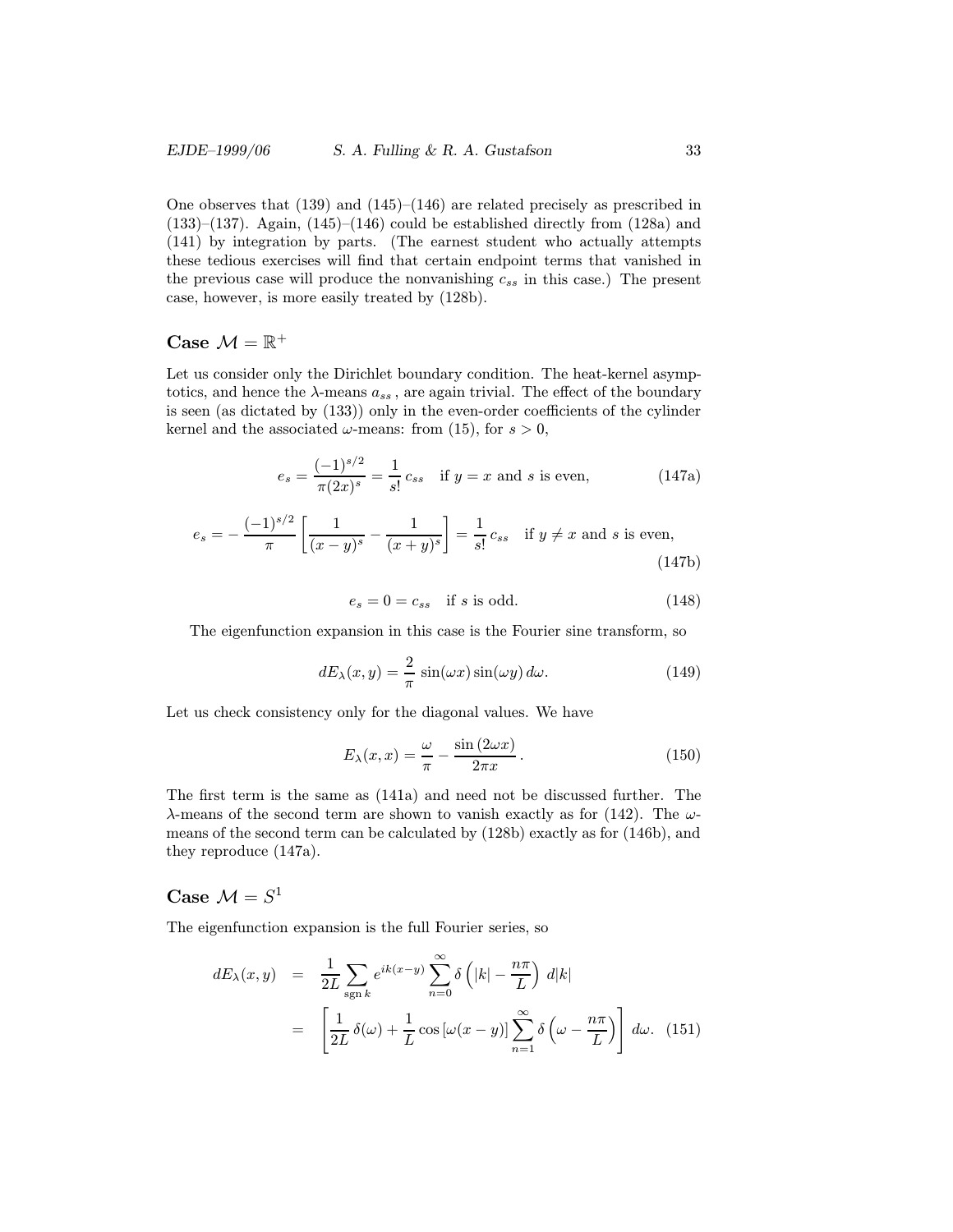One observes that (139) and (145)–(146) are related precisely as prescribed in (133)–(137). Again, (145)–(146) could be established directly from (128a) and (141) by integration by parts. (The earnest student who actually attempts these tedious exercises will find that certain endpoint terms that vanished in the previous case will produce the nonvanishing $c_{ss}$ in this case.) The present case, however, is more easily treated by (128b).

## Case $\mathcal{M} = \mathbb{R}^+$

Let us consider only the Dirichlet boundary condition. The heat-kernel asymptotics, and hence the $\lambda$-means $a_{ss}$, are again trivial. The effect of the boundary is seen (as dictated by (133)) only in the even-order coefficients of the cylinder kernel and the associated $\omega$-means: from (15), for $s > 0$,

$$e_s = \frac{(-1)^{s/2}}{\pi(2x)^s} = \frac{1}{s!}\, c_{ss} \quad \text{if } y = x \text{ and } s \text{ is even}, \tag{147a}$$

$$e_s = -\frac{(-1)^{s/2}}{\pi}\left[\frac{1}{(x-y)^s} - \frac{1}{(x+y)^s}\right] = \frac{1}{s!}\, c_{ss} \quad \text{if } y \neq x \text{ and } s \text{ is even}, \tag{147b}$$

$$e_s = 0 = c_{ss} \quad \text{if } s \text{ is odd}. \tag{148}$$

The eigenfunction expansion in this case is the Fourier sine transform, so

$$dE_\lambda(x,y) = \frac{2}{\pi}\,\sin(\omega x)\sin(\omega y)\,d\omega. \tag{149}$$

Let us check consistency only for the diagonal values. We have

$$E_\lambda(x,x) = \frac{\omega}{\pi} - \frac{\sin(2\omega x)}{2\pi x}\,. \tag{150}$$

The first term is the same as (141a) and need not be discussed further. The $\lambda$-means of the second term are shown to vanish exactly as for (142). The $\omega$-means of the second term can be calculated by (128b) exactly as for (146b), and they reproduce (147a).

## Case $\mathcal{M} = S^1$

The eigenfunction expansion is the full Fourier series, so

$$\begin{aligned} dE_\lambda(x,y) &= \frac{1}{2L}\sum_{\operatorname{sgn} k} e^{ik(x-y)}\sum_{n=0}^{\infty}\delta\left(|k| - \frac{n\pi}{L}\right)\,d|k| \\ &= \left[\frac{1}{2L}\,\delta(\omega) + \frac{1}{L}\cos\left[\omega(x-y)\right]\sum_{n=1}^{\infty}\delta\left(\omega - \frac{n\pi}{L}\right)\right]\,d\omega. \end{aligned} \tag{151}$$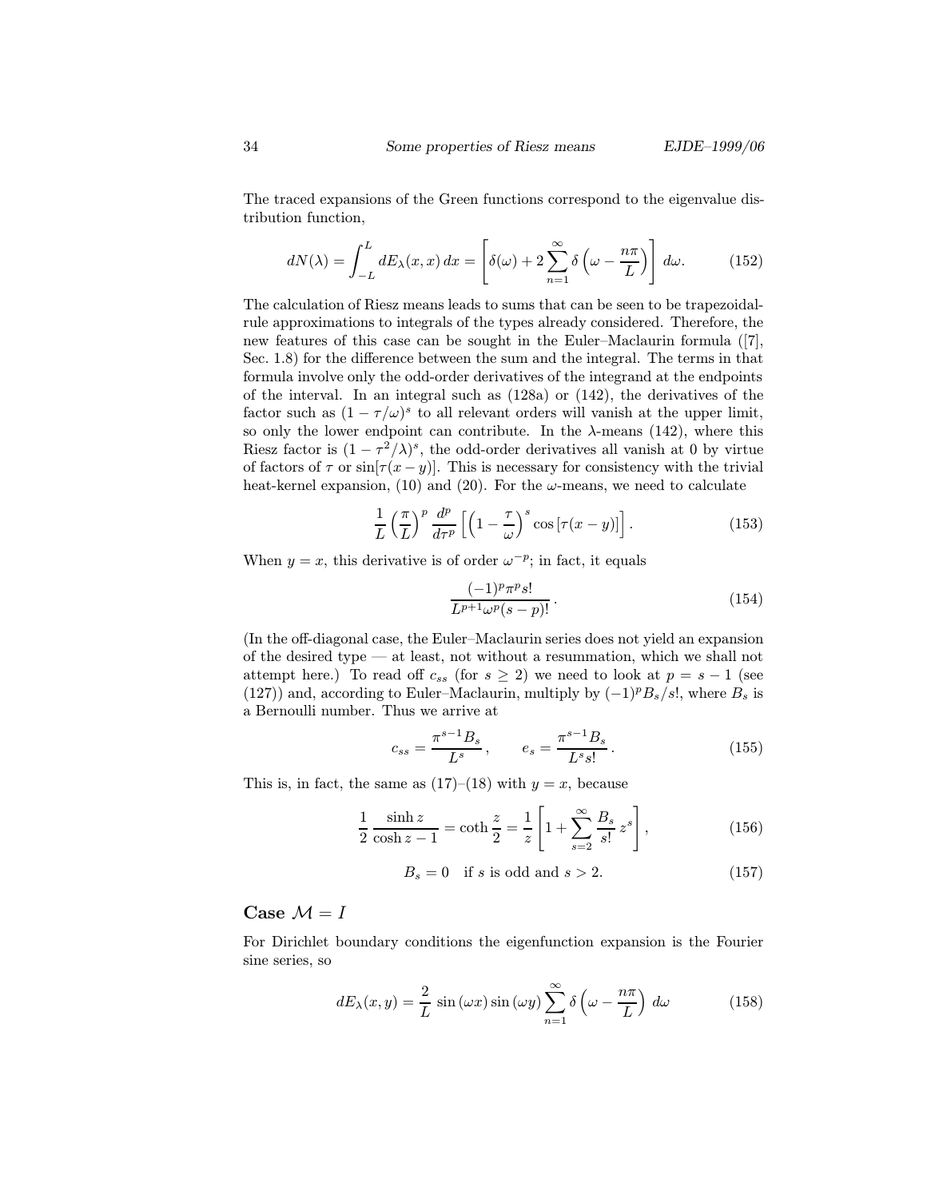The traced expansions of the Green functions correspond to the eigenvalue distribution function,

$$dN(\lambda) = \int_{-L}^{L} dE_\lambda(x,x)\,dx = \left[\delta(\omega) + 2\sum_{n=1}^{\infty}\delta\left(\omega - \frac{n\pi}{L}\right)\right]\,d\omega. \tag{152}$$

The calculation of Riesz means leads to sums that can be seen to be trapezoidal-rule approximations to integrals of the types already considered. Therefore, the new features of this case can be sought in the Euler–Maclaurin formula ([7], Sec. 1.8) for the difference between the sum and the integral. The terms in that formula involve only the odd-order derivatives of the integrand at the endpoints of the interval. In an integral such as (128a) or (142), the derivatives of the factor such as $(1-\tau/\omega)^s$ to all relevant orders will vanish at the upper limit, so only the lower endpoint can contribute. In the $\lambda$-means (142), where this Riesz factor is $(1-\tau^2/\lambda)^s$, the odd-order derivatives all vanish at 0 by virtue of factors of $\tau$ or $\sin[\tau(x-y)]$. This is necessary for consistency with the trivial heat-kernel expansion, (10) and (20). For the $\omega$-means, we need to calculate

$$\frac{1}{L}\left(\frac{\pi}{L}\right)^p \frac{d^p}{d\tau^p}\left[\left(1-\frac{\tau}{\omega}\right)^s \cos\left[\tau(x-y)\right]\right]. \tag{153}$$

When $y=x$, this derivative is of order $\omega^{-p}$; in fact, it equals

$$\frac{(-1)^p \pi^p s!}{L^{p+1}\omega^p (s-p)!}\,. \tag{154}$$

(In the off-diagonal case, the Euler–Maclaurin series does not yield an expansion of the desired type — at least, not without a resummation, which we shall not attempt here.) To read off $c_{ss}$ (for $s \ge 2$) we need to look at $p = s-1$ (see (127)) and, according to Euler–Maclaurin, multiply by $(-1)^p B_s/s!$, where $B_s$ is a Bernoulli number. Thus we arrive at

$$c_{ss} = \frac{\pi^{s-1}B_s}{L^s}\,, \qquad e_s = \frac{\pi^{s-1}B_s}{L^s s!}\,. \tag{155}$$

This is, in fact, the same as (17)–(18) with $y=x$, because

$$\frac{1}{2}\,\frac{\sinh z}{\cosh z - 1} = \coth\frac{z}{2} = \frac{1}{z}\left[1 + \sum_{s=2}^{\infty}\frac{B_s}{s!}\,z^s\right], \tag{156}$$

$$B_s = 0 \quad \text{if } s \text{ is odd and } s > 2. \tag{157}$$

## Case $\mathcal{M} = I$

For Dirichlet boundary conditions the eigenfunction expansion is the Fourier sine series, so

$$dE_\lambda(x,y) = \frac{2}{L}\,\sin(\omega x)\sin(\omega y)\sum_{n=1}^{\infty}\delta\left(\omega - \frac{n\pi}{L}\right)\,d\omega \tag{158}$$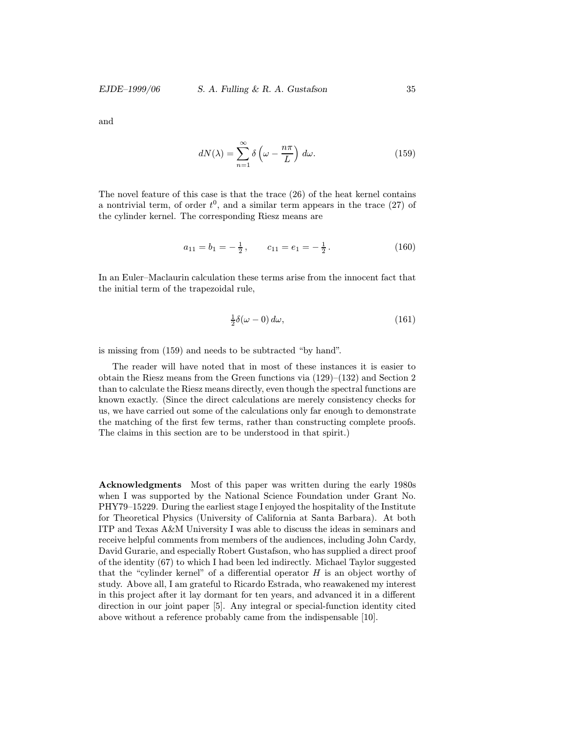and

$$dN(\lambda) = \sum_{n=1}^{\infty} \delta\left(\omega - \frac{n\pi}{L}\right)\, d\omega. \tag{159}$$

The novel feature of this case is that the trace (26) of the heat kernel contains a nontrivial term, of order $t^0$, and a similar term appears in the trace (27) of the cylinder kernel. The corresponding Riesz means are

$$a_{11} = b_1 = -\tfrac{1}{2}\,, \qquad c_{11} = e_1 = -\tfrac{1}{2}\,. \tag{160}$$

In an Euler–Maclaurin calculation these terms arise from the innocent fact that the initial term of the trapezoidal rule,

$$\tfrac{1}{2}\delta(\omega - 0)\, d\omega, \tag{161}$$

is missing from (159) and needs to be subtracted "by hand".

The reader will have noted that in most of these instances it is easier to obtain the Riesz means from the Green functions via (129)–(132) and Section 2 than to calculate the Riesz means directly, even though the spectral functions are known exactly. (Since the direct calculations are merely consistency checks for us, we have carried out some of the calculations only far enough to demonstrate the matching of the first few terms, rather than constructing complete proofs. The claims in this section are to be understood in that spirit.)

**Acknowledgments** Most of this paper was written during the early 1980s when I was supported by the National Science Foundation under Grant No. PHY79–15229. During the earliest stage I enjoyed the hospitality of the Institute for Theoretical Physics (University of California at Santa Barbara). At both ITP and Texas A&M University I was able to discuss the ideas in seminars and receive helpful comments from members of the audiences, including John Cardy, David Gurarie, and especially Robert Gustafson, who has supplied a direct proof of the identity (67) to which I had been led indirectly. Michael Taylor suggested that the "cylinder kernel" of a differential operator $H$ is an object worthy of study. Above all, I am grateful to Ricardo Estrada, who reawakened my interest in this project after it lay dormant for ten years, and advanced it in a different direction in our joint paper [5]. Any integral or special-function identity cited above without a reference probably came from the indispensable [10].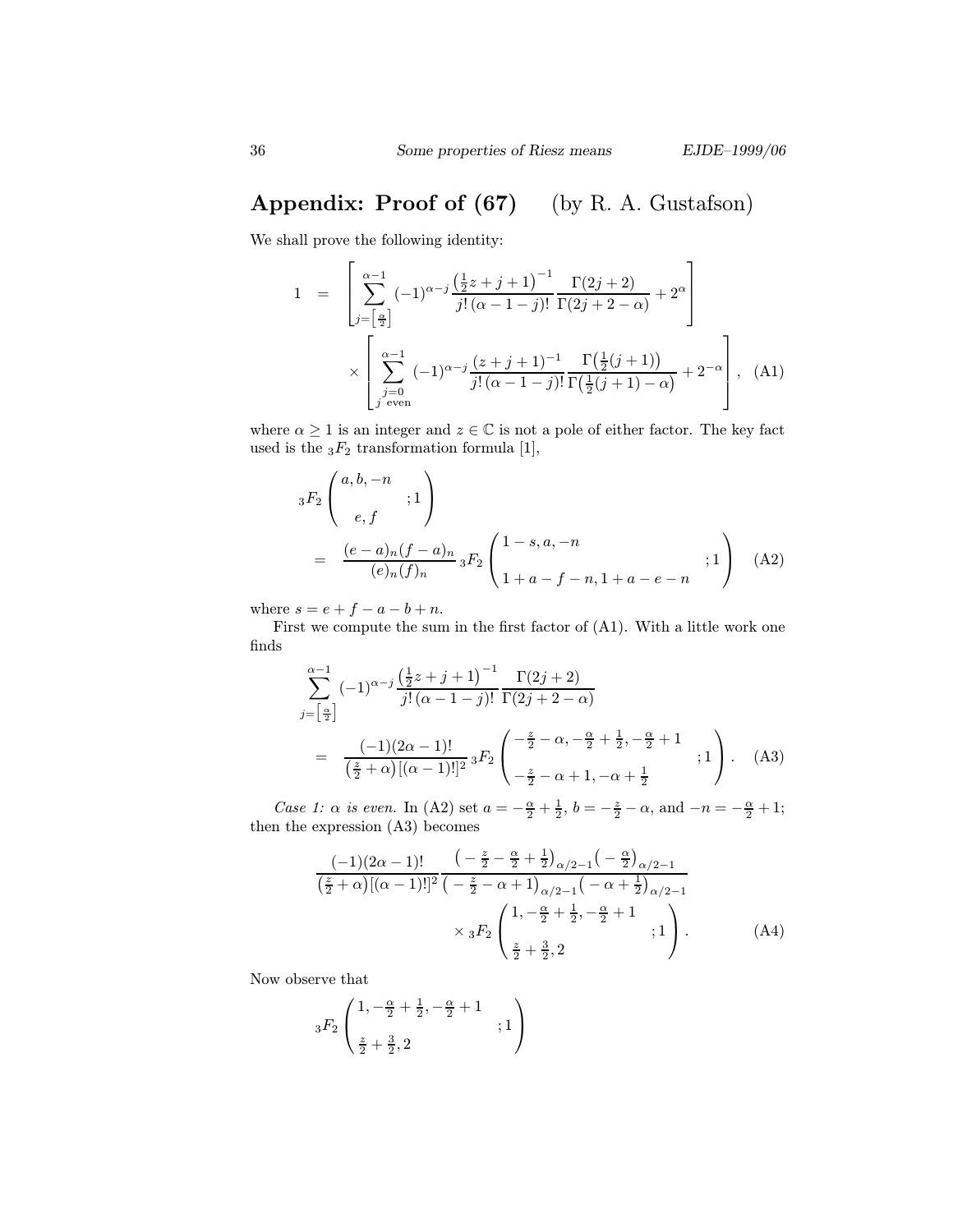## Appendix: Proof of (67) (by R. A. Gustafson)

We shall prove the following identity:

$$
\begin{aligned}
1 \quad = \quad & \left[ \sum_{j=\left[\frac{\alpha}{2}\right]}^{\alpha-1} (-1)^{\alpha-j} \frac{\left(\frac{1}{2}z+j+1\right)^{-1}}{j!\,(\alpha-1-j)!} \frac{\Gamma(2j+2)}{\Gamma(2j+2-\alpha)} + 2^{\alpha} \right] \\
& \times \left[ \sum_{\substack{j=0 \\ j \text{ even}}}^{\alpha-1} (-1)^{\alpha-j} \frac{(z+j+1)^{-1}}{j!\,(\alpha-1-j)!} \frac{\Gamma\big(\frac{1}{2}(j+1)\big)}{\Gamma\big(\frac{1}{2}(j+1)-\alpha\big)} + 2^{-\alpha} \right], \quad \text{(A1)}
\end{aligned}
$$

where $\alpha \geq 1$ is an integer and $z \in \mathbb{C}$ is not a pole of either factor. The key fact used is the ${}_3F_2$ transformation formula [1],

$$
\begin{aligned}
& {}_3F_2\left( \begin{matrix} a, b, -n \\ e, f \end{matrix} ; 1 \right) \\
& \quad = \quad \frac{(e-a)_n (f-a)_n}{(e)_n (f)_n} \, {}_3F_2\left( \begin{matrix} 1-s, a, -n \\ 1+a-f-n, 1+a-e-n \end{matrix} ; 1 \right) \quad \text{(A2)}
\end{aligned}
$$

where $s = e + f - a - b + n$.

First we compute the sum in the first factor of (A1). With a little work one finds

$$
\begin{aligned}
& \sum_{j=\left[\frac{\alpha}{2}\right]}^{\alpha-1} (-1)^{\alpha-j} \frac{\left(\frac{1}{2}z+j+1\right)^{-1}}{j!\,(\alpha-1-j)!} \frac{\Gamma(2j+2)}{\Gamma(2j+2-\alpha)} \\
& \quad = \quad \frac{(-1)(2\alpha-1)!}{\left(\frac{z}{2}+\alpha\right)[(\alpha-1)!]^2} \, {}_3F_2\left( \begin{matrix} -\frac{z}{2}-\alpha, -\frac{\alpha}{2}+\frac{1}{2}, -\frac{\alpha}{2}+1 \\ -\frac{z}{2}-\alpha+1, -\alpha+\frac{1}{2} \end{matrix} ; 1 \right). \quad \text{(A3)}
\end{aligned}
$$

*Case 1: $\alpha$ is even.* In (A2) set $a = -\frac{\alpha}{2} + \frac{1}{2}$, $b = -\frac{z}{2} - \alpha$, and $-n = -\frac{\alpha}{2} + 1$; then the expression (A3) becomes

$$
\begin{aligned}
& \frac{(-1)(2\alpha-1)!}{\left(\frac{z}{2}+\alpha\right)[(\alpha-1)!]^2} \frac{\left(-\frac{z}{2}-\frac{\alpha}{2}+\frac{1}{2}\right)_{\alpha/2-1}\left(-\frac{\alpha}{2}\right)_{\alpha/2-1}}{\left(-\frac{z}{2}-\alpha+1\right)_{\alpha/2-1}\left(-\alpha+\frac{1}{2}\right)_{\alpha/2-1}} \\
& \qquad \times {}_3F_2\left( \begin{matrix} 1, -\frac{\alpha}{2}+\frac{1}{2}, -\frac{\alpha}{2}+1 \\ \frac{z}{2}+\frac{3}{2}, 2 \end{matrix} ; 1 \right). \quad \text{(A4)}
\end{aligned}
$$

Now observe that

$$
{}_3F_2\left( \begin{matrix} 1, -\frac{\alpha}{2}+\frac{1}{2}, -\frac{\alpha}{2}+1 \\ \frac{z}{2}+\frac{3}{2}, 2 \end{matrix} ; 1 \right)
$$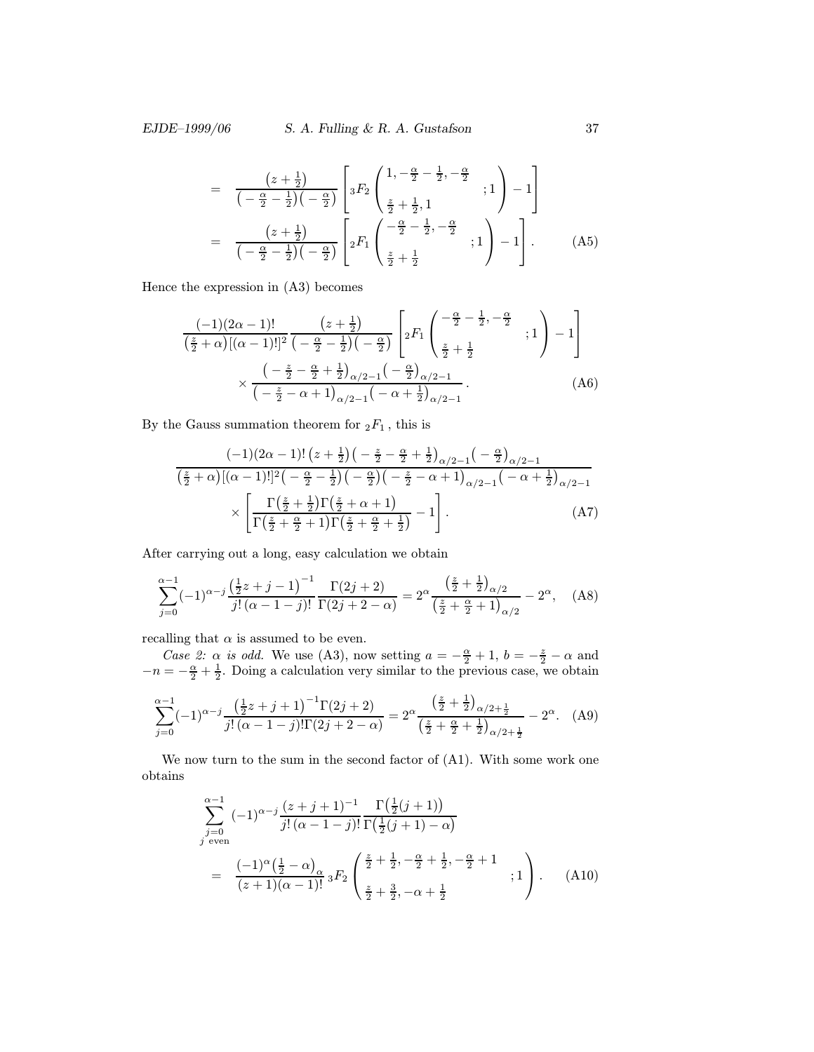$$
\begin{aligned}
&= \frac{\left(z+\frac{1}{2}\right)}{\left(-\frac{\alpha}{2}-\frac{1}{2}\right)\left(-\frac{\alpha}{2}\right)} \left[ {}_3F_2 \left( \begin{matrix} 1, -\frac{\alpha}{2}-\frac{1}{2}, -\frac{\alpha}{2} \\ \frac{z}{2}+\frac{1}{2}, 1 \end{matrix} ; 1 \right) - 1 \right] \\
&= \frac{\left(z+\frac{1}{2}\right)}{\left(-\frac{\alpha}{2}-\frac{1}{2}\right)\left(-\frac{\alpha}{2}\right)} \left[ {}_2F_1 \left( \begin{matrix} -\frac{\alpha}{2}-\frac{1}{2}, -\frac{\alpha}{2} \\ \frac{z}{2}+\frac{1}{2} \end{matrix} ; 1 \right) - 1 \right]. \qquad \text{(A5)}
\end{aligned}
$$

Hence the expression in (A3) becomes

$$
\begin{aligned}
&\frac{(-1)(2\alpha-1)!}{\left(\frac{z}{2}+\alpha\right)[(\alpha-1)!]^2} \frac{\left(z+\frac{1}{2}\right)}{\left(-\frac{\alpha}{2}-\frac{1}{2}\right)\left(-\frac{\alpha}{2}\right)} \left[ {}_2F_1 \left( \begin{matrix} -\frac{\alpha}{2}-\frac{1}{2}, -\frac{\alpha}{2} \\ \frac{z}{2}+\frac{1}{2} \end{matrix} ; 1 \right) - 1 \right] \\
&\qquad \times \frac{\left(-\frac{z}{2}-\frac{\alpha}{2}+\frac{1}{2}\right)_{\alpha/2-1}\left(-\frac{\alpha}{2}\right)_{\alpha/2-1}}{\left(-\frac{z}{2}-\alpha+1\right)_{\alpha/2-1}\left(-\alpha+\frac{1}{2}\right)_{\alpha/2-1}}. \qquad \text{(A6)}
\end{aligned}
$$

By the Gauss summation theorem for ${}_2F_1$, this is

$$
\begin{aligned}
&\frac{(-1)(2\alpha-1)!\left(z+\frac{1}{2}\right)\left(-\frac{z}{2}-\frac{\alpha}{2}+\frac{1}{2}\right)_{\alpha/2-1}\left(-\frac{\alpha}{2}\right)_{\alpha/2-1}}{\left(\frac{z}{2}+\alpha\right)[(\alpha-1)!]^2\left(-\frac{\alpha}{2}-\frac{1}{2}\right)\left(-\frac{\alpha}{2}\right)\left(-\frac{z}{2}-\alpha+1\right)_{\alpha/2-1}\left(-\alpha+\frac{1}{2}\right)_{\alpha/2-1}} \\
&\qquad \times \left[ \frac{\Gamma\left(\frac{z}{2}+\frac{1}{2}\right)\Gamma\left(\frac{z}{2}+\alpha+1\right)}{\Gamma\left(\frac{z}{2}+\frac{\alpha}{2}+1\right)\Gamma\left(\frac{z}{2}+\frac{\alpha}{2}+\frac{1}{2}\right)} - 1 \right]. \qquad \text{(A7)}
\end{aligned}
$$

After carrying out a long, easy calculation we obtain

$$
\sum_{j=0}^{\alpha-1} (-1)^{\alpha-j} \frac{\left(\frac{1}{2}z+j-1\right)^{-1}}{j!\,(\alpha-1-j)!} \frac{\Gamma(2j+2)}{\Gamma(2j+2-\alpha)} = 2^\alpha \frac{\left(\frac{z}{2}+\frac{1}{2}\right)_{\alpha/2}}{\left(\frac{z}{2}+\frac{\alpha}{2}+1\right)_{\alpha/2}} - 2^\alpha, \quad \text{(A8)}
$$

recalling that $\alpha$ is assumed to be even.

*Case 2: $\alpha$ is odd.* We use (A3), now setting $a = -\frac{\alpha}{2}+1$, $b = -\frac{z}{2}-\alpha$ and $-n = -\frac{\alpha}{2}+\frac{1}{2}$. Doing a calculation very similar to the previous case, we obtain

$$
\sum_{j=0}^{\alpha-1} (-1)^{\alpha-j} \frac{\left(\frac{1}{2}z+j+1\right)^{-1}\Gamma(2j+2)}{j!\,(\alpha-1-j)!\Gamma(2j+2-\alpha)} = 2^\alpha \frac{\left(\frac{z}{2}+\frac{1}{2}\right)_{\alpha/2+\frac{1}{2}}}{\left(\frac{z}{2}+\frac{\alpha}{2}+\frac{1}{2}\right)_{\alpha/2+\frac{1}{2}}} - 2^\alpha. \quad \text{(A9)}
$$

We now turn to the sum in the second factor of (A1). With some work one obtains

$$
\begin{aligned}
&\sum_{\substack{j=0 \\ j \text{ even}}}^{\alpha-1} (-1)^{\alpha-j} \frac{(z+j+1)^{-1}}{j!\,(\alpha-1-j)!} \frac{\Gamma\left(\frac{1}{2}(j+1)\right)}{\Gamma\left(\frac{1}{2}(j+1)-\alpha\right)} \\
&\quad = \frac{(-1)^\alpha\left(\frac{1}{2}-\alpha\right)_\alpha}{(z+1)(\alpha-1)!} {}_3F_2 \left( \begin{matrix} \frac{z}{2}+\frac{1}{2}, -\frac{\alpha}{2}+\frac{1}{2}, -\frac{\alpha}{2}+1 \\ \frac{z}{2}+\frac{3}{2}, -\alpha+\frac{1}{2} \end{matrix} ; 1 \right). \qquad \text{(A10)}
\end{aligned}
$$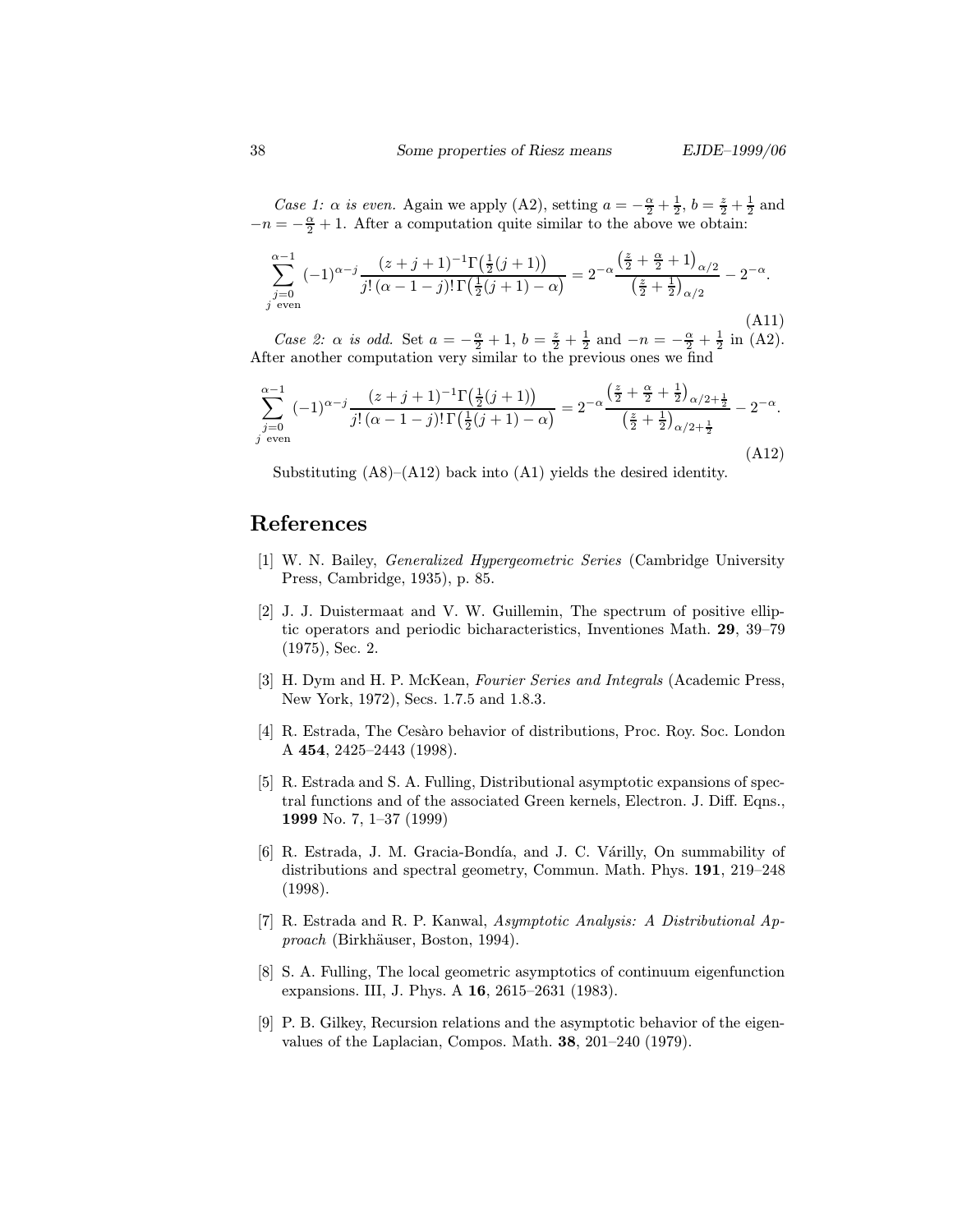*Case 1: $\alpha$ is even.* Again we apply (A2), setting $a = -\frac{\alpha}{2} + \frac{1}{2}$, $b = \frac{z}{2} + \frac{1}{2}$ and $-n = -\frac{\alpha}{2} + 1$. After a computation quite similar to the above we obtain:

$$\sum_{\substack{j=0 \\ j \text{ even}}}^{\alpha-1} (-1)^{\alpha-j} \frac{(z+j+1)^{-1}\Gamma\big(\frac{1}{2}(j+1)\big)}{j!\,(\alpha-1-j)!\,\Gamma\big(\frac{1}{2}(j+1)-\alpha\big)} = 2^{-\alpha}\frac{\big(\frac{z}{2}+\frac{\alpha}{2}+1\big)_{\alpha/2}}{\big(\frac{z}{2}+\frac{1}{2}\big)_{\alpha/2}} - 2^{-\alpha}. \tag{A11}$$

*Case 2: $\alpha$ is odd.* Set $a = -\frac{\alpha}{2} + 1$, $b = \frac{z}{2} + \frac{1}{2}$ and $-n = -\frac{\alpha}{2} + \frac{1}{2}$ in (A2). After another computation very similar to the previous ones we find

$$\sum_{\substack{j=0 \\ j \text{ even}}}^{\alpha-1} (-1)^{\alpha-j} \frac{(z+j+1)^{-1}\Gamma\big(\frac{1}{2}(j+1)\big)}{j!\,(\alpha-1-j)!\,\Gamma\big(\frac{1}{2}(j+1)-\alpha\big)} = 2^{-\alpha}\frac{\big(\frac{z}{2}+\frac{\alpha}{2}+\frac{1}{2}\big)_{\alpha/2+\frac{1}{2}}}{\big(\frac{z}{2}+\frac{1}{2}\big)_{\alpha/2+\frac{1}{2}}} - 2^{-\alpha}. \tag{A12}$$

Substituting (A8)–(A12) back into (A1) yields the desired identity.

# References

[1] W. N. Bailey, *Generalized Hypergeometric Series* (Cambridge University Press, Cambridge, 1935), p. 85.

[2] J. J. Duistermaat and V. W. Guillemin, The spectrum of positive elliptic operators and periodic bicharacteristics, Inventiones Math. **29**, 39–79 (1975), Sec. 2.

[3] H. Dym and H. P. McKean, *Fourier Series and Integrals* (Academic Press, New York, 1972), Secs. 1.7.5 and 1.8.3.

[4] R. Estrada, The Cesàro behavior of distributions, Proc. Roy. Soc. London A **454**, 2425–2443 (1998).

[5] R. Estrada and S. A. Fulling, Distributional asymptotic expansions of spectral functions and of the associated Green kernels, Electron. J. Diff. Eqns., **1999** No. 7, 1–37 (1999)

[6] R. Estrada, J. M. Gracia-Bondía, and J. C. Várilly, On summability of distributions and spectral geometry, Commun. Math. Phys. **191**, 219–248 (1998).

[7] R. Estrada and R. P. Kanwal, *Asymptotic Analysis: A Distributional Approach* (Birkhäuser, Boston, 1994).

[8] S. A. Fulling, The local geometric asymptotics of continuum eigenfunction expansions. III, J. Phys. A **16**, 2615–2631 (1983).

[9] P. B. Gilkey, Recursion relations and the asymptotic behavior of the eigenvalues of the Laplacian, Compos. Math. **38**, 201–240 (1979).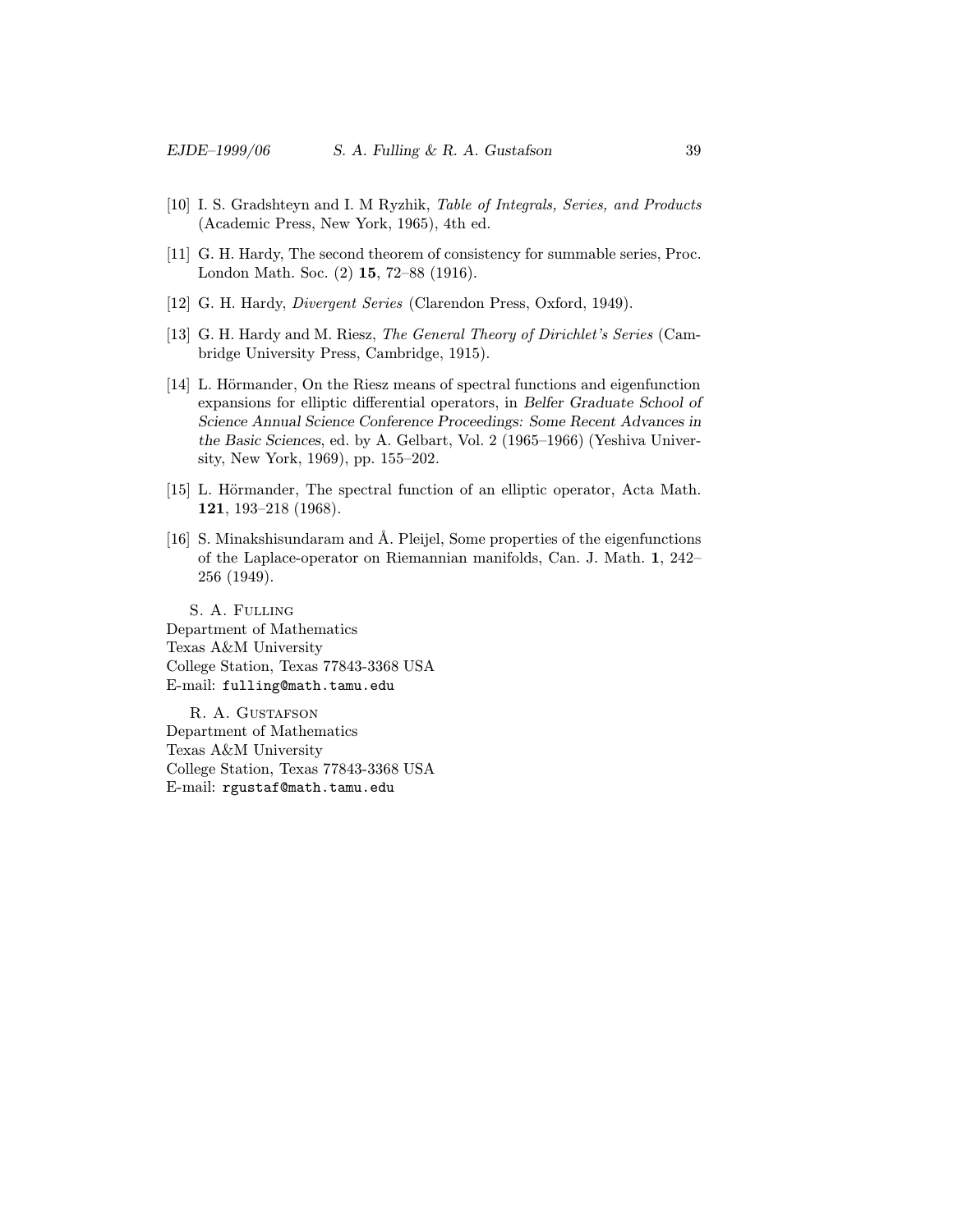[10] I. S. Gradshteyn and I. M Ryzhik, *Table of Integrals, Series, and Products* (Academic Press, New York, 1965), 4th ed.

[11] G. H. Hardy, The second theorem of consistency for summable series, Proc. London Math. Soc. (2) **15**, 72–88 (1916).

[12] G. H. Hardy, *Divergent Series* (Clarendon Press, Oxford, 1949).

[13] G. H. Hardy and M. Riesz, *The General Theory of Dirichlet's Series* (Cambridge University Press, Cambridge, 1915).

[14] L. Hörmander, On the Riesz means of spectral functions and eigenfunction expansions for elliptic differential operators, in *Belfer Graduate School of Science Annual Science Conference Proceedings: Some Recent Advances in the Basic Sciences*, ed. by A. Gelbart, Vol. 2 (1965–1966) (Yeshiva University, New York, 1969), pp. 155–202.

[15] L. Hörmander, The spectral function of an elliptic operator, Acta Math. **121**, 193–218 (1968).

[16] S. Minakshisundaram and Å. Pleijel, Some properties of the eigenfunctions of the Laplace-operator on Riemannian manifolds, Can. J. Math. **1**, 242–256 (1949).

S. A. Fulling
Department of Mathematics
Texas A&M University
College Station, Texas 77843-3368 USA
E-mail: `fulling@math.tamu.edu`

R. A. Gustafson
Department of Mathematics
Texas A&M University
College Station, Texas 77843-3368 USA
E-mail: `rgustaf@math.tamu.edu`